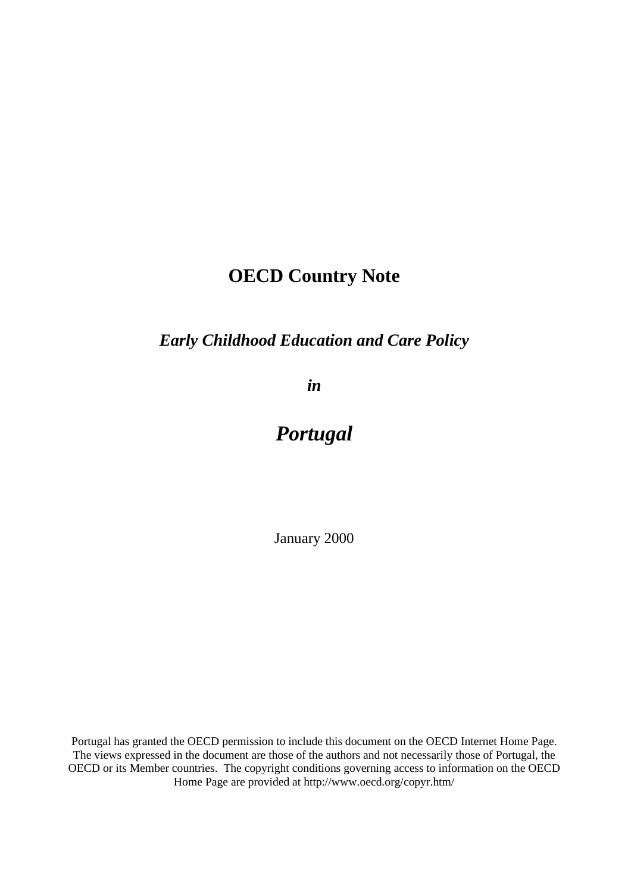# OECD Country Note

## *Early Childhood Education and Care Policy*

## *in*

# *Portugal*

January 2000

Portugal has granted the OECD permission to include this document on the OECD Internet Home Page. The views expressed in the document are those of the authors and not necessarily those of Portugal, the OECD or its Member countries. The copyright conditions governing access to information on the OECD Home Page are provided at http://www.oecd.org/copyr.htm/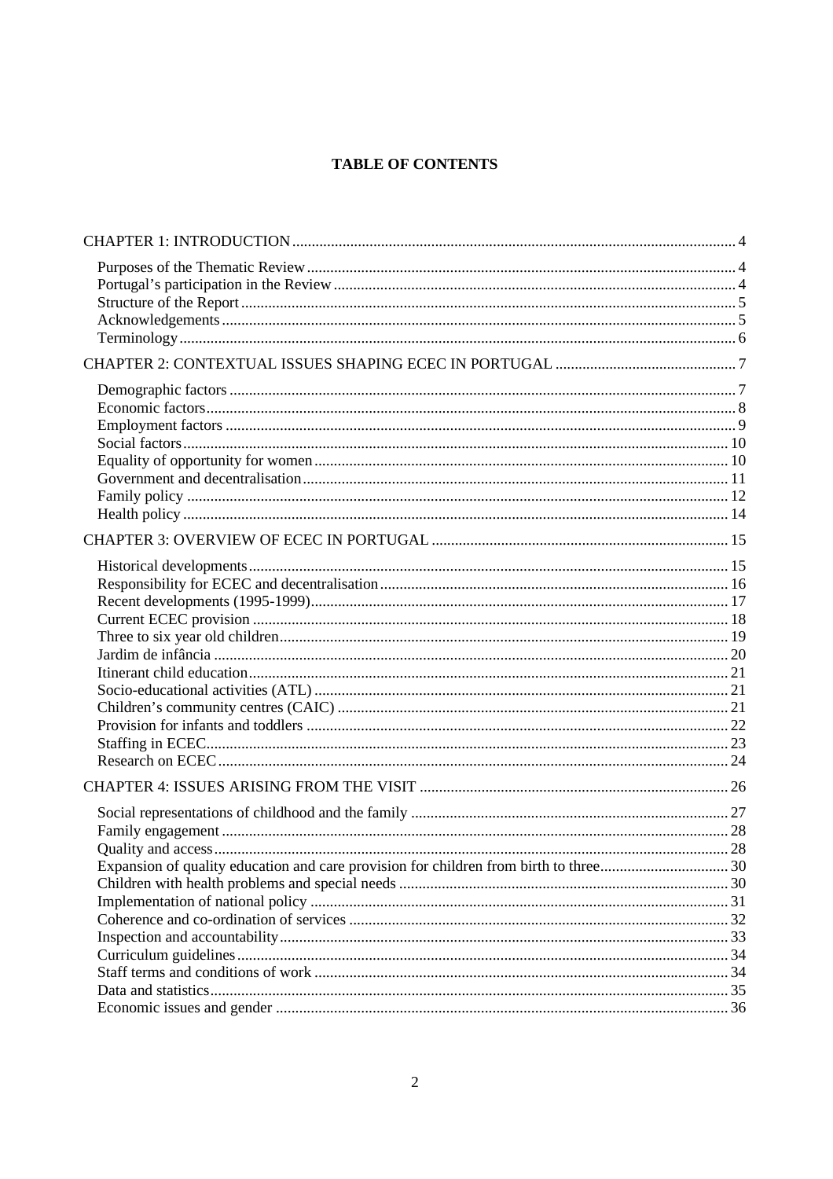**TABLE OF CONTENTS**

CHAPTER 1: INTRODUCTION .......... 4

- Purposes of the Thematic Review .......... 4
- Portugal's participation in the Review .......... 4
- Structure of the Report .......... 5
- Acknowledgements .......... 5
- Terminology .......... 6

CHAPTER 2: CONTEXTUAL ISSUES SHAPING ECEC IN PORTUGAL .......... 7

- Demographic factors .......... 7
- Economic factors .......... 8
- Employment factors .......... 9
- Social factors .......... 10
- Equality of opportunity for women .......... 10
- Government and decentralisation .......... 11
- Family policy .......... 12
- Health policy .......... 14

CHAPTER 3: OVERVIEW OF ECEC IN PORTUGAL .......... 15

- Historical developments .......... 15
- Responsibility for ECEC and decentralisation .......... 16
- Recent developments (1995-1999) .......... 17
- Current ECEC provision .......... 18
- Three to six year old children .......... 19
- Jardim de infância .......... 20
- Itinerant child education .......... 21
- Socio-educational activities (ATL) .......... 21
- Children's community centres (CAIC) .......... 21
- Provision for infants and toddlers .......... 22
- Staffing in ECEC .......... 23
- Research on ECEC .......... 24

CHAPTER 4: ISSUES ARISING FROM THE VISIT .......... 26

- Social representations of childhood and the family .......... 27
- Family engagement .......... 28
- Quality and access .......... 28
- Expansion of quality education and care provision for children from birth to three .......... 30
- Children with health problems and special needs .......... 30
- Implementation of national policy .......... 31
- Coherence and co-ordination of services .......... 32
- Inspection and accountability .......... 33
- Curriculum guidelines .......... 34
- Staff terms and conditions of work .......... 34
- Data and statistics .......... 35
- Economic issues and gender .......... 36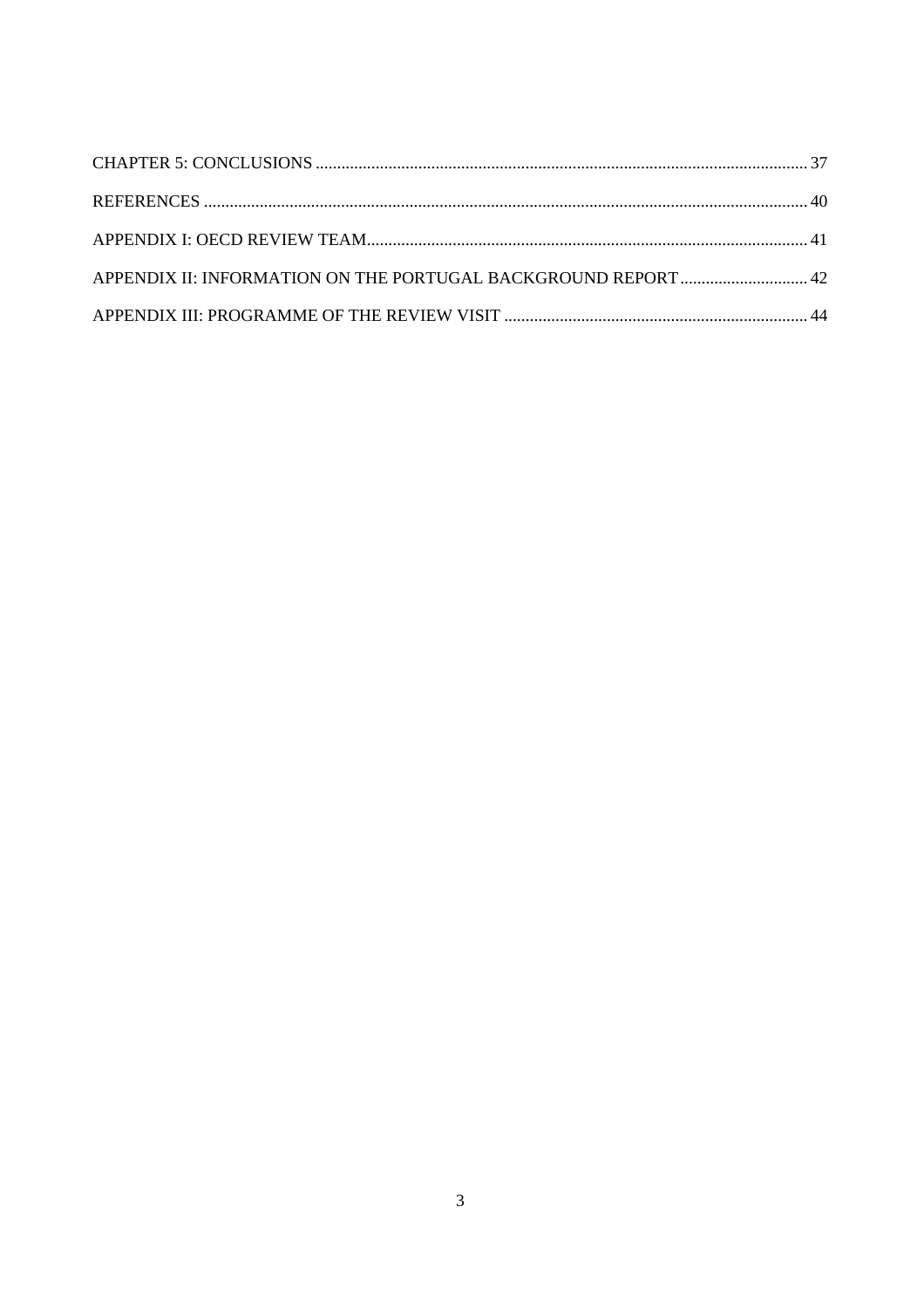CHAPTER 5: CONCLUSIONS .......... 37

REFERENCES .......... 40

APPENDIX I: OECD REVIEW TEAM .......... 41

APPENDIX II: INFORMATION ON THE PORTUGAL BACKGROUND REPORT .......... 42

APPENDIX III: PROGRAMME OF THE REVIEW VISIT .......... 44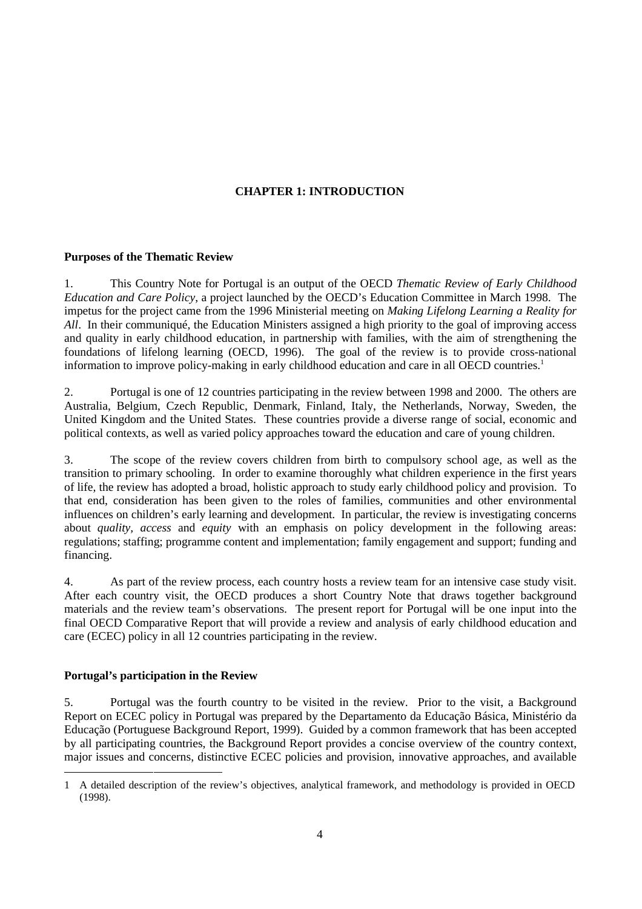# CHAPTER 1: INTRODUCTION

## Purposes of the Thematic Review

1. This Country Note for Portugal is an output of the OECD *Thematic Review of Early Childhood Education and Care Policy*, a project launched by the OECD's Education Committee in March 1998. The impetus for the project came from the 1996 Ministerial meeting on *Making Lifelong Learning a Reality for All*. In their communiqué, the Education Ministers assigned a high priority to the goal of improving access and quality in early childhood education, in partnership with families, with the aim of strengthening the foundations of lifelong learning (OECD, 1996). The goal of the review is to provide cross-national information to improve policy-making in early childhood education and care in all OECD countries.[1]

2. Portugal is one of 12 countries participating in the review between 1998 and 2000. The others are Australia, Belgium, Czech Republic, Denmark, Finland, Italy, the Netherlands, Norway, Sweden, the United Kingdom and the United States. These countries provide a diverse range of social, economic and political contexts, as well as varied policy approaches toward the education and care of young children.

3. The scope of the review covers children from birth to compulsory school age, as well as the transition to primary schooling. In order to examine thoroughly what children experience in the first years of life, the review has adopted a broad, holistic approach to study early childhood policy and provision. To that end, consideration has been given to the roles of families, communities and other environmental influences on children's early learning and development. In particular, the review is investigating concerns about *quality*, *access* and *equity* with an emphasis on policy development in the following areas: regulations; staffing; programme content and implementation; family engagement and support; funding and financing.

4. As part of the review process, each country hosts a review team for an intensive case study visit. After each country visit, the OECD produces a short Country Note that draws together background materials and the review team's observations. The present report for Portugal will be one input into the final OECD Comparative Report that will provide a review and analysis of early childhood education and care (ECEC) policy in all 12 countries participating in the review.

## Portugal's participation in the Review

5. Portugal was the fourth country to be visited in the review. Prior to the visit, a Background Report on ECEC policy in Portugal was prepared by the Departamento da Educação Básica, Ministério da Educação (Portuguese Background Report, 1999). Guided by a common framework that has been accepted by all participating countries, the Background Report provides a concise overview of the country context, major issues and concerns, distinctive ECEC policies and provision, innovative approaches, and available

---

1 A detailed description of the review's objectives, analytical framework, and methodology is provided in OECD (1998).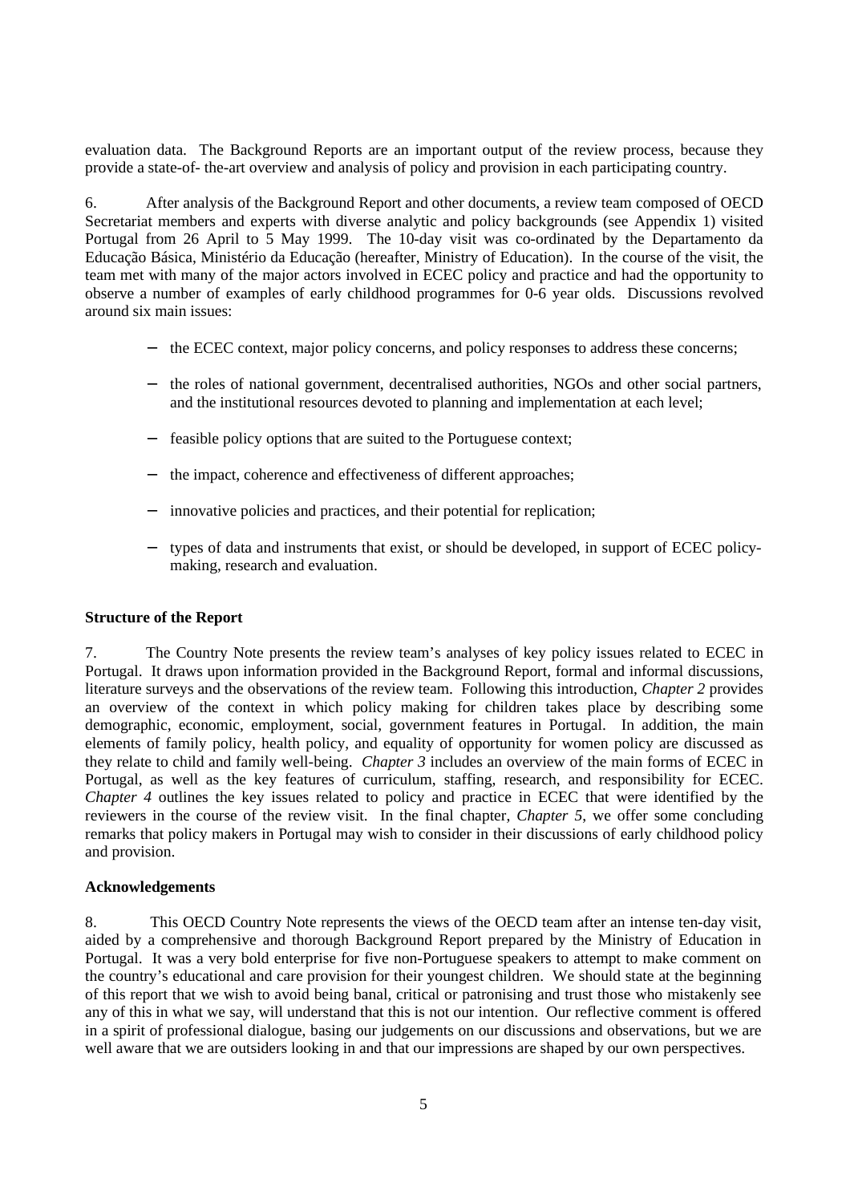evaluation data. The Background Reports are an important output of the review process, because they provide a state-of- the-art overview and analysis of policy and provision in each participating country.

6. After analysis of the Background Report and other documents, a review team composed of OECD Secretariat members and experts with diverse analytic and policy backgrounds (see Appendix 1) visited Portugal from 26 April to 5 May 1999. The 10-day visit was co-ordinated by the Departamento da Educação Básica, Ministério da Educação (hereafter, Ministry of Education). In the course of the visit, the team met with many of the major actors involved in ECEC policy and practice and had the opportunity to observe a number of examples of early childhood programmes for 0-6 year olds. Discussions revolved around six main issues:

- the ECEC context, major policy concerns, and policy responses to address these concerns;
- the roles of national government, decentralised authorities, NGOs and other social partners, and the institutional resources devoted to planning and implementation at each level;
- feasible policy options that are suited to the Portuguese context;
- the impact, coherence and effectiveness of different approaches;
- innovative policies and practices, and their potential for replication;
- types of data and instruments that exist, or should be developed, in support of ECEC policy-making, research and evaluation.

**Structure of the Report**

7. The Country Note presents the review team's analyses of key policy issues related to ECEC in Portugal. It draws upon information provided in the Background Report, formal and informal discussions, literature surveys and the observations of the review team. Following this introduction, *Chapter 2* provides an overview of the context in which policy making for children takes place by describing some demographic, economic, employment, social, government features in Portugal. In addition, the main elements of family policy, health policy, and equality of opportunity for women policy are discussed as they relate to child and family well-being. *Chapter 3* includes an overview of the main forms of ECEC in Portugal, as well as the key features of curriculum, staffing, research, and responsibility for ECEC. *Chapter 4* outlines the key issues related to policy and practice in ECEC that were identified by the reviewers in the course of the review visit. In the final chapter, *Chapter 5*, we offer some concluding remarks that policy makers in Portugal may wish to consider in their discussions of early childhood policy and provision.

**Acknowledgements**

8. This OECD Country Note represents the views of the OECD team after an intense ten-day visit, aided by a comprehensive and thorough Background Report prepared by the Ministry of Education in Portugal. It was a very bold enterprise for five non-Portuguese speakers to attempt to make comment on the country's educational and care provision for their youngest children. We should state at the beginning of this report that we wish to avoid being banal, critical or patronising and trust those who mistakenly see any of this in what we say, will understand that this is not our intention. Our reflective comment is offered in a spirit of professional dialogue, basing our judgements on our discussions and observations, but we are well aware that we are outsiders looking in and that our impressions are shaped by our own perspectives.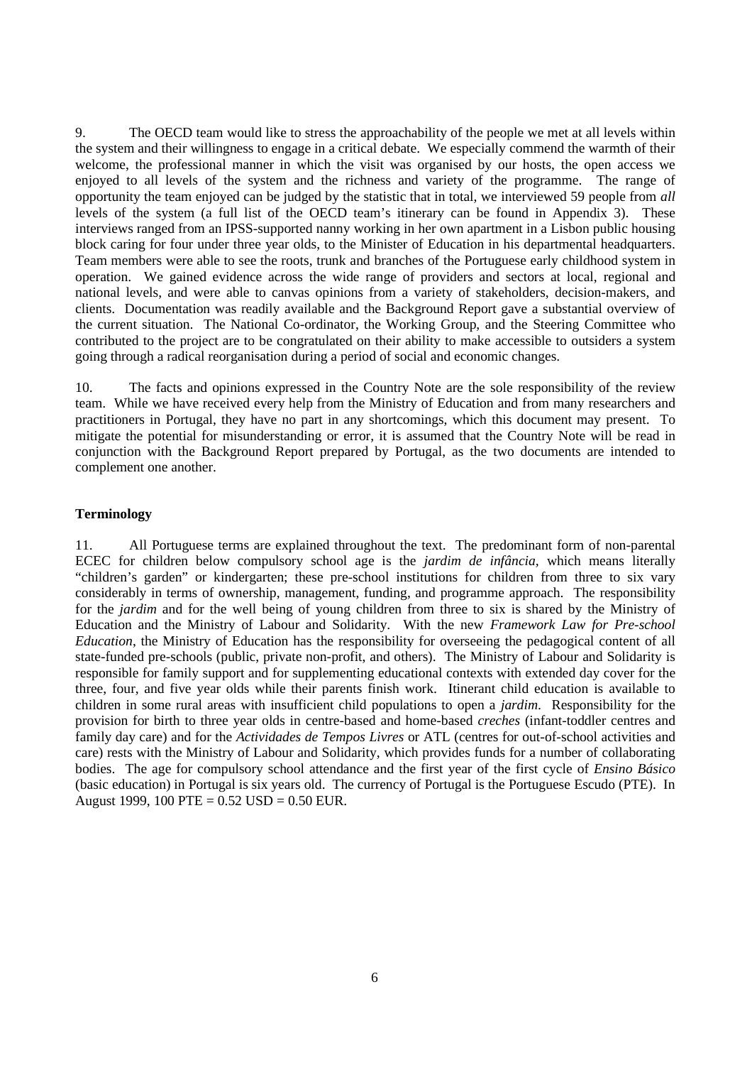9. The OECD team would like to stress the approachability of the people we met at all levels within the system and their willingness to engage in a critical debate. We especially commend the warmth of their welcome, the professional manner in which the visit was organised by our hosts, the open access we enjoyed to all levels of the system and the richness and variety of the programme. The range of opportunity the team enjoyed can be judged by the statistic that in total, we interviewed 59 people from *all* levels of the system (a full list of the OECD team's itinerary can be found in Appendix 3). These interviews ranged from an IPSS-supported nanny working in her own apartment in a Lisbon public housing block caring for four under three year olds, to the Minister of Education in his departmental headquarters. Team members were able to see the roots, trunk and branches of the Portuguese early childhood system in operation. We gained evidence across the wide range of providers and sectors at local, regional and national levels, and were able to canvas opinions from a variety of stakeholders, decision-makers, and clients. Documentation was readily available and the Background Report gave a substantial overview of the current situation. The National Co-ordinator, the Working Group, and the Steering Committee who contributed to the project are to be congratulated on their ability to make accessible to outsiders a system going through a radical reorganisation during a period of social and economic changes.

10. The facts and opinions expressed in the Country Note are the sole responsibility of the review team. While we have received every help from the Ministry of Education and from many researchers and practitioners in Portugal, they have no part in any shortcomings, which this document may present. To mitigate the potential for misunderstanding or error, it is assumed that the Country Note will be read in conjunction with the Background Report prepared by Portugal, as the two documents are intended to complement one another.

**Terminology**

11. All Portuguese terms are explained throughout the text. The predominant form of non-parental ECEC for children below compulsory school age is the *jardim de infância*, which means literally "children's garden" or kindergarten; these pre-school institutions for children from three to six vary considerably in terms of ownership, management, funding, and programme approach. The responsibility for the *jardim* and for the well being of young children from three to six is shared by the Ministry of Education and the Ministry of Labour and Solidarity. With the new *Framework Law for Pre-school Education*, the Ministry of Education has the responsibility for overseeing the pedagogical content of all state-funded pre-schools (public, private non-profit, and others). The Ministry of Labour and Solidarity is responsible for family support and for supplementing educational contexts with extended day cover for the three, four, and five year olds while their parents finish work. Itinerant child education is available to children in some rural areas with insufficient child populations to open a *jardim*. Responsibility for the provision for birth to three year olds in centre-based and home-based *creches* (infant-toddler centres and family day care) and for the *Actividades de Tempos Livres* or ATL (centres for out-of-school activities and care) rests with the Ministry of Labour and Solidarity, which provides funds for a number of collaborating bodies. The age for compulsory school attendance and the first year of the first cycle of *Ensino Básico* (basic education) in Portugal is six years old. The currency of Portugal is the Portuguese Escudo (PTE). In August 1999, 100 PTE = 0.52 USD = 0.50 EUR.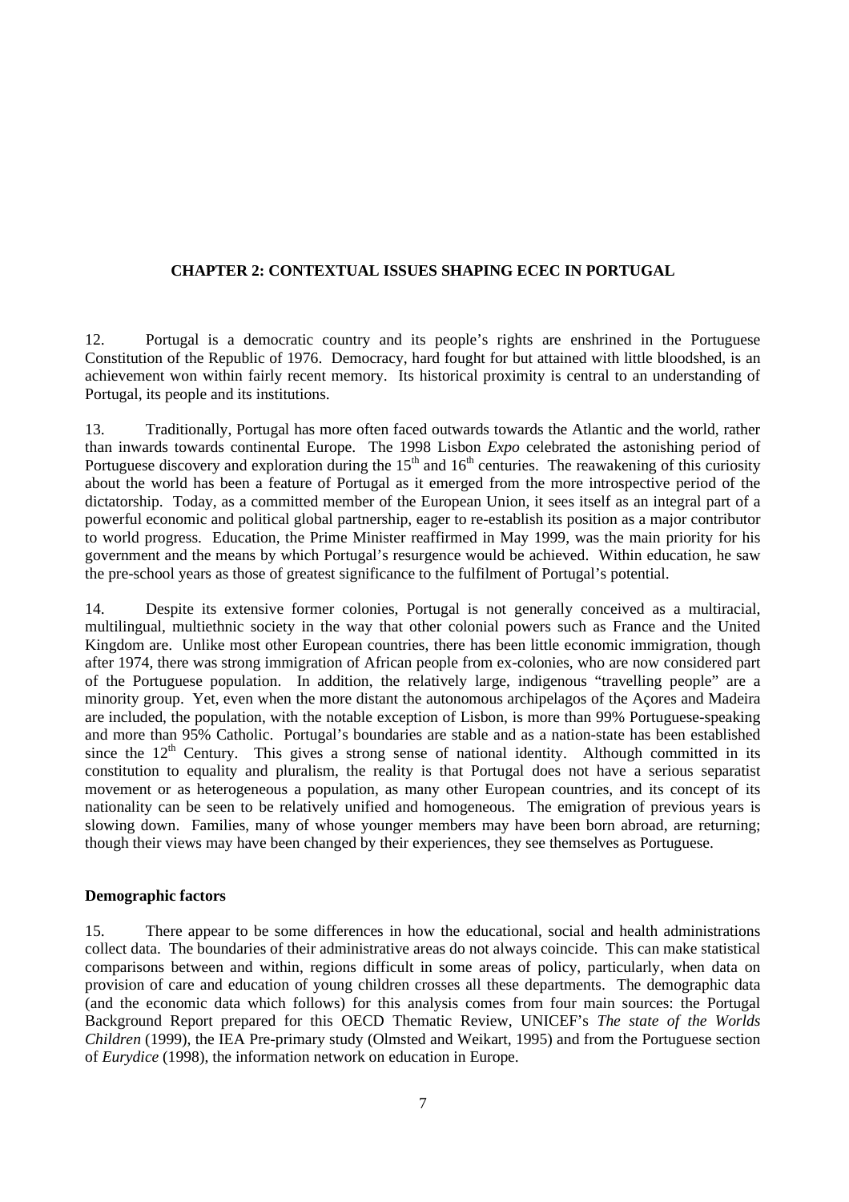## CHAPTER 2: CONTEXTUAL ISSUES SHAPING ECEC IN PORTUGAL

12. Portugal is a democratic country and its people's rights are enshrined in the Portuguese Constitution of the Republic of 1976. Democracy, hard fought for but attained with little bloodshed, is an achievement won within fairly recent memory. Its historical proximity is central to an understanding of Portugal, its people and its institutions.

13. Traditionally, Portugal has more often faced outwards towards the Atlantic and the world, rather than inwards towards continental Europe. The 1998 Lisbon *Expo* celebrated the astonishing period of Portuguese discovery and exploration during the 15th and 16th centuries. The reawakening of this curiosity about the world has been a feature of Portugal as it emerged from the more introspective period of the dictatorship. Today, as a committed member of the European Union, it sees itself as an integral part of a powerful economic and political global partnership, eager to re-establish its position as a major contributor to world progress. Education, the Prime Minister reaffirmed in May 1999, was the main priority for his government and the means by which Portugal's resurgence would be achieved. Within education, he saw the pre-school years as those of greatest significance to the fulfilment of Portugal's potential.

14. Despite its extensive former colonies, Portugal is not generally conceived as a multiracial, multilingual, multiethnic society in the way that other colonial powers such as France and the United Kingdom are. Unlike most other European countries, there has been little economic immigration, though after 1974, there was strong immigration of African people from ex-colonies, who are now considered part of the Portuguese population. In addition, the relatively large, indigenous "travelling people" are a minority group. Yet, even when the more distant the autonomous archipelagos of the Açores and Madeira are included, the population, with the notable exception of Lisbon, is more than 99% Portuguese-speaking and more than 95% Catholic. Portugal's boundaries are stable and as a nation-state has been established since the 12th Century. This gives a strong sense of national identity. Although committed in its constitution to equality and pluralism, the reality is that Portugal does not have a serious separatist movement or as heterogeneous a population, as many other European countries, and its concept of its nationality can be seen to be relatively unified and homogeneous. The emigration of previous years is slowing down. Families, many of whose younger members may have been born abroad, are returning; though their views may have been changed by their experiences, they see themselves as Portuguese.

### Demographic factors

15. There appear to be some differences in how the educational, social and health administrations collect data. The boundaries of their administrative areas do not always coincide. This can make statistical comparisons between and within, regions difficult in some areas of policy, particularly, when data on provision of care and education of young children crosses all these departments. The demographic data (and the economic data which follows) for this analysis comes from four main sources: the Portugal Background Report prepared for this OECD Thematic Review, UNICEF's *The state of the Worlds Children* (1999), the IEA Pre-primary study (Olmsted and Weikart, 1995) and from the Portuguese section of *Eurydice* (1998), the information network on education in Europe.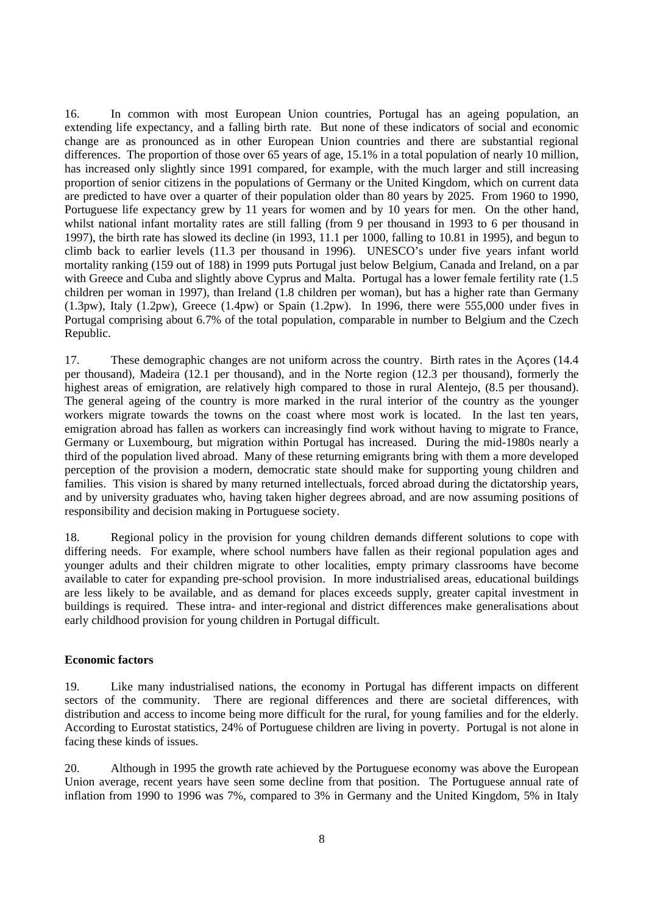16. In common with most European Union countries, Portugal has an ageing population, an extending life expectancy, and a falling birth rate. But none of these indicators of social and economic change are as pronounced as in other European Union countries and there are substantial regional differences. The proportion of those over 65 years of age, 15.1% in a total population of nearly 10 million, has increased only slightly since 1991 compared, for example, with the much larger and still increasing proportion of senior citizens in the populations of Germany or the United Kingdom, which on current data are predicted to have over a quarter of their population older than 80 years by 2025. From 1960 to 1990, Portuguese life expectancy grew by 11 years for women and by 10 years for men. On the other hand, whilst national infant mortality rates are still falling (from 9 per thousand in 1993 to 6 per thousand in 1997), the birth rate has slowed its decline (in 1993, 11.1 per 1000, falling to 10.81 in 1995), and begun to climb back to earlier levels (11.3 per thousand in 1996). UNESCO's under five years infant world mortality ranking (159 out of 188) in 1999 puts Portugal just below Belgium, Canada and Ireland, on a par with Greece and Cuba and slightly above Cyprus and Malta. Portugal has a lower female fertility rate (1.5 children per woman in 1997), than Ireland (1.8 children per woman), but has a higher rate than Germany (1.3pw), Italy (1.2pw), Greece (1.4pw) or Spain (1.2pw). In 1996, there were 555,000 under fives in Portugal comprising about 6.7% of the total population, comparable in number to Belgium and the Czech Republic.

17. These demographic changes are not uniform across the country. Birth rates in the Açores (14.4 per thousand), Madeira (12.1 per thousand), and in the Norte region (12.3 per thousand), formerly the highest areas of emigration, are relatively high compared to those in rural Alentejo, (8.5 per thousand). The general ageing of the country is more marked in the rural interior of the country as the younger workers migrate towards the towns on the coast where most work is located. In the last ten years, emigration abroad has fallen as workers can increasingly find work without having to migrate to France, Germany or Luxembourg, but migration within Portugal has increased. During the mid-1980s nearly a third of the population lived abroad. Many of these returning emigrants bring with them a more developed perception of the provision a modern, democratic state should make for supporting young children and families. This vision is shared by many returned intellectuals, forced abroad during the dictatorship years, and by university graduates who, having taken higher degrees abroad, and are now assuming positions of responsibility and decision making in Portuguese society.

18. Regional policy in the provision for young children demands different solutions to cope with differing needs. For example, where school numbers have fallen as their regional population ages and younger adults and their children migrate to other localities, empty primary classrooms have become available to cater for expanding pre-school provision. In more industrialised areas, educational buildings are less likely to be available, and as demand for places exceeds supply, greater capital investment in buildings is required. These intra- and inter-regional and district differences make generalisations about early childhood provision for young children in Portugal difficult.

**Economic factors**

19. Like many industrialised nations, the economy in Portugal has different impacts on different sectors of the community. There are regional differences and there are societal differences, with distribution and access to income being more difficult for the rural, for young families and for the elderly. According to Eurostat statistics, 24% of Portuguese children are living in poverty. Portugal is not alone in facing these kinds of issues.

20. Although in 1995 the growth rate achieved by the Portuguese economy was above the European Union average, recent years have seen some decline from that position. The Portuguese annual rate of inflation from 1990 to 1996 was 7%, compared to 3% in Germany and the United Kingdom, 5% in Italy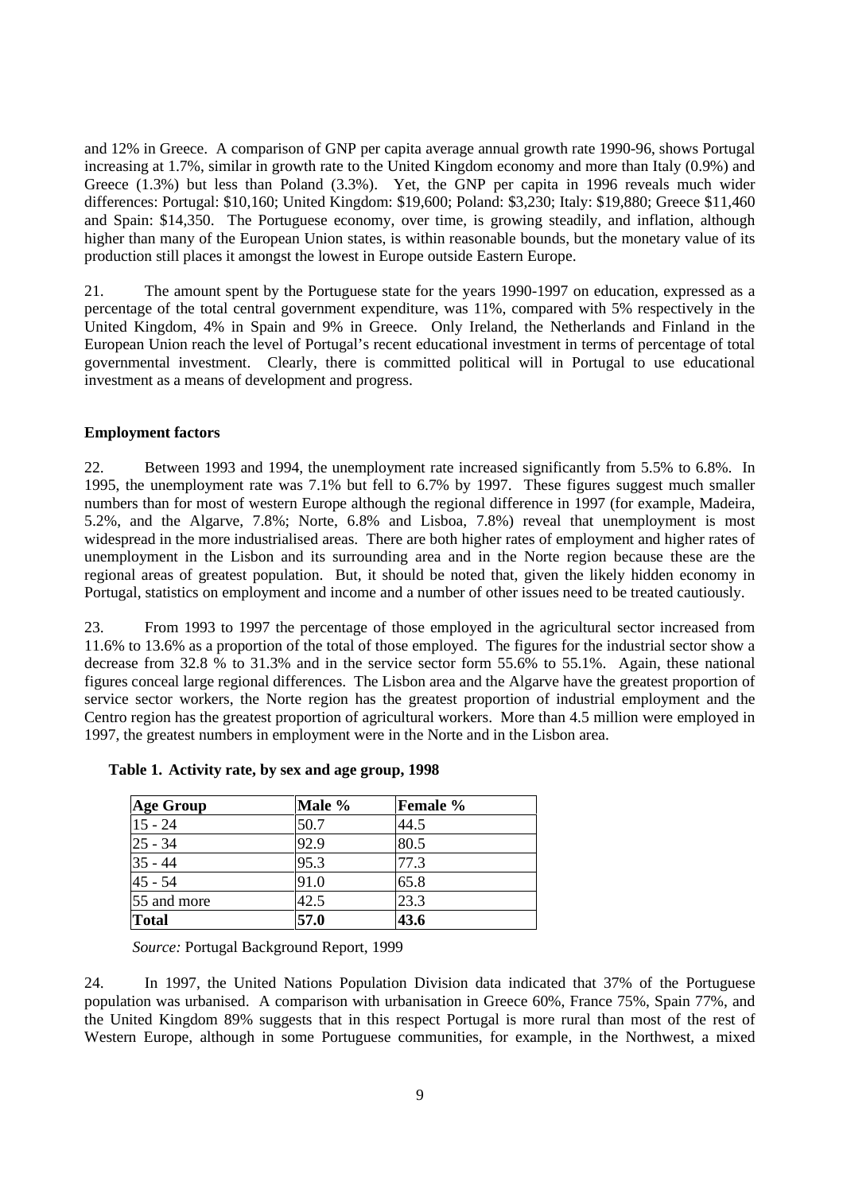and 12% in Greece. A comparison of GNP per capita average annual growth rate 1990-96, shows Portugal increasing at 1.7%, similar in growth rate to the United Kingdom economy and more than Italy (0.9%) and Greece (1.3%) but less than Poland (3.3%). Yet, the GNP per capita in 1996 reveals much wider differences: Portugal: $10,160; United Kingdom: $19,600; Poland: $3,230; Italy: $19,880; Greece $11,460 and Spain: $14,350. The Portuguese economy, over time, is growing steadily, and inflation, although higher than many of the European Union states, is within reasonable bounds, but the monetary value of its production still places it amongst the lowest in Europe outside Eastern Europe.

21. The amount spent by the Portuguese state for the years 1990-1997 on education, expressed as a percentage of the total central government expenditure, was 11%, compared with 5% respectively in the United Kingdom, 4% in Spain and 9% in Greece. Only Ireland, the Netherlands and Finland in the European Union reach the level of Portugal's recent educational investment in terms of percentage of total governmental investment. Clearly, there is committed political will in Portugal to use educational investment as a means of development and progress.

**Employment factors**

22. Between 1993 and 1994, the unemployment rate increased significantly from 5.5% to 6.8%. In 1995, the unemployment rate was 7.1% but fell to 6.7% by 1997. These figures suggest much smaller numbers than for most of western Europe although the regional difference in 1997 (for example, Madeira, 5.2%, and the Algarve, 7.8%; Norte, 6.8% and Lisboa, 7.8%) reveal that unemployment is most widespread in the more industrialised areas. There are both higher rates of employment and higher rates of unemployment in the Lisbon and its surrounding area and in the Norte region because these are the regional areas of greatest population. But, it should be noted that, given the likely hidden economy in Portugal, statistics on employment and income and a number of other issues need to be treated cautiously.

23. From 1993 to 1997 the percentage of those employed in the agricultural sector increased from 11.6% to 13.6% as a proportion of the total of those employed. The figures for the industrial sector show a decrease from 32.8 % to 31.3% and in the service sector form 55.6% to 55.1%. Again, these national figures conceal large regional differences. The Lisbon area and the Algarve have the greatest proportion of service sector workers, the Norte region has the greatest proportion of industrial employment and the Centro region has the greatest proportion of agricultural workers. More than 4.5 million were employed in 1997, the greatest numbers in employment were in the Norte and in the Lisbon area.

**Table 1. Activity rate, by sex and age group, 1998**

| **Age Group** | **Male %** | **Female %** |
|---|---|---|
| 15 - 24 | 50.7 | 44.5 |
| 25 - 34 | 92.9 | 80.5 |
| 35 - 44 | 95.3 | 77.3 |
| 45 - 54 | 91.0 | 65.8 |
| 55 and more | 42.5 | 23.3 |
| **Total** | **57.0** | **43.6** |

*Source:* Portugal Background Report, 1999

24. In 1997, the United Nations Population Division data indicated that 37% of the Portuguese population was urbanised. A comparison with urbanisation in Greece 60%, France 75%, Spain 77%, and the United Kingdom 89% suggests that in this respect Portugal is more rural than most of the rest of Western Europe, although in some Portuguese communities, for example, in the Northwest, a mixed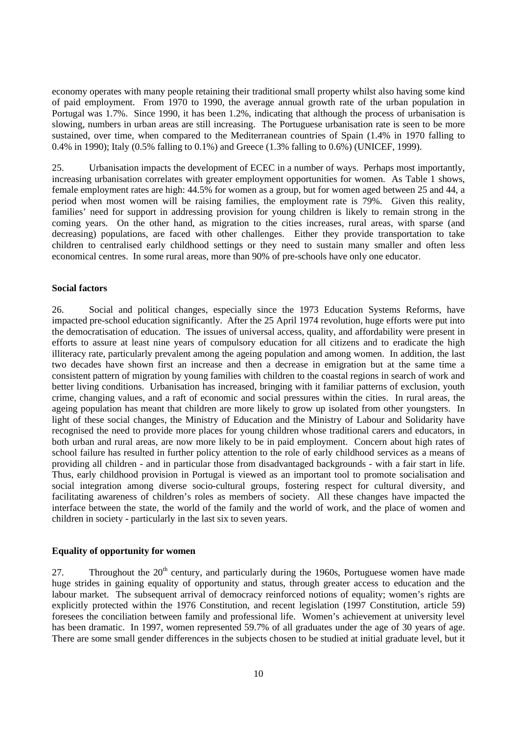economy operates with many people retaining their traditional small property whilst also having some kind of paid employment. From 1970 to 1990, the average annual growth rate of the urban population in Portugal was 1.7%. Since 1990, it has been 1.2%, indicating that although the process of urbanisation is slowing, numbers in urban areas are still increasing. The Portuguese urbanisation rate is seen to be more sustained, over time, when compared to the Mediterranean countries of Spain (1.4% in 1970 falling to 0.4% in 1990); Italy (0.5% falling to 0.1%) and Greece (1.3% falling to 0.6%) (UNICEF, 1999).

25. Urbanisation impacts the development of ECEC in a number of ways. Perhaps most importantly, increasing urbanisation correlates with greater employment opportunities for women. As Table 1 shows, female employment rates are high: 44.5% for women as a group, but for women aged between 25 and 44, a period when most women will be raising families, the employment rate is 79%. Given this reality, families' need for support in addressing provision for young children is likely to remain strong in the coming years. On the other hand, as migration to the cities increases, rural areas, with sparse (and decreasing) populations, are faced with other challenges. Either they provide transportation to take children to centralised early childhood settings or they need to sustain many smaller and often less economical centres. In some rural areas, more than 90% of pre-schools have only one educator.

### Social factors

26. Social and political changes, especially since the 1973 Education Systems Reforms, have impacted pre-school education significantly. After the 25 April 1974 revolution, huge efforts were put into the democratisation of education. The issues of universal access, quality, and affordability were present in efforts to assure at least nine years of compulsory education for all citizens and to eradicate the high illiteracy rate, particularly prevalent among the ageing population and among women. In addition, the last two decades have shown first an increase and then a decrease in emigration but at the same time a consistent pattern of migration by young families with children to the coastal regions in search of work and better living conditions. Urbanisation has increased, bringing with it familiar patterns of exclusion, youth crime, changing values, and a raft of economic and social pressures within the cities. In rural areas, the ageing population has meant that children are more likely to grow up isolated from other youngsters. In light of these social changes, the Ministry of Education and the Ministry of Labour and Solidarity have recognised the need to provide more places for young children whose traditional carers and educators, in both urban and rural areas, are now more likely to be in paid employment. Concern about high rates of school failure has resulted in further policy attention to the role of early childhood services as a means of providing all children - and in particular those from disadvantaged backgrounds - with a fair start in life. Thus, early childhood provision in Portugal is viewed as an important tool to promote socialisation and social integration among diverse socio-cultural groups, fostering respect for cultural diversity, and facilitating awareness of children's roles as members of society. All these changes have impacted the interface between the state, the world of the family and the world of work, and the place of women and children in society - particularly in the last six to seven years.

### Equality of opportunity for women

27. Throughout the 20th century, and particularly during the 1960s, Portuguese women have made huge strides in gaining equality of opportunity and status, through greater access to education and the labour market. The subsequent arrival of democracy reinforced notions of equality; women's rights are explicitly protected within the 1976 Constitution, and recent legislation (1997 Constitution, article 59) foresees the conciliation between family and professional life. Women's achievement at university level has been dramatic. In 1997, women represented 59.7% of all graduates under the age of 30 years of age. There are some small gender differences in the subjects chosen to be studied at initial graduate level, but it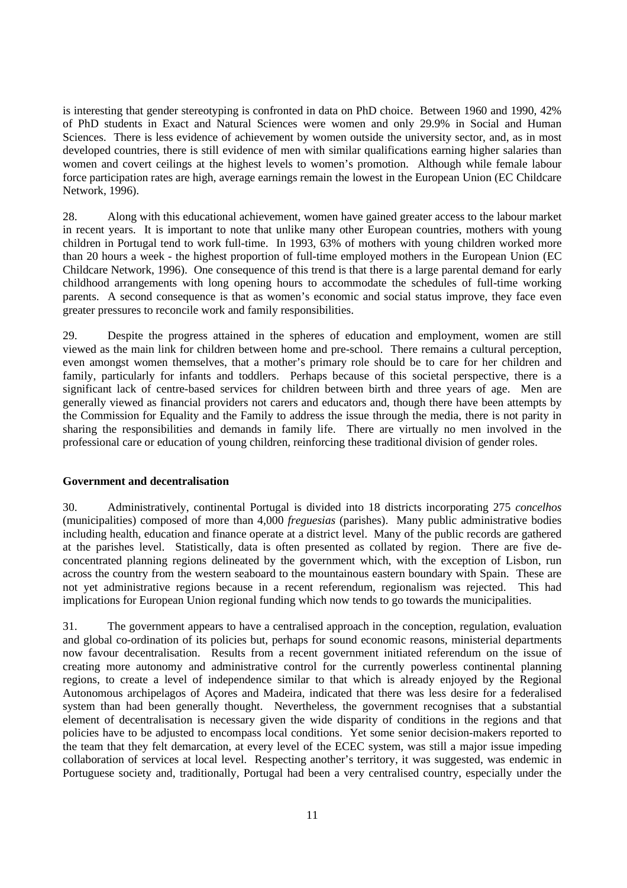is interesting that gender stereotyping is confronted in data on PhD choice. Between 1960 and 1990, 42% of PhD students in Exact and Natural Sciences were women and only 29.9% in Social and Human Sciences. There is less evidence of achievement by women outside the university sector, and, as in most developed countries, there is still evidence of men with similar qualifications earning higher salaries than women and covert ceilings at the highest levels to women's promotion. Although while female labour force participation rates are high, average earnings remain the lowest in the European Union (EC Childcare Network, 1996).

28. Along with this educational achievement, women have gained greater access to the labour market in recent years. It is important to note that unlike many other European countries, mothers with young children in Portugal tend to work full-time. In 1993, 63% of mothers with young children worked more than 20 hours a week - the highest proportion of full-time employed mothers in the European Union (EC Childcare Network, 1996). One consequence of this trend is that there is a large parental demand for early childhood arrangements with long opening hours to accommodate the schedules of full-time working parents. A second consequence is that as women's economic and social status improve, they face even greater pressures to reconcile work and family responsibilities.

29. Despite the progress attained in the spheres of education and employment, women are still viewed as the main link for children between home and pre-school. There remains a cultural perception, even amongst women themselves, that a mother's primary role should be to care for her children and family, particularly for infants and toddlers. Perhaps because of this societal perspective, there is a significant lack of centre-based services for children between birth and three years of age. Men are generally viewed as financial providers not carers and educators and, though there have been attempts by the Commission for Equality and the Family to address the issue through the media, there is not parity in sharing the responsibilities and demands in family life. There are virtually no men involved in the professional care or education of young children, reinforcing these traditional division of gender roles.

**Government and decentralisation**

30. Administratively, continental Portugal is divided into 18 districts incorporating 275 *concelhos* (municipalities) composed of more than 4,000 *freguesias* (parishes). Many public administrative bodies including health, education and finance operate at a district level. Many of the public records are gathered at the parishes level. Statistically, data is often presented as collated by region. There are five de-concentrated planning regions delineated by the government which, with the exception of Lisbon, run across the country from the western seaboard to the mountainous eastern boundary with Spain. These are not yet administrative regions because in a recent referendum, regionalism was rejected. This had implications for European Union regional funding which now tends to go towards the municipalities.

31. The government appears to have a centralised approach in the conception, regulation, evaluation and global co-ordination of its policies but, perhaps for sound economic reasons, ministerial departments now favour decentralisation. Results from a recent government initiated referendum on the issue of creating more autonomy and administrative control for the currently powerless continental planning regions, to create a level of independence similar to that which is already enjoyed by the Regional Autonomous archipelagos of Açores and Madeira, indicated that there was less desire for a federalised system than had been generally thought. Nevertheless, the government recognises that a substantial element of decentralisation is necessary given the wide disparity of conditions in the regions and that policies have to be adjusted to encompass local conditions. Yet some senior decision-makers reported to the team that they felt demarcation, at every level of the ECEC system, was still a major issue impeding collaboration of services at local level. Respecting another's territory, it was suggested, was endemic in Portuguese society and, traditionally, Portugal had been a very centralised country, especially under the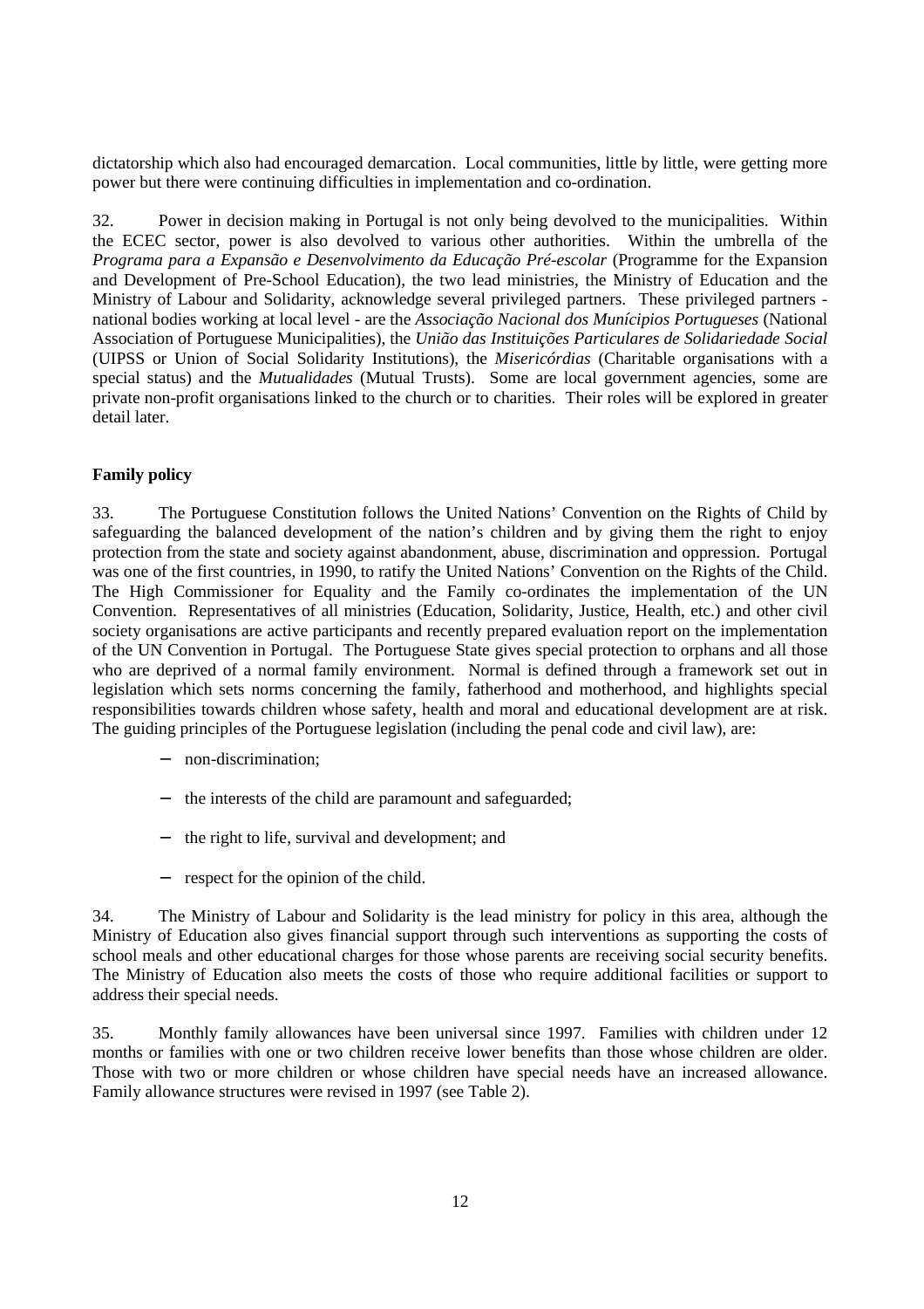dictatorship which also had encouraged demarcation. Local communities, little by little, were getting more power but there were continuing difficulties in implementation and co-ordination.

32. Power in decision making in Portugal is not only being devolved to the municipalities. Within the ECEC sector, power is also devolved to various other authorities. Within the umbrella of the *Programa para a Expansão e Desenvolvimento da Educação Pré-escolar* (Programme for the Expansion and Development of Pre-School Education), the two lead ministries, the Ministry of Education and the Ministry of Labour and Solidarity, acknowledge several privileged partners. These privileged partners - national bodies working at local level - are the *Associação Nacional dos Munícipios Portugueses* (National Association of Portuguese Municipalities), the *União das Instituições Particulares de Solidariedade Social* (UIPSS or Union of Social Solidarity Institutions), the *Misericórdias* (Charitable organisations with a special status) and the *Mutualidades* (Mutual Trusts). Some are local government agencies, some are private non-profit organisations linked to the church or to charities. Their roles will be explored in greater detail later.

**Family policy**

33. The Portuguese Constitution follows the United Nations' Convention on the Rights of Child by safeguarding the balanced development of the nation's children and by giving them the right to enjoy protection from the state and society against abandonment, abuse, discrimination and oppression. Portugal was one of the first countries, in 1990, to ratify the United Nations' Convention on the Rights of the Child. The High Commissioner for Equality and the Family co-ordinates the implementation of the UN Convention. Representatives of all ministries (Education, Solidarity, Justice, Health, etc.) and other civil society organisations are active participants and recently prepared evaluation report on the implementation of the UN Convention in Portugal. The Portuguese State gives special protection to orphans and all those who are deprived of a normal family environment. Normal is defined through a framework set out in legislation which sets norms concerning the family, fatherhood and motherhood, and highlights special responsibilities towards children whose safety, health and moral and educational development are at risk. The guiding principles of the Portuguese legislation (including the penal code and civil law), are:

- non-discrimination;
- the interests of the child are paramount and safeguarded;
- the right to life, survival and development; and
- respect for the opinion of the child.

34. The Ministry of Labour and Solidarity is the lead ministry for policy in this area, although the Ministry of Education also gives financial support through such interventions as supporting the costs of school meals and other educational charges for those whose parents are receiving social security benefits. The Ministry of Education also meets the costs of those who require additional facilities or support to address their special needs.

35. Monthly family allowances have been universal since 1997. Families with children under 12 months or families with one or two children receive lower benefits than those whose children are older. Those with two or more children or whose children have special needs have an increased allowance. Family allowance structures were revised in 1997 (see Table 2).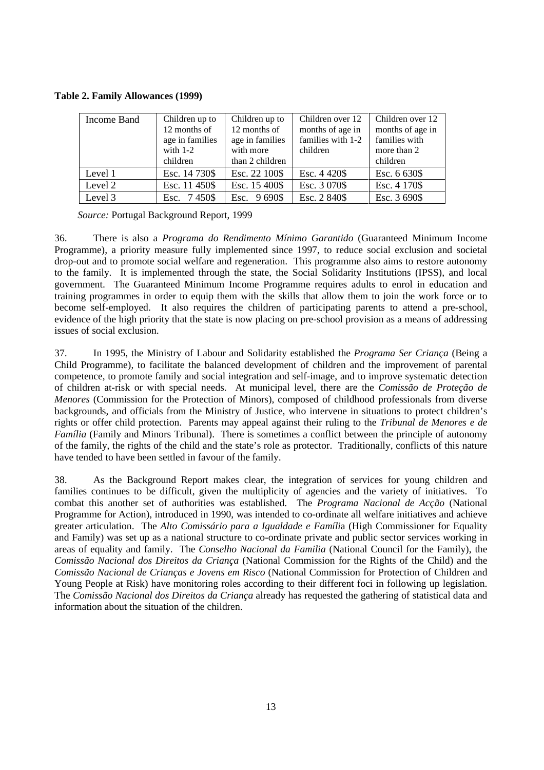**Table 2. Family Allowances (1999)**

| Income Band | Children up to 12 months of age in families with 1-2 children | Children up to 12 months of age in families with more than 2 children | Children over 12 months of age in families with 1-2 children | Children over 12 months of age in families with more than 2 children |
|---|---|---|---|---|
| Level 1 | Esc. 14 730$ | Esc. 22 100$ | Esc. 4 420$ | Esc. 6 630$ |
| Level 2 | Esc. 11 450$ | Esc. 15 400$ | Esc. 3 070$ | Esc. 4 170$ |
| Level 3 | Esc. 7 450$ | Esc. 9 690$ | Esc. 2 840$ | Esc. 3 690$ |

*Source:* Portugal Background Report, 1999

36. There is also a *Programa do Rendimento Mínimo Garantido* (Guaranteed Minimum Income Programme), a priority measure fully implemented since 1997, to reduce social exclusion and societal drop-out and to promote social welfare and regeneration. This programme also aims to restore autonomy to the family. It is implemented through the state, the Social Solidarity Institutions (IPSS), and local government. The Guaranteed Minimum Income Programme requires adults to enrol in education and training programmes in order to equip them with the skills that allow them to join the work force or to become self-employed. It also requires the children of participating parents to attend a pre-school, evidence of the high priority that the state is now placing on pre-school provision as a means of addressing issues of social exclusion.

37. In 1995, the Ministry of Labour and Solidarity established the *Programa Ser Criança* (Being a Child Programme), to facilitate the balanced development of children and the improvement of parental competence, to promote family and social integration and self-image, and to improve systematic detection of children at-risk or with special needs. At municipal level, there are the *Comissão de Proteção de Menores* (Commission for the Protection of Minors), composed of childhood professionals from diverse backgrounds, and officials from the Ministry of Justice, who intervene in situations to protect children's rights or offer child protection. Parents may appeal against their ruling to the *Tribunal de Menores e de Família* (Family and Minors Tribunal). There is sometimes a conflict between the principle of autonomy of the family, the rights of the child and the state's role as protector. Traditionally, conflicts of this nature have tended to have been settled in favour of the family.

38. As the Background Report makes clear, the integration of services for young children and families continues to be difficult, given the multiplicity of agencies and the variety of initiatives. To combat this another set of authorities was established. The *Programa Nacional de Acção* (National Programme for Action), introduced in 1990, was intended to co-ordinate all welfare initiatives and achieve greater articulation. The *Alto Comissário para a Igualdade e Famíli*a (High Commissioner for Equality and Family) was set up as a national structure to co-ordinate private and public sector services working in areas of equality and family. The *Conselho Nacional da Familia* (National Council for the Family), the *Comissão Nacional dos Direitos da Criança* (National Commission for the Rights of the Child) and the *Comissão Nacional de Crianças e Jovens em Risco* (National Commission for Protection of Children and Young People at Risk) have monitoring roles according to their different foci in following up legislation. The *Comissão Nacional dos Direitos da Criança* already has requested the gathering of statistical data and information about the situation of the children.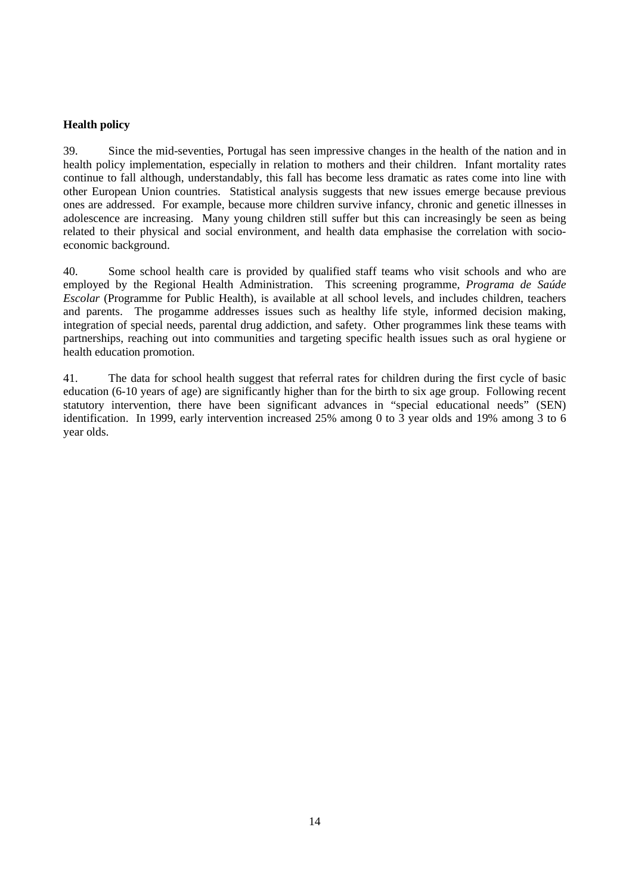**Health policy**

39. Since the mid-seventies, Portugal has seen impressive changes in the health of the nation and in health policy implementation, especially in relation to mothers and their children. Infant mortality rates continue to fall although, understandably, this fall has become less dramatic as rates come into line with other European Union countries. Statistical analysis suggests that new issues emerge because previous ones are addressed. For example, because more children survive infancy, chronic and genetic illnesses in adolescence are increasing. Many young children still suffer but this can increasingly be seen as being related to their physical and social environment, and health data emphasise the correlation with socio-economic background.

40. Some school health care is provided by qualified staff teams who visit schools and who are employed by the Regional Health Administration. This screening programme, *Programa de Saúde Escolar* (Programme for Public Health), is available at all school levels, and includes children, teachers and parents. The progamme addresses issues such as healthy life style, informed decision making, integration of special needs, parental drug addiction, and safety. Other programmes link these teams with partnerships, reaching out into communities and targeting specific health issues such as oral hygiene or health education promotion.

41. The data for school health suggest that referral rates for children during the first cycle of basic education (6-10 years of age) are significantly higher than for the birth to six age group. Following recent statutory intervention, there have been significant advances in "special educational needs" (SEN) identification. In 1999, early intervention increased 25% among 0 to 3 year olds and 19% among 3 to 6 year olds.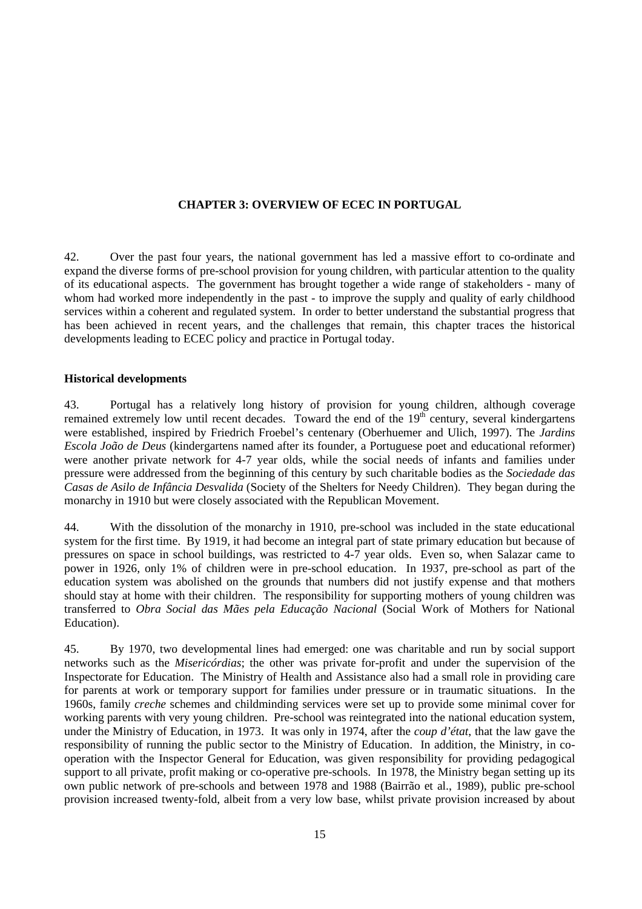## CHAPTER 3: OVERVIEW OF ECEC IN PORTUGAL

42. Over the past four years, the national government has led a massive effort to co-ordinate and expand the diverse forms of pre-school provision for young children, with particular attention to the quality of its educational aspects. The government has brought together a wide range of stakeholders - many of whom had worked more independently in the past - to improve the supply and quality of early childhood services within a coherent and regulated system. In order to better understand the substantial progress that has been achieved in recent years, and the challenges that remain, this chapter traces the historical developments leading to ECEC policy and practice in Portugal today.

### Historical developments

43. Portugal has a relatively long history of provision for young children, although coverage remained extremely low until recent decades. Toward the end of the 19th century, several kindergartens were established, inspired by Friedrich Froebel's centenary (Oberhuemer and Ulich, 1997). The *Jardins Escola João de Deus* (kindergartens named after its founder, a Portuguese poet and educational reformer) were another private network for 4-7 year olds, while the social needs of infants and families under pressure were addressed from the beginning of this century by such charitable bodies as the *Sociedade das Casas de Asilo de Infância Desvalida* (Society of the Shelters for Needy Children). They began during the monarchy in 1910 but were closely associated with the Republican Movement.

44. With the dissolution of the monarchy in 1910, pre-school was included in the state educational system for the first time. By 1919, it had become an integral part of state primary education but because of pressures on space in school buildings, was restricted to 4-7 year olds. Even so, when Salazar came to power in 1926, only 1% of children were in pre-school education. In 1937, pre-school as part of the education system was abolished on the grounds that numbers did not justify expense and that mothers should stay at home with their children. The responsibility for supporting mothers of young children was transferred to *Obra Social das Mães pela Educação Nacional* (Social Work of Mothers for National Education).

45. By 1970, two developmental lines had emerged: one was charitable and run by social support networks such as the *Misericórdias*; the other was private for-profit and under the supervision of the Inspectorate for Education. The Ministry of Health and Assistance also had a small role in providing care for parents at work or temporary support for families under pressure or in traumatic situations. In the 1960s, family *creche* schemes and childminding services were set up to provide some minimal cover for working parents with very young children. Pre-school was reintegrated into the national education system, under the Ministry of Education, in 1973. It was only in 1974, after the *coup d'état*, that the law gave the responsibility of running the public sector to the Ministry of Education. In addition, the Ministry, in co-operation with the Inspector General for Education, was given responsibility for providing pedagogical support to all private, profit making or co-operative pre-schools. In 1978, the Ministry began setting up its own public network of pre-schools and between 1978 and 1988 (Bairrão et al., 1989), public pre-school provision increased twenty-fold, albeit from a very low base, whilst private provision increased by about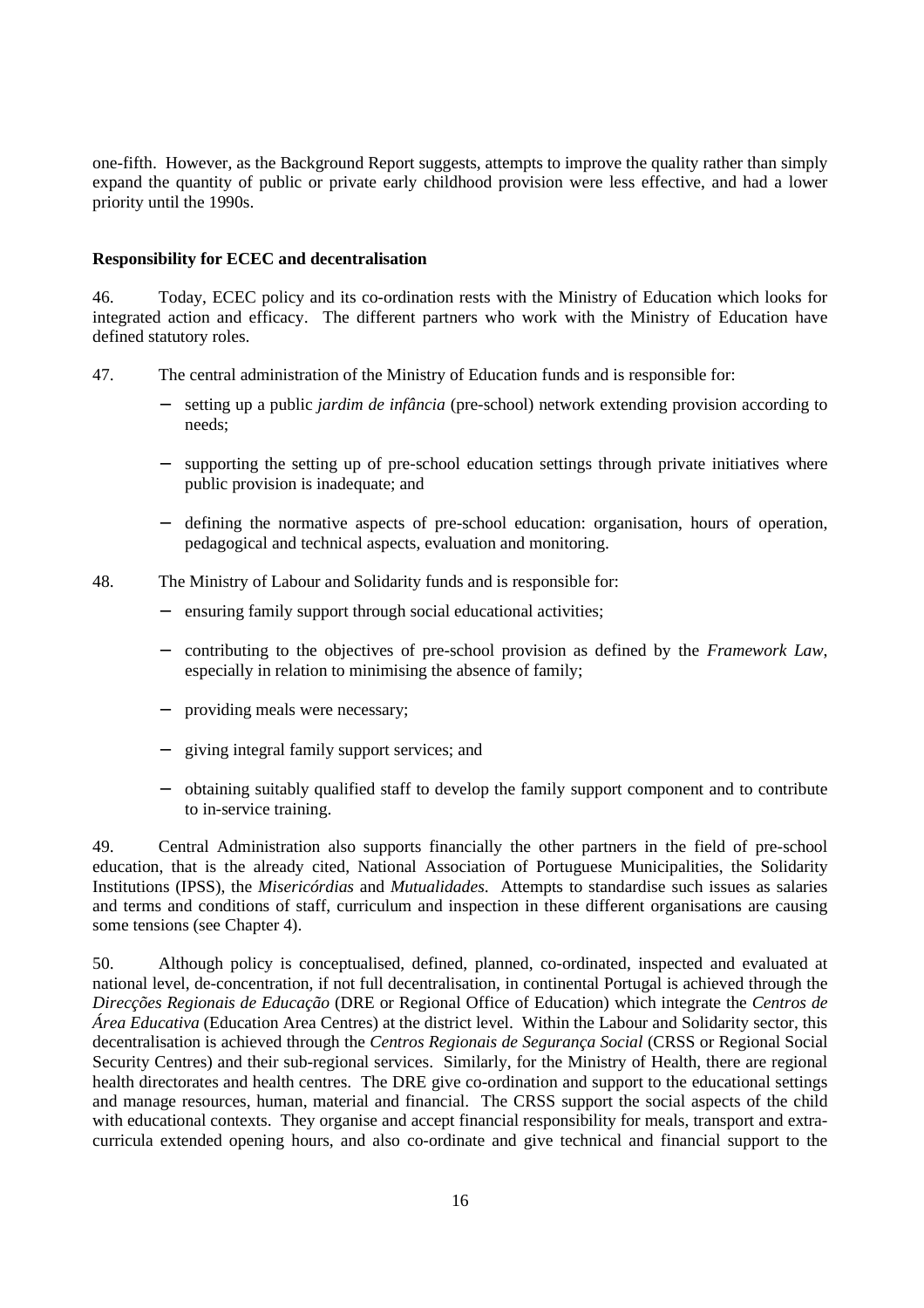one-fifth. However, as the Background Report suggests, attempts to improve the quality rather than simply expand the quantity of public or private early childhood provision were less effective, and had a lower priority until the 1990s.

**Responsibility for ECEC and decentralisation**

46. Today, ECEC policy and its co-ordination rests with the Ministry of Education which looks for integrated action and efficacy. The different partners who work with the Ministry of Education have defined statutory roles.

47. The central administration of the Ministry of Education funds and is responsible for:

- setting up a public *jardim de infância* (pre-school) network extending provision according to needs;
- supporting the setting up of pre-school education settings through private initiatives where public provision is inadequate; and
- defining the normative aspects of pre-school education: organisation, hours of operation, pedagogical and technical aspects, evaluation and monitoring.

48. The Ministry of Labour and Solidarity funds and is responsible for:

- ensuring family support through social educational activities;
- contributing to the objectives of pre-school provision as defined by the *Framework Law*, especially in relation to minimising the absence of family;
- providing meals were necessary;
- giving integral family support services; and
- obtaining suitably qualified staff to develop the family support component and to contribute to in-service training.

49. Central Administration also supports financially the other partners in the field of pre-school education, that is the already cited, National Association of Portuguese Municipalities, the Solidarity Institutions (IPSS), the *Misericórdias* and *Mutualidades*. Attempts to standardise such issues as salaries and terms and conditions of staff, curriculum and inspection in these different organisations are causing some tensions (see Chapter 4).

50. Although policy is conceptualised, defined, planned, co-ordinated, inspected and evaluated at national level, de-concentration, if not full decentralisation, in continental Portugal is achieved through the *Direcções Regionais de Educação* (DRE or Regional Office of Education) which integrate the *Centros de Área Educativa* (Education Area Centres) at the district level. Within the Labour and Solidarity sector, this decentralisation is achieved through the *Centros Regionais de Segurança Social* (CRSS or Regional Social Security Centres) and their sub-regional services. Similarly, for the Ministry of Health, there are regional health directorates and health centres. The DRE give co-ordination and support to the educational settings and manage resources, human, material and financial. The CRSS support the social aspects of the child with educational contexts. They organise and accept financial responsibility for meals, transport and extra-curricula extended opening hours, and also co-ordinate and give technical and financial support to the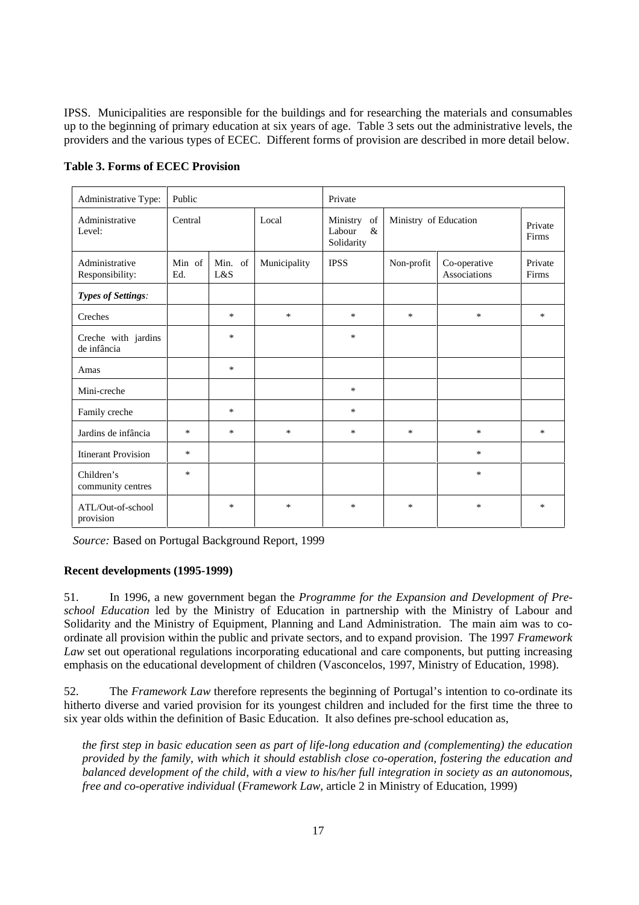IPSS. Municipalities are responsible for the buildings and for researching the materials and consumables up to the beginning of primary education at six years of age. Table 3 sets out the administrative levels, the providers and the various types of ECEC. Different forms of provision are described in more detail below.

**Table 3. Forms of ECEC Provision**

| Administrative Type: | Public | | | Private | | | |
|---|---|---|---|---|---|---|---|
| Administrative Level: | Central | | Local | Ministry of Labour & Solidarity | Ministry of Education | | Private Firms |
| Administrative Responsibility: | Min of Ed. | Min. of L&S | Municipality | IPSS | Non-profit | Co-operative Associations | Private Firms |
| ***Types of Settings:*** | | | | | | | |
| Creches | | * | * | * | * | * | * |
| Creche with jardins de infância | | * | | * | | | |
| Amas | | * | | | | | |
| Mini-creche | | | | * | | | |
| Family creche | | * | | * | | | |
| Jardins de infância | * | * | * | * | * | * | * |
| Itinerant Provision | * | | | | | * | |
| Children's community centres | * | | | | | * | |
| ATL/Out-of-school provision | | * | * | * | * | * | * |

*Source:* Based on Portugal Background Report, 1999

**Recent developments (1995-1999)**

51. In 1996, a new government began the *Programme for the Expansion and Development of Pre-school Education* led by the Ministry of Education in partnership with the Ministry of Labour and Solidarity and the Ministry of Equipment, Planning and Land Administration. The main aim was to co-ordinate all provision within the public and private sectors, and to expand provision. The 1997 *Framework Law* set out operational regulations incorporating educational and care components, but putting increasing emphasis on the educational development of children (Vasconcelos, 1997, Ministry of Education, 1998).

52. The *Framework Law* therefore represents the beginning of Portugal's intention to co-ordinate its hitherto diverse and varied provision for its youngest children and included for the first time the three to six year olds within the definition of Basic Education. It also defines pre-school education as,

> *the first step in basic education seen as part of life-long education and (complementing) the education provided by the family, with which it should establish close co-operation, fostering the education and balanced development of the child, with a view to his/her full integration in society as an autonomous, free and co-operative individual* (*Framework Law*, article 2 in Ministry of Education, 1999)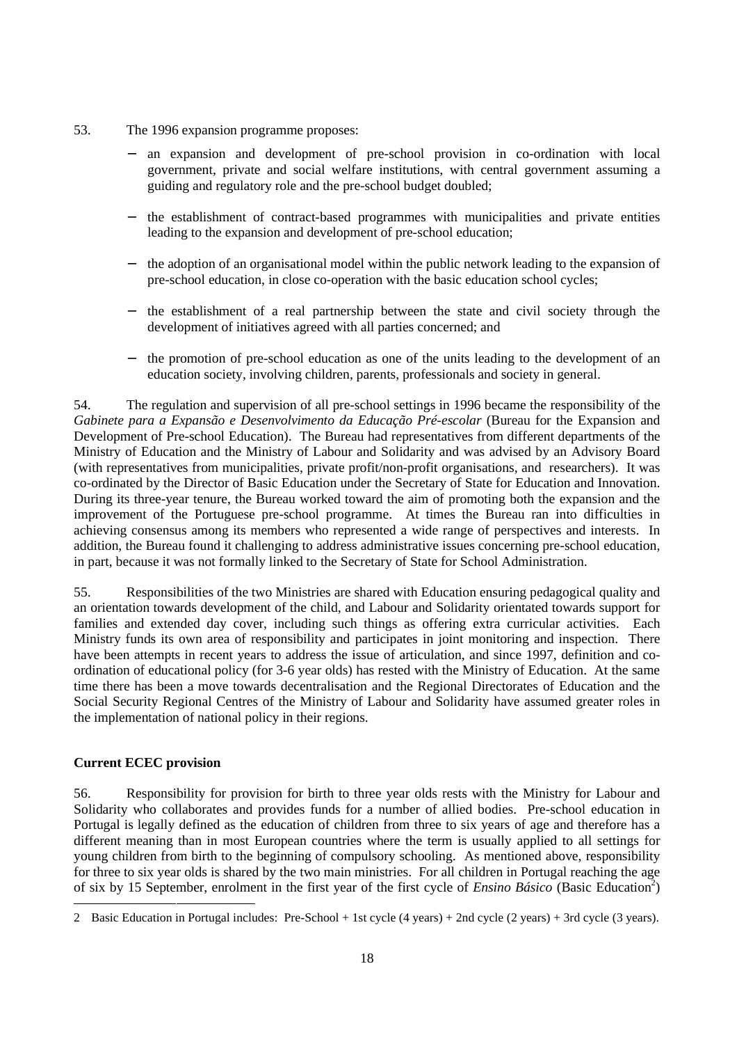53. The 1996 expansion programme proposes:

- an expansion and development of pre-school provision in co-ordination with local government, private and social welfare institutions, with central government assuming a guiding and regulatory role and the pre-school budget doubled;

- the establishment of contract-based programmes with municipalities and private entities leading to the expansion and development of pre-school education;

- the adoption of an organisational model within the public network leading to the expansion of pre-school education, in close co-operation with the basic education school cycles;

- the establishment of a real partnership between the state and civil society through the development of initiatives agreed with all parties concerned; and

- the promotion of pre-school education as one of the units leading to the development of an education society, involving children, parents, professionals and society in general.

54. The regulation and supervision of all pre-school settings in 1996 became the responsibility of the *Gabinete para a Expansão e Desenvolvimento da Educação Pré-escolar* (Bureau for the Expansion and Development of Pre-school Education). The Bureau had representatives from different departments of the Ministry of Education and the Ministry of Labour and Solidarity and was advised by an Advisory Board (with representatives from municipalities, private profit/non-profit organisations, and researchers). It was co-ordinated by the Director of Basic Education under the Secretary of State for Education and Innovation. During its three-year tenure, the Bureau worked toward the aim of promoting both the expansion and the improvement of the Portuguese pre-school programme. At times the Bureau ran into difficulties in achieving consensus among its members who represented a wide range of perspectives and interests. In addition, the Bureau found it challenging to address administrative issues concerning pre-school education, in part, because it was not formally linked to the Secretary of State for School Administration.

55. Responsibilities of the two Ministries are shared with Education ensuring pedagogical quality and an orientation towards development of the child, and Labour and Solidarity orientated towards support for families and extended day cover, including such things as offering extra curricular activities. Each Ministry funds its own area of responsibility and participates in joint monitoring and inspection. There have been attempts in recent years to address the issue of articulation, and since 1997, definition and co-ordination of educational policy (for 3-6 year olds) has rested with the Ministry of Education. At the same time there has been a move towards decentralisation and the Regional Directorates of Education and the Social Security Regional Centres of the Ministry of Labour and Solidarity have assumed greater roles in the implementation of national policy in their regions.

**Current ECEC provision**

56. Responsibility for provision for birth to three year olds rests with the Ministry for Labour and Solidarity who collaborates and provides funds for a number of allied bodies. Pre-school education in Portugal is legally defined as the education of children from three to six years of age and therefore has a different meaning than in most European countries where the term is usually applied to all settings for young children from birth to the beginning of compulsory schooling. As mentioned above, responsibility for three to six year olds is shared by the two main ministries. For all children in Portugal reaching the age of six by 15 September, enrolment in the first year of the first cycle of *Ensino Básico* (Basic Education[2])

2 Basic Education in Portugal includes: Pre-School + 1st cycle (4 years) + 2nd cycle (2 years) + 3rd cycle (3 years).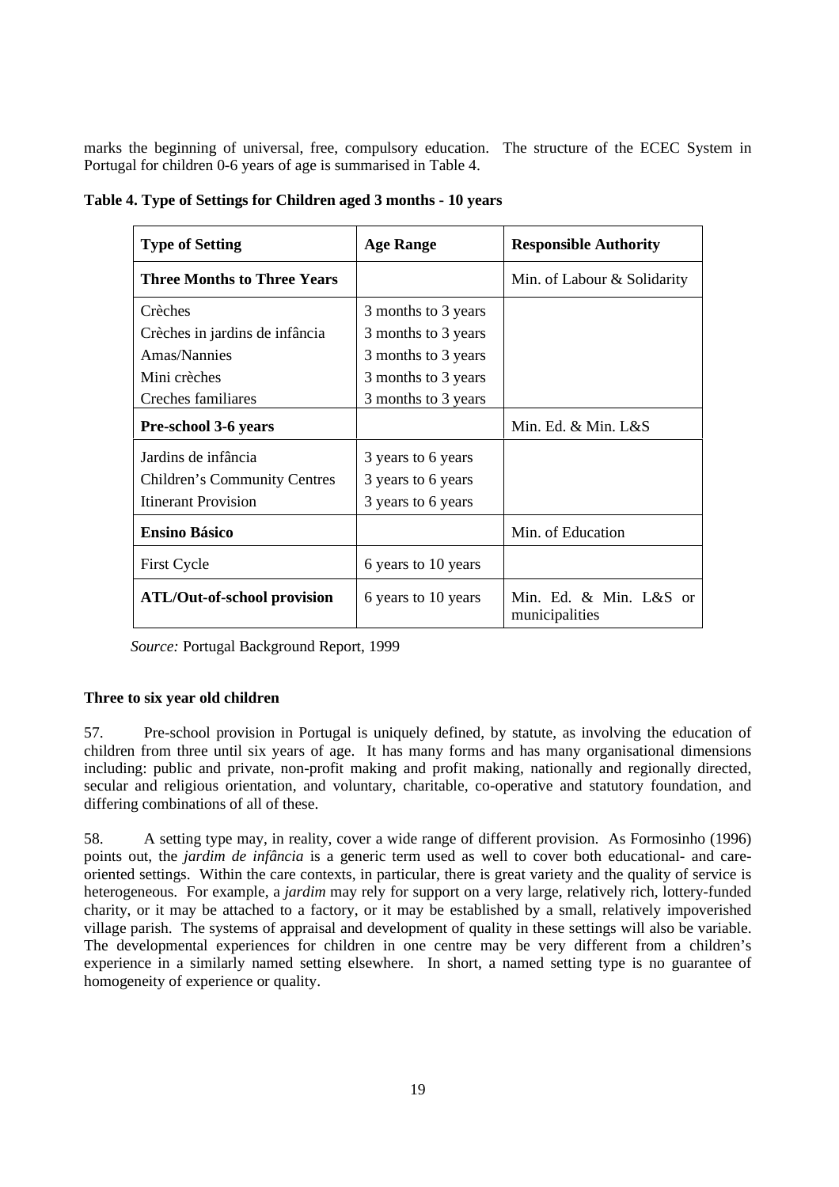marks the beginning of universal, free, compulsory education. The structure of the ECEC System in Portugal for children 0-6 years of age is summarised in Table 4.

**Table 4. Type of Settings for Children aged 3 months - 10 years**

| **Type of Setting** | **Age Range** | **Responsible Authority** |
|---|---|---|
| **Three Months to Three Years** | | Min. of Labour & Solidarity |
| Crèches<br>Crèches in jardins de infância<br>Amas/Nannies<br>Mini crèches<br>Creches familiares | 3 months to 3 years<br>3 months to 3 years<br>3 months to 3 years<br>3 months to 3 years<br>3 months to 3 years | |
| **Pre-school 3-6 years** | | Min. Ed. & Min. L&S |
| Jardins de infância<br>Children's Community Centres<br>Itinerant Provision | 3 years to 6 years<br>3 years to 6 years<br>3 years to 6 years | |
| **Ensino Básico** | | Min. of Education |
| First Cycle | 6 years to 10 years | |
| **ATL/Out-of-school provision** | 6 years to 10 years | Min. Ed. & Min. L&S or municipalities |

*Source:* Portugal Background Report, 1999

**Three to six year old children**

57. Pre-school provision in Portugal is uniquely defined, by statute, as involving the education of children from three until six years of age. It has many forms and has many organisational dimensions including: public and private, non-profit making and profit making, nationally and regionally directed, secular and religious orientation, and voluntary, charitable, co-operative and statutory foundation, and differing combinations of all of these.

58. A setting type may, in reality, cover a wide range of different provision. As Formosinho (1996) points out, the *jardim de infância* is a generic term used as well to cover both educational- and care-oriented settings. Within the care contexts, in particular, there is great variety and the quality of service is heterogeneous. For example, a *jardim* may rely for support on a very large, relatively rich, lottery-funded charity, or it may be attached to a factory, or it may be established by a small, relatively impoverished village parish. The systems of appraisal and development of quality in these settings will also be variable. The developmental experiences for children in one centre may be very different from a children's experience in a similarly named setting elsewhere. In short, a named setting type is no guarantee of homogeneity of experience or quality.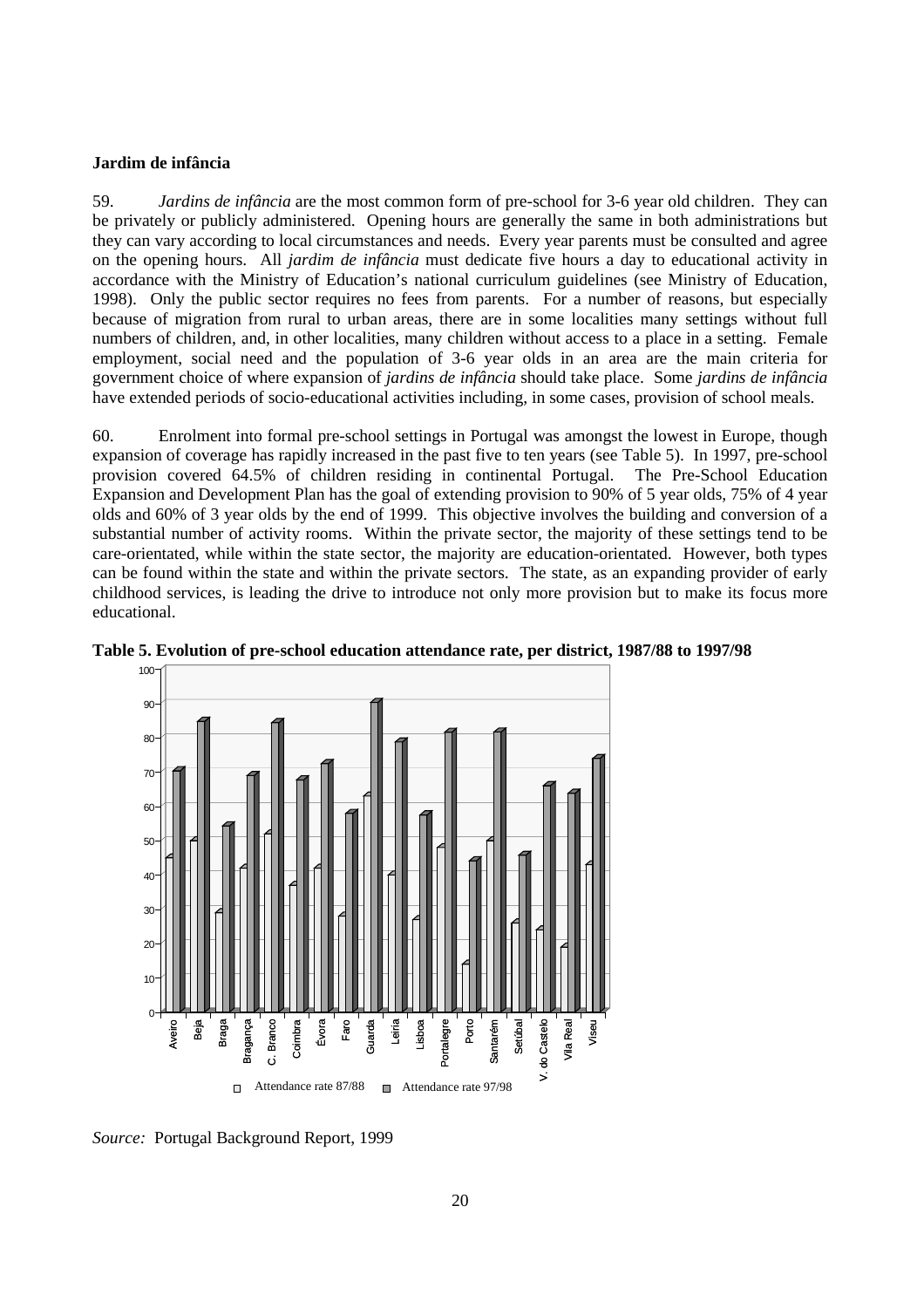**Jardim de infância**

59. *Jardins de infância* are the most common form of pre-school for 3-6 year old children. They can be privately or publicly administered. Opening hours are generally the same in both administrations but they can vary according to local circumstances and needs. Every year parents must be consulted and agree on the opening hours. All *jardim de infância* must dedicate five hours a day to educational activity in accordance with the Ministry of Education's national curriculum guidelines (see Ministry of Education, 1998). Only the public sector requires no fees from parents. For a number of reasons, but especially because of migration from rural to urban areas, there are in some localities many settings without full numbers of children, and, in other localities, many children without access to a place in a setting. Female employment, social need and the population of 3-6 year olds in an area are the main criteria for government choice of where expansion of *jardins de infância* should take place. Some *jardins de infância* have extended periods of socio-educational activities including, in some cases, provision of school meals.

60. Enrolment into formal pre-school settings in Portugal was amongst the lowest in Europe, though expansion of coverage has rapidly increased in the past five to ten years (see Table 5). In 1997, pre-school provision covered 64.5% of children residing in continental Portugal. The Pre-School Education Expansion and Development Plan has the goal of extending provision to 90% of 5 year olds, 75% of 4 year olds and 60% of 3 year olds by the end of 1999. This objective involves the building and conversion of a substantial number of activity rooms. Within the private sector, the majority of these settings tend to be care-orientated, while within the state sector, the majority are education-orientated. However, both types can be found within the state and within the private sectors. The state, as an expanding provider of early childhood services, is leading the drive to introduce not only more provision but to make its focus more educational.

**Table 5. Evolution of pre-school education attendance rate, per district, 1987/88 to 1997/98**

| District | Attendance rate 87/88 | Attendance rate 97/98 |
|---|---|---|
| Aveiro | 45 | 70 |
| Beja | 50 | 84 |
| Braga | 29 | 54 |
| Bragança | 42 | 69 |
| C. Branco | 52 | 84 |
| Coimbra | 37 | 67 |
| Évora | 42 | 72 |
| Faro | 28 | 58 |
| Guarda | 63 | 90 |
| Leiria | 40 | 78 |
| Lisboa | 27 | 57 |
| Portalegre | 48 | 81 |
| Porto | 14 | 44 |
| Santarém | 50 | 81 |
| Setúbal | 26 | 45 |
| V. do Castelo | 24 | 66 |
| Vila Real | 19 | 63 |
| Viseu | 43 | 73 |

*Source:* Portugal Background Report, 1999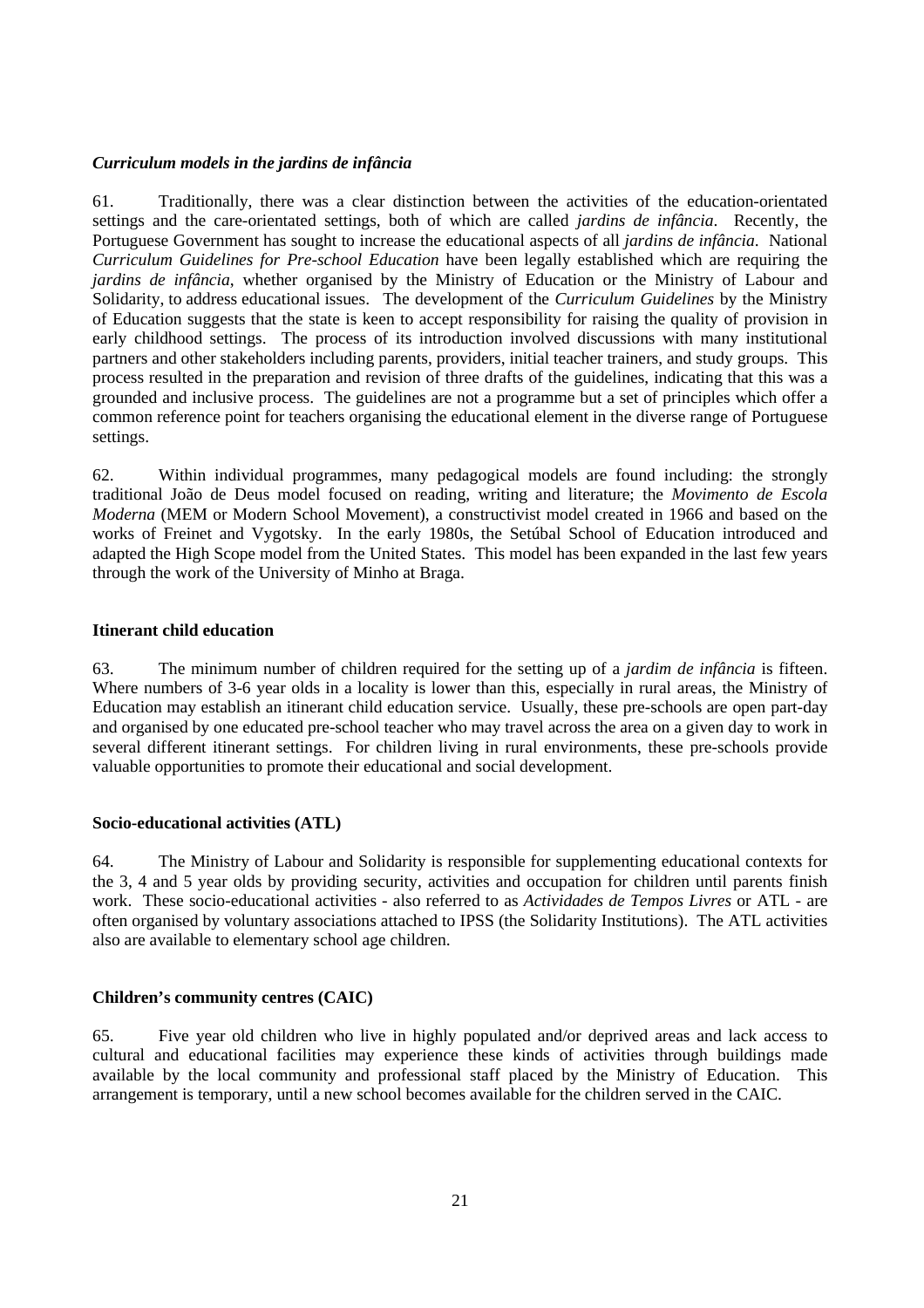### *Curriculum models in the jardins de infância*

61. Traditionally, there was a clear distinction between the activities of the education-orientated settings and the care-orientated settings, both of which are called *jardins de infância*. Recently, the Portuguese Government has sought to increase the educational aspects of all *jardins de infância*. National *Curriculum Guidelines for Pre-school Education* have been legally established which are requiring the *jardins de infância*, whether organised by the Ministry of Education or the Ministry of Labour and Solidarity, to address educational issues. The development of the *Curriculum Guidelines* by the Ministry of Education suggests that the state is keen to accept responsibility for raising the quality of provision in early childhood settings. The process of its introduction involved discussions with many institutional partners and other stakeholders including parents, providers, initial teacher trainers, and study groups. This process resulted in the preparation and revision of three drafts of the guidelines, indicating that this was a grounded and inclusive process. The guidelines are not a programme but a set of principles which offer a common reference point for teachers organising the educational element in the diverse range of Portuguese settings.

62. Within individual programmes, many pedagogical models are found including: the strongly traditional João de Deus model focused on reading, writing and literature; the *Movimento de Escola Moderna* (MEM or Modern School Movement), a constructivist model created in 1966 and based on the works of Freinet and Vygotsky. In the early 1980s, the Setúbal School of Education introduced and adapted the High Scope model from the United States. This model has been expanded in the last few years through the work of the University of Minho at Braga.

### Itinerant child education

63. The minimum number of children required for the setting up of a *jardim de infância* is fifteen. Where numbers of 3-6 year olds in a locality is lower than this, especially in rural areas, the Ministry of Education may establish an itinerant child education service. Usually, these pre-schools are open part-day and organised by one educated pre-school teacher who may travel across the area on a given day to work in several different itinerant settings. For children living in rural environments, these pre-schools provide valuable opportunities to promote their educational and social development.

### Socio-educational activities (ATL)

64. The Ministry of Labour and Solidarity is responsible for supplementing educational contexts for the 3, 4 and 5 year olds by providing security, activities and occupation for children until parents finish work. These socio-educational activities - also referred to as *Actividades de Tempos Livres* or ATL - are often organised by voluntary associations attached to IPSS (the Solidarity Institutions). The ATL activities also are available to elementary school age children.

### Children's community centres (CAIC)

65. Five year old children who live in highly populated and/or deprived areas and lack access to cultural and educational facilities may experience these kinds of activities through buildings made available by the local community and professional staff placed by the Ministry of Education. This arrangement is temporary, until a new school becomes available for the children served in the CAIC.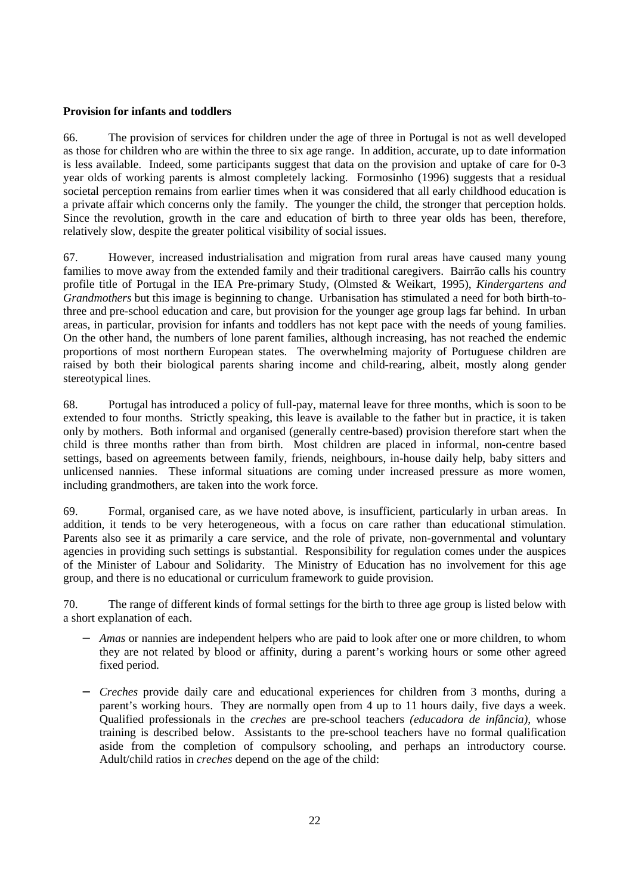**Provision for infants and toddlers**

66. The provision of services for children under the age of three in Portugal is not as well developed as those for children who are within the three to six age range. In addition, accurate, up to date information is less available. Indeed, some participants suggest that data on the provision and uptake of care for 0-3 year olds of working parents is almost completely lacking. Formosinho (1996) suggests that a residual societal perception remains from earlier times when it was considered that all early childhood education is a private affair which concerns only the family. The younger the child, the stronger that perception holds. Since the revolution, growth in the care and education of birth to three year olds has been, therefore, relatively slow, despite the greater political visibility of social issues.

67. However, increased industrialisation and migration from rural areas have caused many young families to move away from the extended family and their traditional caregivers. Bairrão calls his country profile title of Portugal in the IEA Pre-primary Study, (Olmsted & Weikart, 1995), *Kindergartens and Grandmothers* but this image is beginning to change. Urbanisation has stimulated a need for both birth-to-three and pre-school education and care, but provision for the younger age group lags far behind. In urban areas, in particular, provision for infants and toddlers has not kept pace with the needs of young families. On the other hand, the numbers of lone parent families, although increasing, has not reached the endemic proportions of most northern European states. The overwhelming majority of Portuguese children are raised by both their biological parents sharing income and child-rearing, albeit, mostly along gender stereotypical lines.

68. Portugal has introduced a policy of full-pay, maternal leave for three months, which is soon to be extended to four months. Strictly speaking, this leave is available to the father but in practice, it is taken only by mothers. Both informal and organised (generally centre-based) provision therefore start when the child is three months rather than from birth. Most children are placed in informal, non-centre based settings, based on agreements between family, friends, neighbours, in-house daily help, baby sitters and unlicensed nannies. These informal situations are coming under increased pressure as more women, including grandmothers, are taken into the work force.

69. Formal, organised care, as we have noted above, is insufficient, particularly in urban areas. In addition, it tends to be very heterogeneous, with a focus on care rather than educational stimulation. Parents also see it as primarily a care service, and the role of private, non-governmental and voluntary agencies in providing such settings is substantial. Responsibility for regulation comes under the auspices of the Minister of Labour and Solidarity. The Ministry of Education has no involvement for this age group, and there is no educational or curriculum framework to guide provision.

70. The range of different kinds of formal settings for the birth to three age group is listed below with a short explanation of each.

- *Amas* or nannies are independent helpers who are paid to look after one or more children, to whom they are not related by blood or affinity, during a parent's working hours or some other agreed fixed period.
- *Creches* provide daily care and educational experiences for children from 3 months, during a parent's working hours. They are normally open from 4 up to 11 hours daily, five days a week. Qualified professionals in the *creches* are pre-school teachers *(educadora de infância)*, whose training is described below. Assistants to the pre-school teachers have no formal qualification aside from the completion of compulsory schooling, and perhaps an introductory course. Adult/child ratios in *creches* depend on the age of the child: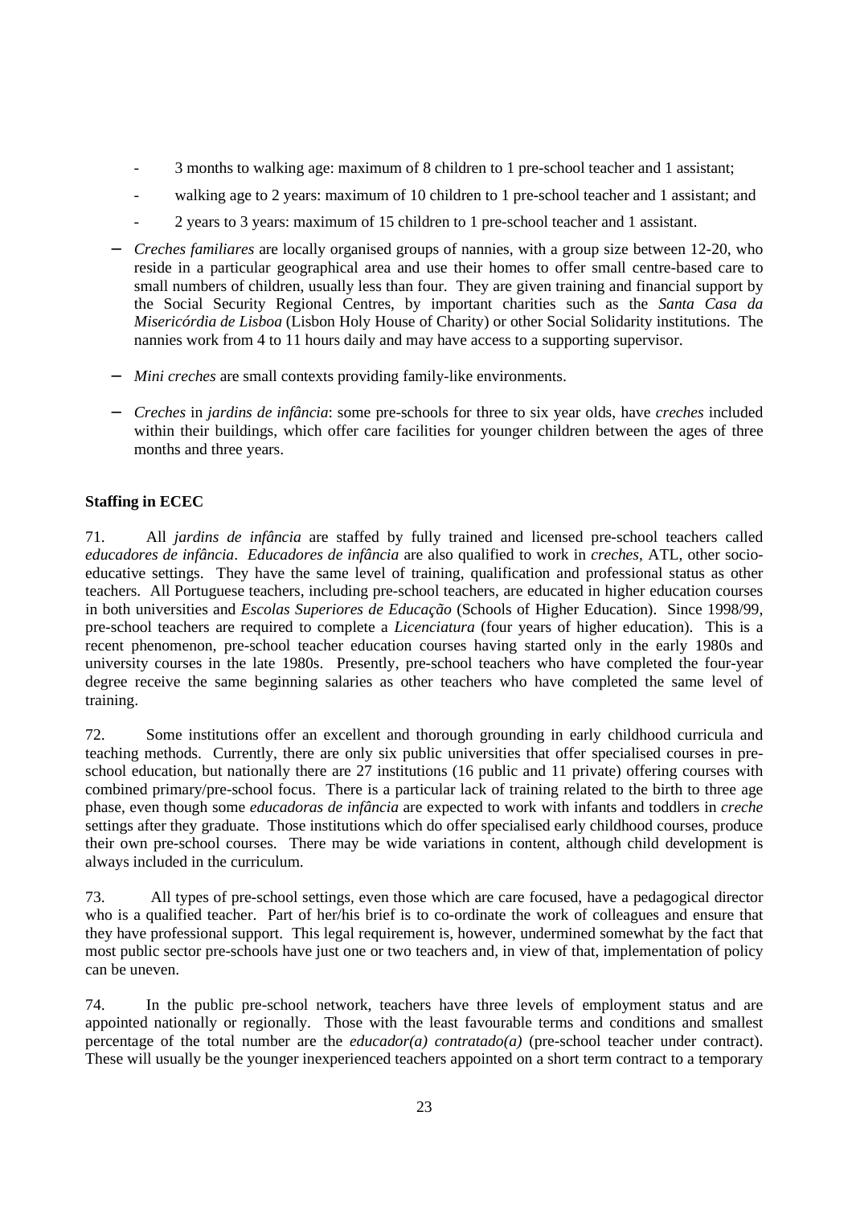- 3 months to walking age: maximum of 8 children to 1 pre-school teacher and 1 assistant;
- walking age to 2 years: maximum of 10 children to 1 pre-school teacher and 1 assistant; and
- 2 years to 3 years: maximum of 15 children to 1 pre-school teacher and 1 assistant.

- *Creches familiares* are locally organised groups of nannies, with a group size between 12-20, who reside in a particular geographical area and use their homes to offer small centre-based care to small numbers of children, usually less than four. They are given training and financial support by the Social Security Regional Centres, by important charities such as the *Santa Casa da Misericórdia de Lisboa* (Lisbon Holy House of Charity) or other Social Solidarity institutions. The nannies work from 4 to 11 hours daily and may have access to a supporting supervisor.

- *Mini creches* are small contexts providing family-like environments.

- *Creches* in *jardins de infância*: some pre-schools for three to six year olds, have *creches* included within their buildings, which offer care facilities for younger children between the ages of three months and three years.

**Staffing in ECEC**

71. All *jardins de infância* are staffed by fully trained and licensed pre-school teachers called *educadores de infância*. *Educadores de infância* are also qualified to work in *creches*, ATL, other socio-educative settings. They have the same level of training, qualification and professional status as other teachers. All Portuguese teachers, including pre-school teachers, are educated in higher education courses in both universities and *Escolas Superiores de Educação* (Schools of Higher Education). Since 1998/99, pre-school teachers are required to complete a *Licenciatura* (four years of higher education). This is a recent phenomenon, pre-school teacher education courses having started only in the early 1980s and university courses in the late 1980s. Presently, pre-school teachers who have completed the four-year degree receive the same beginning salaries as other teachers who have completed the same level of training.

72. Some institutions offer an excellent and thorough grounding in early childhood curricula and teaching methods. Currently, there are only six public universities that offer specialised courses in pre-school education, but nationally there are 27 institutions (16 public and 11 private) offering courses with combined primary/pre-school focus. There is a particular lack of training related to the birth to three age phase, even though some *educadoras de infância* are expected to work with infants and toddlers in *creche* settings after they graduate. Those institutions which do offer specialised early childhood courses, produce their own pre-school courses. There may be wide variations in content, although child development is always included in the curriculum.

73. All types of pre-school settings, even those which are care focused, have a pedagogical director who is a qualified teacher. Part of her/his brief is to co-ordinate the work of colleagues and ensure that they have professional support. This legal requirement is, however, undermined somewhat by the fact that most public sector pre-schools have just one or two teachers and, in view of that, implementation of policy can be uneven.

74. In the public pre-school network, teachers have three levels of employment status and are appointed nationally or regionally. Those with the least favourable terms and conditions and smallest percentage of the total number are the *educador(a) contratado(a)* (pre-school teacher under contract). These will usually be the younger inexperienced teachers appointed on a short term contract to a temporary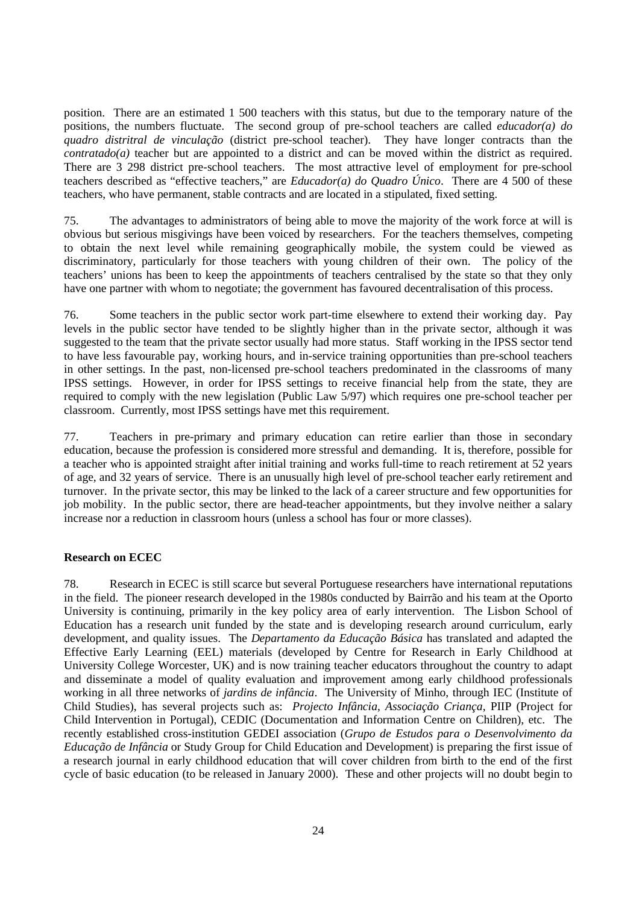position. There are an estimated 1 500 teachers with this status, but due to the temporary nature of the positions, the numbers fluctuate. The second group of pre-school teachers are called *educador(a) do quadro distritral de vinculação* (district pre-school teacher). They have longer contracts than the *contratado(a)* teacher but are appointed to a district and can be moved within the district as required. There are 3 298 district pre-school teachers. The most attractive level of employment for pre-school teachers described as "effective teachers," are *Educador(a) do Quadro Único*. There are 4 500 of these teachers, who have permanent, stable contracts and are located in a stipulated, fixed setting.

75. The advantages to administrators of being able to move the majority of the work force at will is obvious but serious misgivings have been voiced by researchers. For the teachers themselves, competing to obtain the next level while remaining geographically mobile, the system could be viewed as discriminatory, particularly for those teachers with young children of their own. The policy of the teachers' unions has been to keep the appointments of teachers centralised by the state so that they only have one partner with whom to negotiate; the government has favoured decentralisation of this process.

76. Some teachers in the public sector work part-time elsewhere to extend their working day. Pay levels in the public sector have tended to be slightly higher than in the private sector, although it was suggested to the team that the private sector usually had more status. Staff working in the IPSS sector tend to have less favourable pay, working hours, and in-service training opportunities than pre-school teachers in other settings. In the past, non-licensed pre-school teachers predominated in the classrooms of many IPSS settings. However, in order for IPSS settings to receive financial help from the state, they are required to comply with the new legislation (Public Law 5/97) which requires one pre-school teacher per classroom. Currently, most IPSS settings have met this requirement.

77. Teachers in pre-primary and primary education can retire earlier than those in secondary education, because the profession is considered more stressful and demanding. It is, therefore, possible for a teacher who is appointed straight after initial training and works full-time to reach retirement at 52 years of age, and 32 years of service. There is an unusually high level of pre-school teacher early retirement and turnover. In the private sector, this may be linked to the lack of a career structure and few opportunities for job mobility. In the public sector, there are head-teacher appointments, but they involve neither a salary increase nor a reduction in classroom hours (unless a school has four or more classes).

**Research on ECEC**

78. Research in ECEC is still scarce but several Portuguese researchers have international reputations in the field. The pioneer research developed in the 1980s conducted by Bairrão and his team at the Oporto University is continuing, primarily in the key policy area of early intervention. The Lisbon School of Education has a research unit funded by the state and is developing research around curriculum, early development, and quality issues. The *Departamento da Educação Básica* has translated and adapted the Effective Early Learning (EEL) materials (developed by Centre for Research in Early Childhood at University College Worcester, UK) and is now training teacher educators throughout the country to adapt and disseminate a model of quality evaluation and improvement among early childhood professionals working in all three networks of *jardins de infância*. The University of Minho, through IEC (Institute of Child Studies), has several projects such as: *Projecto Infância*, *Associação Criança*, PIIP (Project for Child Intervention in Portugal), CEDIC (Documentation and Information Centre on Children), etc. The recently established cross-institution GEDEI association (*Grupo de Estudos para o Desenvolvimento da Educação de Infância* or Study Group for Child Education and Development) is preparing the first issue of a research journal in early childhood education that will cover children from birth to the end of the first cycle of basic education (to be released in January 2000). These and other projects will no doubt begin to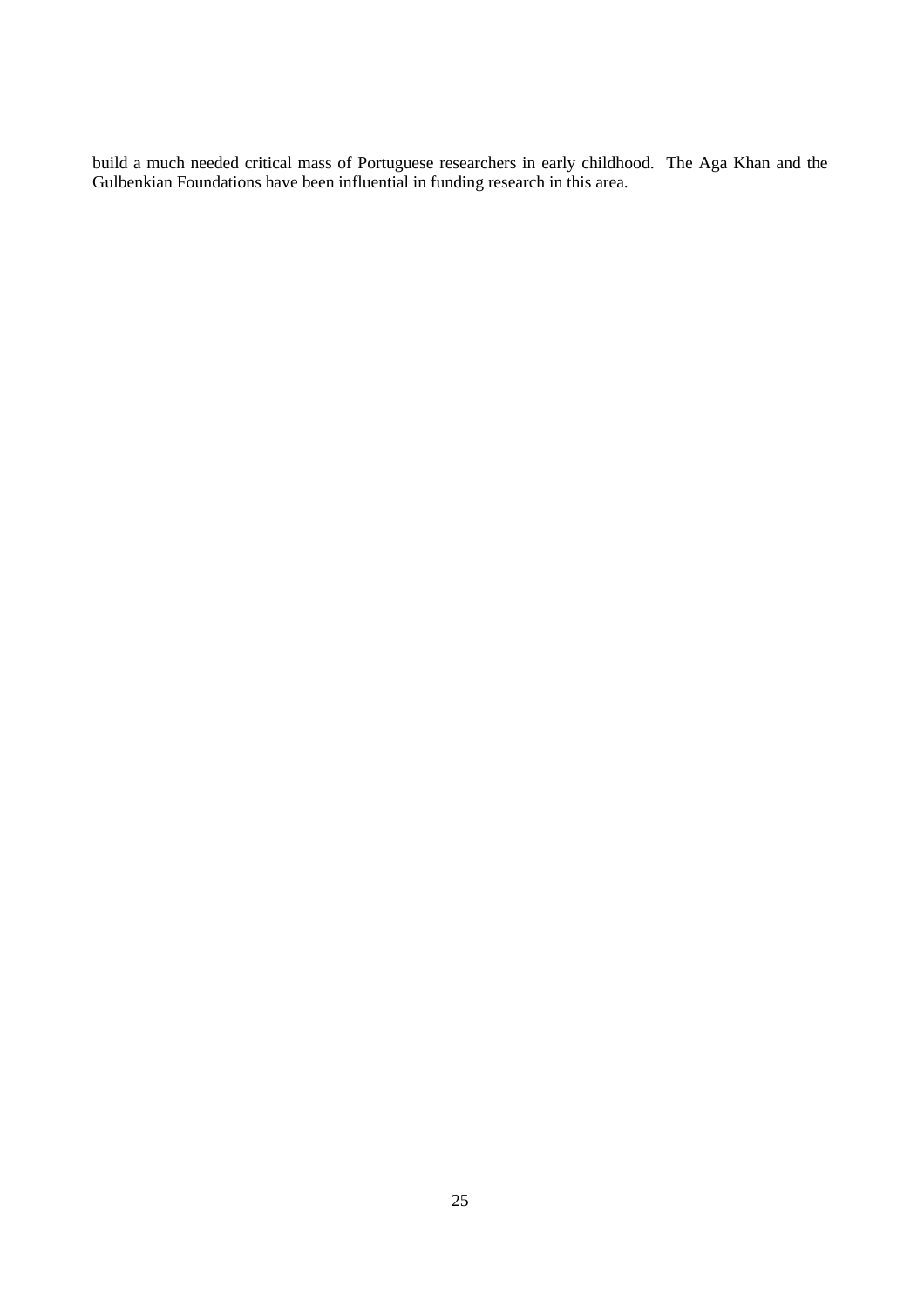build a much needed critical mass of Portuguese researchers in early childhood. The Aga Khan and the Gulbenkian Foundations have been influential in funding research in this area.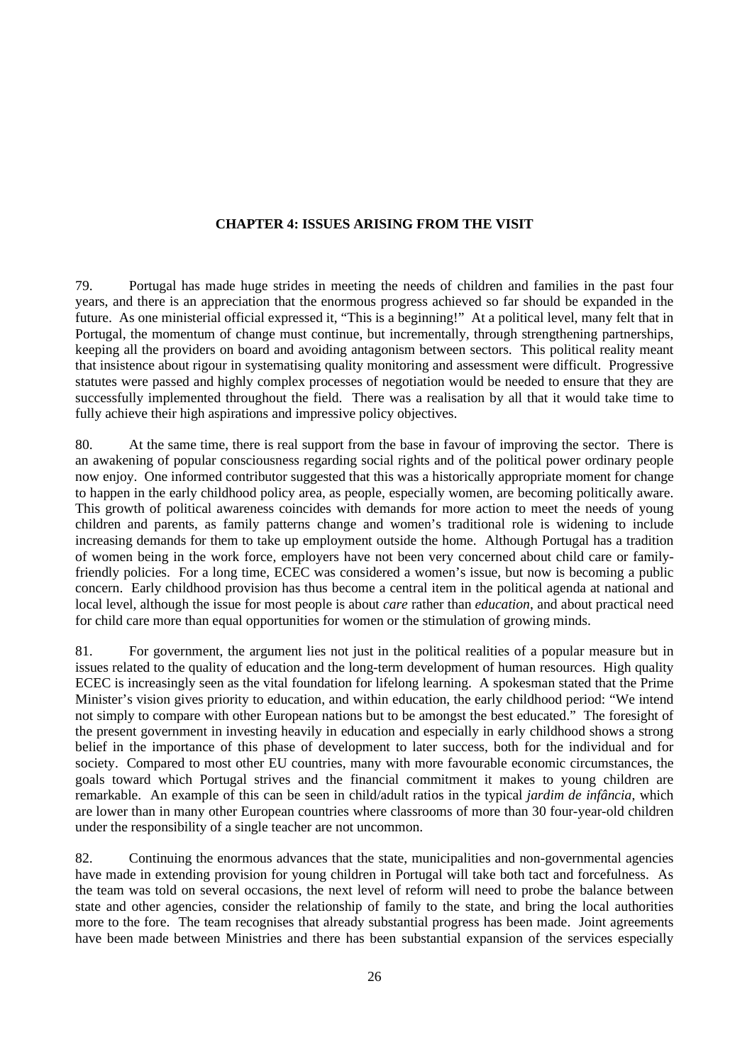## CHAPTER 4: ISSUES ARISING FROM THE VISIT

79. Portugal has made huge strides in meeting the needs of children and families in the past four years, and there is an appreciation that the enormous progress achieved so far should be expanded in the future. As one ministerial official expressed it, "This is a beginning!" At a political level, many felt that in Portugal, the momentum of change must continue, but incrementally, through strengthening partnerships, keeping all the providers on board and avoiding antagonism between sectors. This political reality meant that insistence about rigour in systematising quality monitoring and assessment were difficult. Progressive statutes were passed and highly complex processes of negotiation would be needed to ensure that they are successfully implemented throughout the field. There was a realisation by all that it would take time to fully achieve their high aspirations and impressive policy objectives.

80. At the same time, there is real support from the base in favour of improving the sector. There is an awakening of popular consciousness regarding social rights and of the political power ordinary people now enjoy. One informed contributor suggested that this was a historically appropriate moment for change to happen in the early childhood policy area, as people, especially women, are becoming politically aware. This growth of political awareness coincides with demands for more action to meet the needs of young children and parents, as family patterns change and women's traditional role is widening to include increasing demands for them to take up employment outside the home. Although Portugal has a tradition of women being in the work force, employers have not been very concerned about child care or family-friendly policies. For a long time, ECEC was considered a women's issue, but now is becoming a public concern. Early childhood provision has thus become a central item in the political agenda at national and local level, although the issue for most people is about *care* rather than *education*, and about practical need for child care more than equal opportunities for women or the stimulation of growing minds.

81. For government, the argument lies not just in the political realities of a popular measure but in issues related to the quality of education and the long-term development of human resources. High quality ECEC is increasingly seen as the vital foundation for lifelong learning. A spokesman stated that the Prime Minister's vision gives priority to education, and within education, the early childhood period: "We intend not simply to compare with other European nations but to be amongst the best educated." The foresight of the present government in investing heavily in education and especially in early childhood shows a strong belief in the importance of this phase of development to later success, both for the individual and for society. Compared to most other EU countries, many with more favourable economic circumstances, the goals toward which Portugal strives and the financial commitment it makes to young children are remarkable. An example of this can be seen in child/adult ratios in the typical *jardim de infância*, which are lower than in many other European countries where classrooms of more than 30 four-year-old children under the responsibility of a single teacher are not uncommon.

82. Continuing the enormous advances that the state, municipalities and non-governmental agencies have made in extending provision for young children in Portugal will take both tact and forcefulness. As the team was told on several occasions, the next level of reform will need to probe the balance between state and other agencies, consider the relationship of family to the state, and bring the local authorities more to the fore. The team recognises that already substantial progress has been made. Joint agreements have been made between Ministries and there has been substantial expansion of the services especially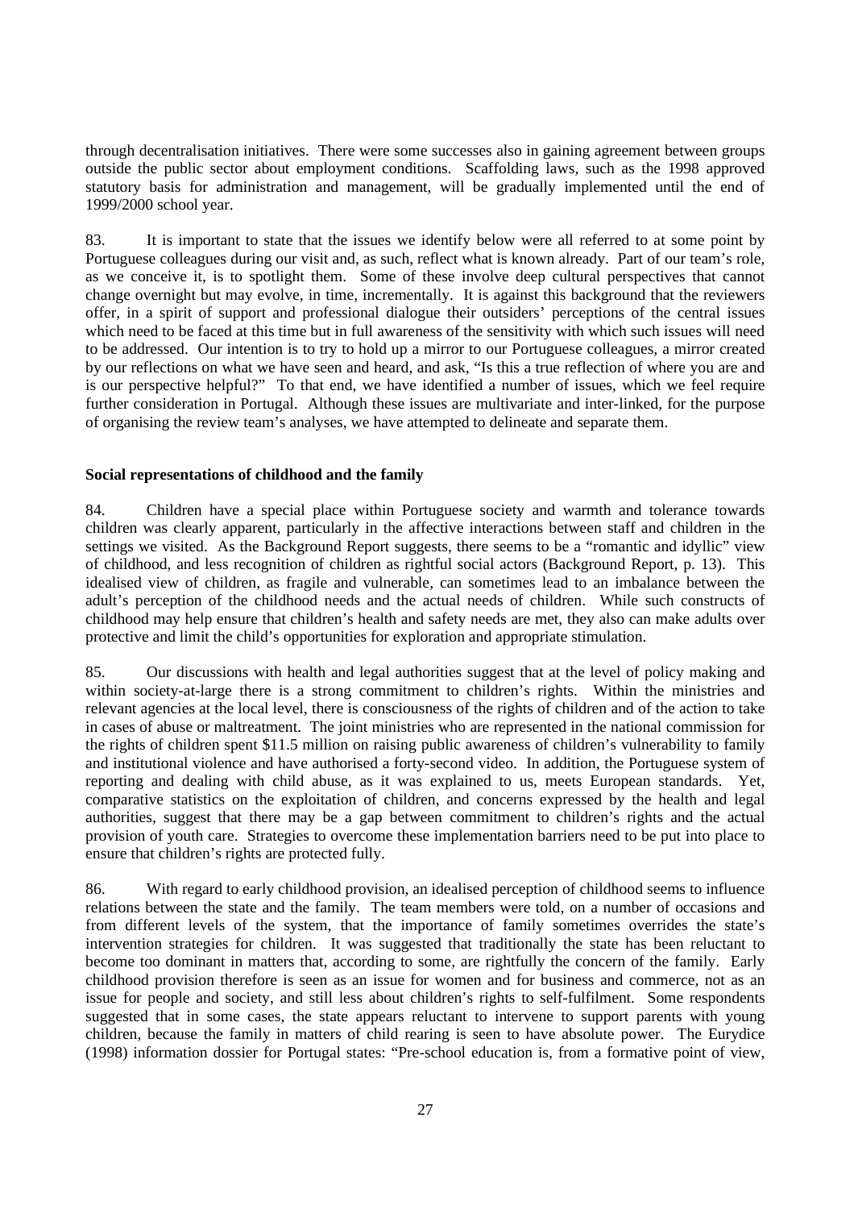through decentralisation initiatives. There were some successes also in gaining agreement between groups outside the public sector about employment conditions. Scaffolding laws, such as the 1998 approved statutory basis for administration and management, will be gradually implemented until the end of 1999/2000 school year.

83. It is important to state that the issues we identify below were all referred to at some point by Portuguese colleagues during our visit and, as such, reflect what is known already. Part of our team's role, as we conceive it, is to spotlight them. Some of these involve deep cultural perspectives that cannot change overnight but may evolve, in time, incrementally. It is against this background that the reviewers offer, in a spirit of support and professional dialogue their outsiders' perceptions of the central issues which need to be faced at this time but in full awareness of the sensitivity with which such issues will need to be addressed. Our intention is to try to hold up a mirror to our Portuguese colleagues, a mirror created by our reflections on what we have seen and heard, and ask, "Is this a true reflection of where you are and is our perspective helpful?" To that end, we have identified a number of issues, which we feel require further consideration in Portugal. Although these issues are multivariate and inter-linked, for the purpose of organising the review team's analyses, we have attempted to delineate and separate them.

**Social representations of childhood and the family**

84. Children have a special place within Portuguese society and warmth and tolerance towards children was clearly apparent, particularly in the affective interactions between staff and children in the settings we visited. As the Background Report suggests, there seems to be a "romantic and idyllic" view of childhood, and less recognition of children as rightful social actors (Background Report, p. 13). This idealised view of children, as fragile and vulnerable, can sometimes lead to an imbalance between the adult's perception of the childhood needs and the actual needs of children. While such constructs of childhood may help ensure that children's health and safety needs are met, they also can make adults over protective and limit the child's opportunities for exploration and appropriate stimulation.

85. Our discussions with health and legal authorities suggest that at the level of policy making and within society-at-large there is a strong commitment to children's rights. Within the ministries and relevant agencies at the local level, there is consciousness of the rights of children and of the action to take in cases of abuse or maltreatment. The joint ministries who are represented in the national commission for the rights of children spent $11.5 million on raising public awareness of children's vulnerability to family and institutional violence and have authorised a forty-second video. In addition, the Portuguese system of reporting and dealing with child abuse, as it was explained to us, meets European standards. Yet, comparative statistics on the exploitation of children, and concerns expressed by the health and legal authorities, suggest that there may be a gap between commitment to children's rights and the actual provision of youth care. Strategies to overcome these implementation barriers need to be put into place to ensure that children's rights are protected fully.

86. With regard to early childhood provision, an idealised perception of childhood seems to influence relations between the state and the family. The team members were told, on a number of occasions and from different levels of the system, that the importance of family sometimes overrides the state's intervention strategies for children. It was suggested that traditionally the state has been reluctant to become too dominant in matters that, according to some, are rightfully the concern of the family. Early childhood provision therefore is seen as an issue for women and for business and commerce, not as an issue for people and society, and still less about children's rights to self-fulfilment. Some respondents suggested that in some cases, the state appears reluctant to intervene to support parents with young children, because the family in matters of child rearing is seen to have absolute power. The Eurydice (1998) information dossier for Portugal states: "Pre-school education is, from a formative point of view,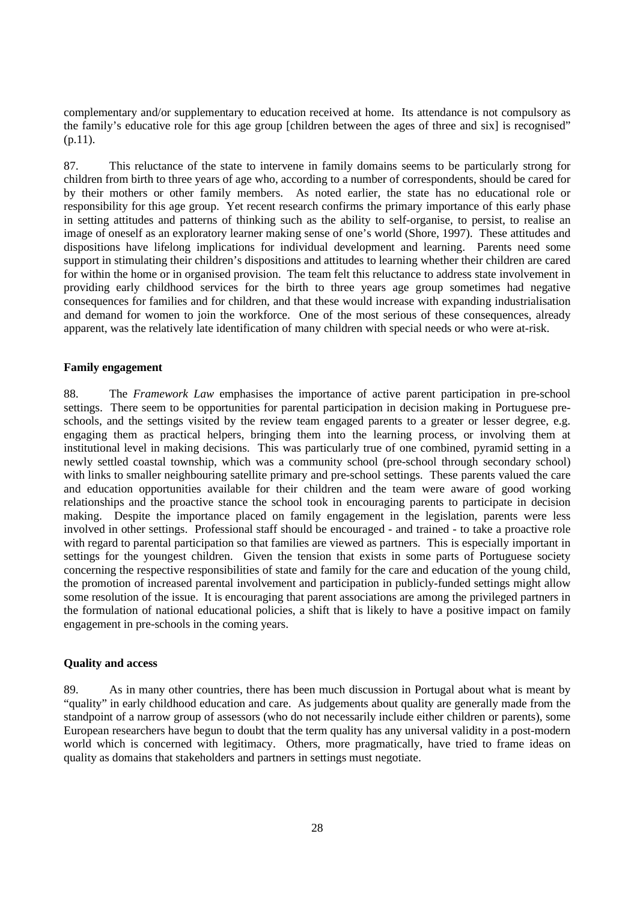complementary and/or supplementary to education received at home. Its attendance is not compulsory as the family's educative role for this age group [children between the ages of three and six] is recognised" (p.11).

87. This reluctance of the state to intervene in family domains seems to be particularly strong for children from birth to three years of age who, according to a number of correspondents, should be cared for by their mothers or other family members. As noted earlier, the state has no educational role or responsibility for this age group. Yet recent research confirms the primary importance of this early phase in setting attitudes and patterns of thinking such as the ability to self-organise, to persist, to realise an image of oneself as an exploratory learner making sense of one's world (Shore, 1997). These attitudes and dispositions have lifelong implications for individual development and learning. Parents need some support in stimulating their children's dispositions and attitudes to learning whether their children are cared for within the home or in organised provision. The team felt this reluctance to address state involvement in providing early childhood services for the birth to three years age group sometimes had negative consequences for families and for children, and that these would increase with expanding industrialisation and demand for women to join the workforce. One of the most serious of these consequences, already apparent, was the relatively late identification of many children with special needs or who were at-risk.

**Family engagement**

88. The *Framework Law* emphasises the importance of active parent participation in pre-school settings. There seem to be opportunities for parental participation in decision making in Portuguese pre-schools, and the settings visited by the review team engaged parents to a greater or lesser degree, e.g. engaging them as practical helpers, bringing them into the learning process, or involving them at institutional level in making decisions. This was particularly true of one combined, pyramid setting in a newly settled coastal township, which was a community school (pre-school through secondary school) with links to smaller neighbouring satellite primary and pre-school settings. These parents valued the care and education opportunities available for their children and the team were aware of good working relationships and the proactive stance the school took in encouraging parents to participate in decision making. Despite the importance placed on family engagement in the legislation, parents were less involved in other settings. Professional staff should be encouraged - and trained - to take a proactive role with regard to parental participation so that families are viewed as partners. This is especially important in settings for the youngest children. Given the tension that exists in some parts of Portuguese society concerning the respective responsibilities of state and family for the care and education of the young child, the promotion of increased parental involvement and participation in publicly-funded settings might allow some resolution of the issue. It is encouraging that parent associations are among the privileged partners in the formulation of national educational policies, a shift that is likely to have a positive impact on family engagement in pre-schools in the coming years.

**Quality and access**

89. As in many other countries, there has been much discussion in Portugal about what is meant by "quality" in early childhood education and care. As judgements about quality are generally made from the standpoint of a narrow group of assessors (who do not necessarily include either children or parents), some European researchers have begun to doubt that the term quality has any universal validity in a post-modern world which is concerned with legitimacy. Others, more pragmatically, have tried to frame ideas on quality as domains that stakeholders and partners in settings must negotiate.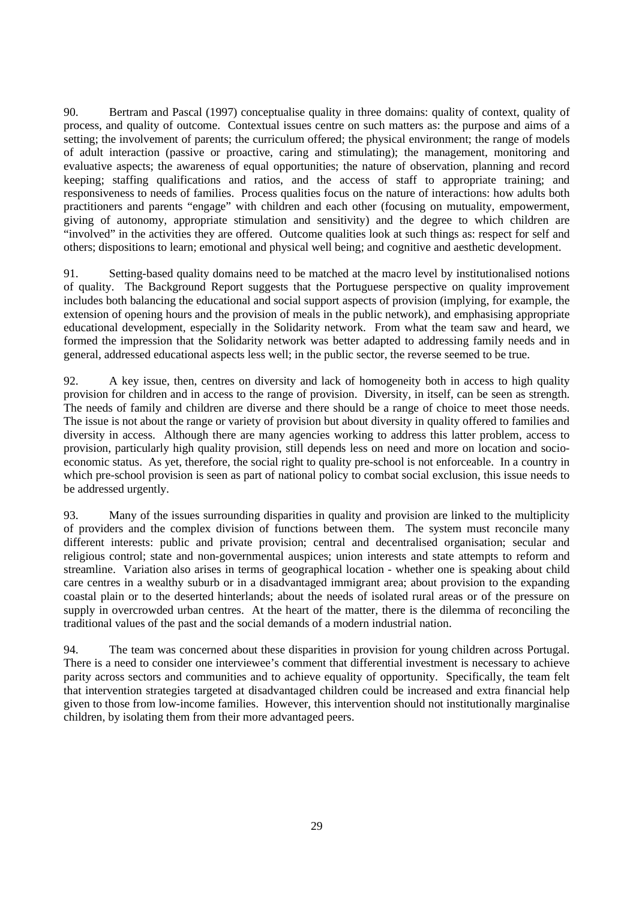90. Bertram and Pascal (1997) conceptualise quality in three domains: quality of context, quality of process, and quality of outcome. Contextual issues centre on such matters as: the purpose and aims of a setting; the involvement of parents; the curriculum offered; the physical environment; the range of models of adult interaction (passive or proactive, caring and stimulating); the management, monitoring and evaluative aspects; the awareness of equal opportunities; the nature of observation, planning and record keeping; staffing qualifications and ratios, and the access of staff to appropriate training; and responsiveness to needs of families. Process qualities focus on the nature of interactions: how adults both practitioners and parents "engage" with children and each other (focusing on mutuality, empowerment, giving of autonomy, appropriate stimulation and sensitivity) and the degree to which children are "involved" in the activities they are offered. Outcome qualities look at such things as: respect for self and others; dispositions to learn; emotional and physical well being; and cognitive and aesthetic development.

91. Setting-based quality domains need to be matched at the macro level by institutionalised notions of quality. The Background Report suggests that the Portuguese perspective on quality improvement includes both balancing the educational and social support aspects of provision (implying, for example, the extension of opening hours and the provision of meals in the public network), and emphasising appropriate educational development, especially in the Solidarity network. From what the team saw and heard, we formed the impression that the Solidarity network was better adapted to addressing family needs and in general, addressed educational aspects less well; in the public sector, the reverse seemed to be true.

92. A key issue, then, centres on diversity and lack of homogeneity both in access to high quality provision for children and in access to the range of provision. Diversity, in itself, can be seen as strength. The needs of family and children are diverse and there should be a range of choice to meet those needs. The issue is not about the range or variety of provision but about diversity in quality offered to families and diversity in access. Although there are many agencies working to address this latter problem, access to provision, particularly high quality provision, still depends less on need and more on location and socio-economic status. As yet, therefore, the social right to quality pre-school is not enforceable. In a country in which pre-school provision is seen as part of national policy to combat social exclusion, this issue needs to be addressed urgently.

93. Many of the issues surrounding disparities in quality and provision are linked to the multiplicity of providers and the complex division of functions between them. The system must reconcile many different interests: public and private provision; central and decentralised organisation; secular and religious control; state and non-governmental auspices; union interests and state attempts to reform and streamline. Variation also arises in terms of geographical location - whether one is speaking about child care centres in a wealthy suburb or in a disadvantaged immigrant area; about provision to the expanding coastal plain or to the deserted hinterlands; about the needs of isolated rural areas or of the pressure on supply in overcrowded urban centres. At the heart of the matter, there is the dilemma of reconciling the traditional values of the past and the social demands of a modern industrial nation.

94. The team was concerned about these disparities in provision for young children across Portugal. There is a need to consider one interviewee's comment that differential investment is necessary to achieve parity across sectors and communities and to achieve equality of opportunity. Specifically, the team felt that intervention strategies targeted at disadvantaged children could be increased and extra financial help given to those from low-income families. However, this intervention should not institutionally marginalise children, by isolating them from their more advantaged peers.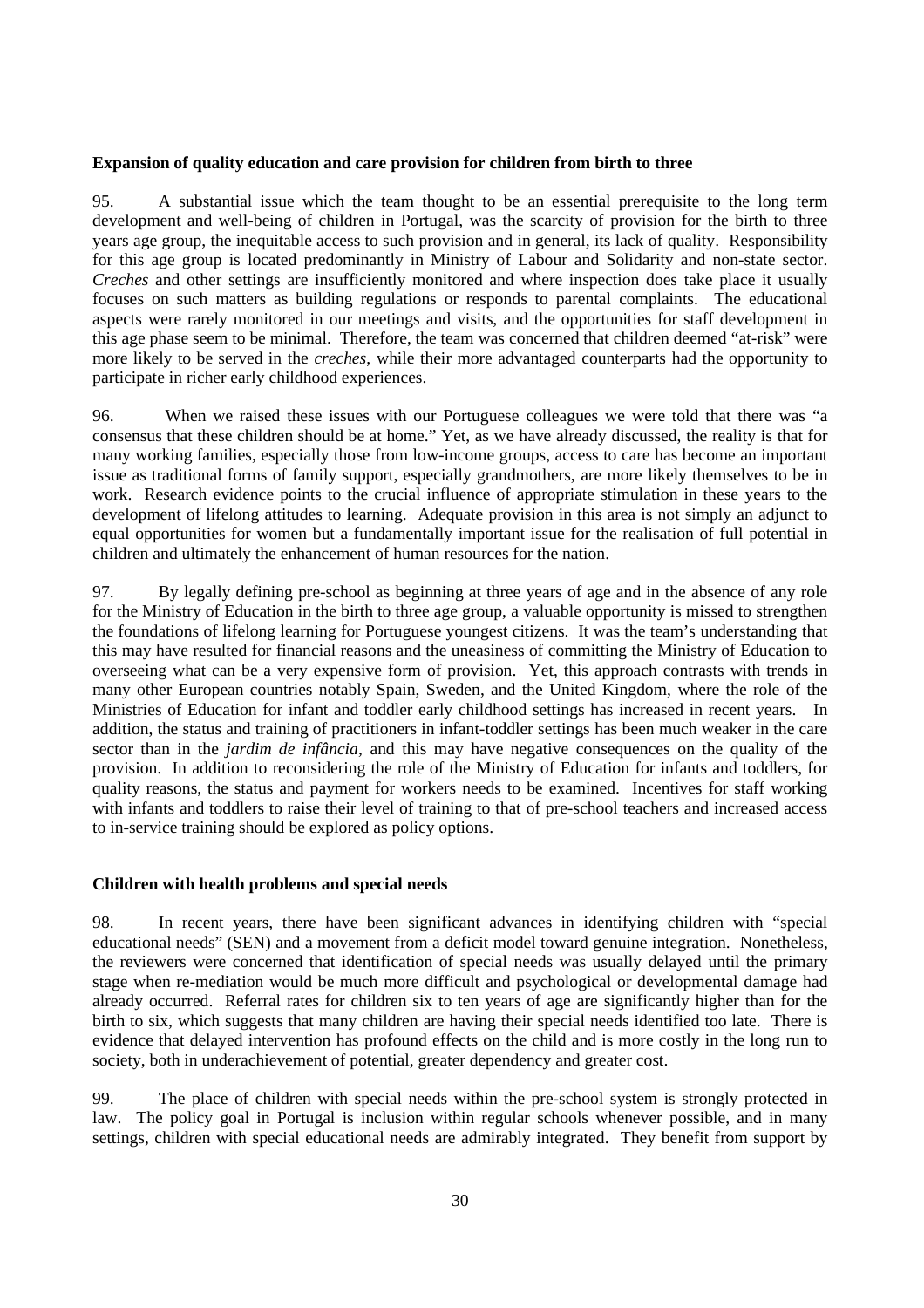**Expansion of quality education and care provision for children from birth to three**

95. A substantial issue which the team thought to be an essential prerequisite to the long term development and well-being of children in Portugal, was the scarcity of provision for the birth to three years age group, the inequitable access to such provision and in general, its lack of quality. Responsibility for this age group is located predominantly in Ministry of Labour and Solidarity and non-state sector. *Creches* and other settings are insufficiently monitored and where inspection does take place it usually focuses on such matters as building regulations or responds to parental complaints. The educational aspects were rarely monitored in our meetings and visits, and the opportunities for staff development in this age phase seem to be minimal. Therefore, the team was concerned that children deemed "at-risk" were more likely to be served in the *creches*, while their more advantaged counterparts had the opportunity to participate in richer early childhood experiences.

96. When we raised these issues with our Portuguese colleagues we were told that there was "a consensus that these children should be at home." Yet, as we have already discussed, the reality is that for many working families, especially those from low-income groups, access to care has become an important issue as traditional forms of family support, especially grandmothers, are more likely themselves to be in work. Research evidence points to the crucial influence of appropriate stimulation in these years to the development of lifelong attitudes to learning. Adequate provision in this area is not simply an adjunct to equal opportunities for women but a fundamentally important issue for the realisation of full potential in children and ultimately the enhancement of human resources for the nation.

97. By legally defining pre-school as beginning at three years of age and in the absence of any role for the Ministry of Education in the birth to three age group, a valuable opportunity is missed to strengthen the foundations of lifelong learning for Portuguese youngest citizens. It was the team's understanding that this may have resulted for financial reasons and the uneasiness of committing the Ministry of Education to overseeing what can be a very expensive form of provision. Yet, this approach contrasts with trends in many other European countries notably Spain, Sweden, and the United Kingdom, where the role of the Ministries of Education for infant and toddler early childhood settings has increased in recent years. In addition, the status and training of practitioners in infant-toddler settings has been much weaker in the care sector than in the *jardim de infância*, and this may have negative consequences on the quality of the provision. In addition to reconsidering the role of the Ministry of Education for infants and toddlers, for quality reasons, the status and payment for workers needs to be examined. Incentives for staff working with infants and toddlers to raise their level of training to that of pre-school teachers and increased access to in-service training should be explored as policy options.

**Children with health problems and special needs**

98. In recent years, there have been significant advances in identifying children with "special educational needs" (SEN) and a movement from a deficit model toward genuine integration. Nonetheless, the reviewers were concerned that identification of special needs was usually delayed until the primary stage when re-mediation would be much more difficult and psychological or developmental damage had already occurred. Referral rates for children six to ten years of age are significantly higher than for the birth to six, which suggests that many children are having their special needs identified too late. There is evidence that delayed intervention has profound effects on the child and is more costly in the long run to society, both in underachievement of potential, greater dependency and greater cost.

99. The place of children with special needs within the pre-school system is strongly protected in law. The policy goal in Portugal is inclusion within regular schools whenever possible, and in many settings, children with special educational needs are admirably integrated. They benefit from support by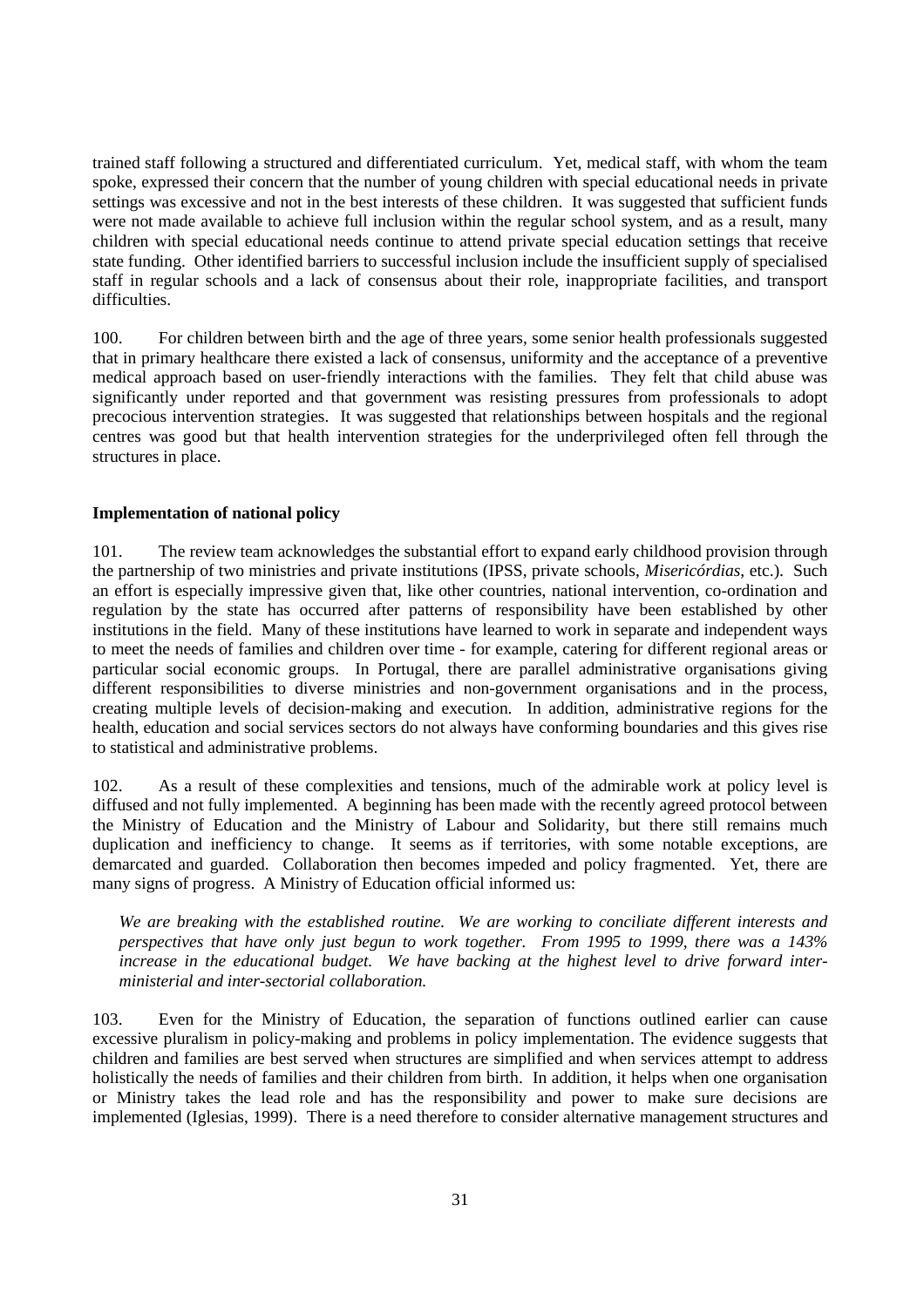trained staff following a structured and differentiated curriculum. Yet, medical staff, with whom the team spoke, expressed their concern that the number of young children with special educational needs in private settings was excessive and not in the best interests of these children. It was suggested that sufficient funds were not made available to achieve full inclusion within the regular school system, and as a result, many children with special educational needs continue to attend private special education settings that receive state funding. Other identified barriers to successful inclusion include the insufficient supply of specialised staff in regular schools and a lack of consensus about their role, inappropriate facilities, and transport difficulties.

100. For children between birth and the age of three years, some senior health professionals suggested that in primary healthcare there existed a lack of consensus, uniformity and the acceptance of a preventive medical approach based on user-friendly interactions with the families. They felt that child abuse was significantly under reported and that government was resisting pressures from professionals to adopt precocious intervention strategies. It was suggested that relationships between hospitals and the regional centres was good but that health intervention strategies for the underprivileged often fell through the structures in place.

**Implementation of national policy**

101. The review team acknowledges the substantial effort to expand early childhood provision through the partnership of two ministries and private institutions (IPSS, private schools, *Misericórdias*, etc.). Such an effort is especially impressive given that, like other countries, national intervention, co-ordination and regulation by the state has occurred after patterns of responsibility have been established by other institutions in the field. Many of these institutions have learned to work in separate and independent ways to meet the needs of families and children over time - for example, catering for different regional areas or particular social economic groups. In Portugal, there are parallel administrative organisations giving different responsibilities to diverse ministries and non-government organisations and in the process, creating multiple levels of decision-making and execution. In addition, administrative regions for the health, education and social services sectors do not always have conforming boundaries and this gives rise to statistical and administrative problems.

102. As a result of these complexities and tensions, much of the admirable work at policy level is diffused and not fully implemented. A beginning has been made with the recently agreed protocol between the Ministry of Education and the Ministry of Labour and Solidarity, but there still remains much duplication and inefficiency to change. It seems as if territories, with some notable exceptions, are demarcated and guarded. Collaboration then becomes impeded and policy fragmented. Yet, there are many signs of progress. A Ministry of Education official informed us:

> *We are breaking with the established routine. We are working to conciliate different interests and perspectives that have only just begun to work together. From 1995 to 1999, there was a 143% increase in the educational budget. We have backing at the highest level to drive forward inter-ministerial and inter-sectorial collaboration.*

103. Even for the Ministry of Education, the separation of functions outlined earlier can cause excessive pluralism in policy-making and problems in policy implementation. The evidence suggests that children and families are best served when structures are simplified and when services attempt to address holistically the needs of families and their children from birth. In addition, it helps when one organisation or Ministry takes the lead role and has the responsibility and power to make sure decisions are implemented (Iglesias, 1999). There is a need therefore to consider alternative management structures and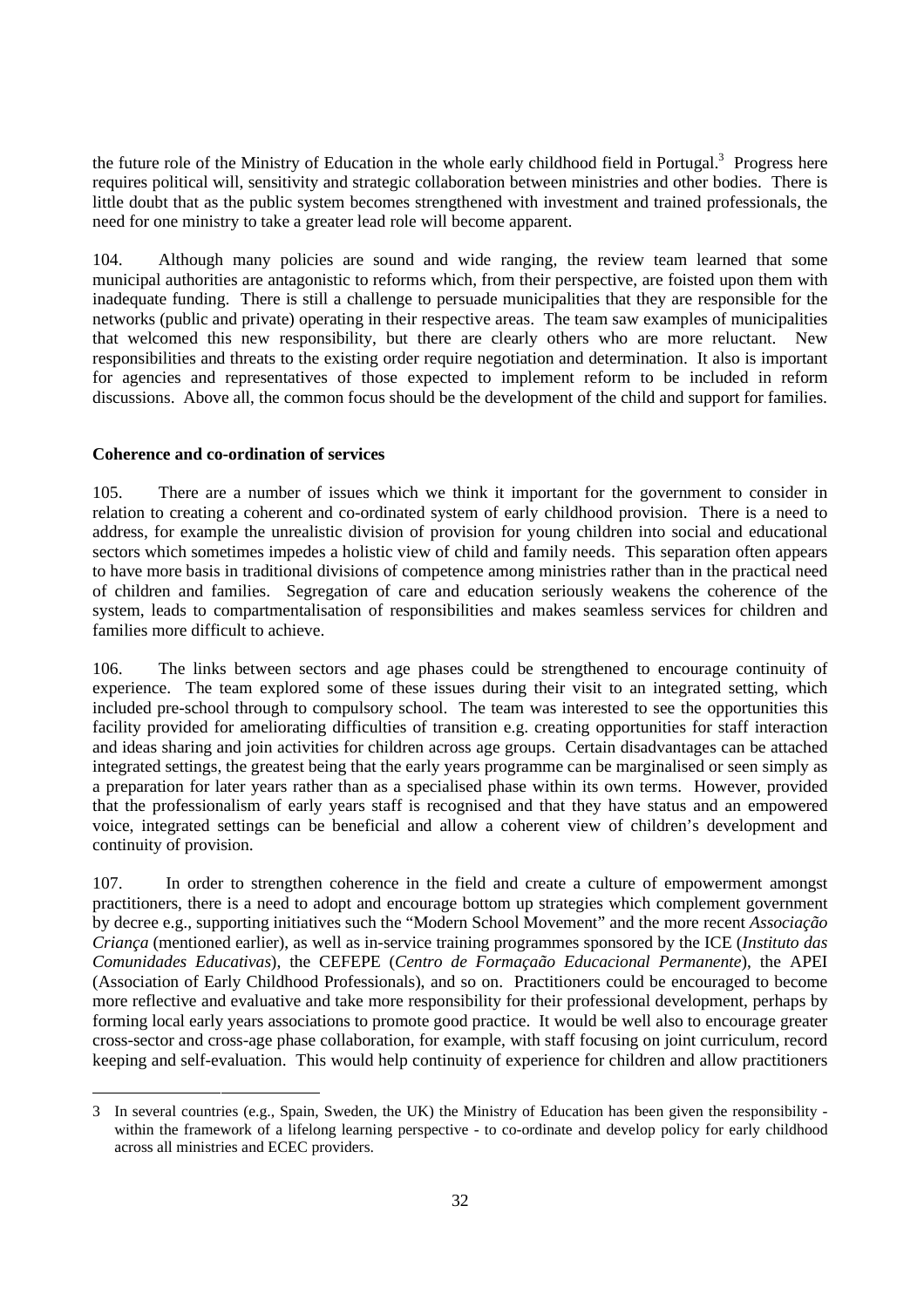the future role of the Ministry of Education in the whole early childhood field in Portugal.[3] Progress here requires political will, sensitivity and strategic collaboration between ministries and other bodies. There is little doubt that as the public system becomes strengthened with investment and trained professionals, the need for one ministry to take a greater lead role will become apparent.

104. Although many policies are sound and wide ranging, the review team learned that some municipal authorities are antagonistic to reforms which, from their perspective, are foisted upon them with inadequate funding. There is still a challenge to persuade municipalities that they are responsible for the networks (public and private) operating in their respective areas. The team saw examples of municipalities that welcomed this new responsibility, but there are clearly others who are more reluctant. New responsibilities and threats to the existing order require negotiation and determination. It also is important for agencies and representatives of those expected to implement reform to be included in reform discussions. Above all, the common focus should be the development of the child and support for families.

**Coherence and co-ordination of services**

105. There are a number of issues which we think it important for the government to consider in relation to creating a coherent and co-ordinated system of early childhood provision. There is a need to address, for example the unrealistic division of provision for young children into social and educational sectors which sometimes impedes a holistic view of child and family needs. This separation often appears to have more basis in traditional divisions of competence among ministries rather than in the practical need of children and families. Segregation of care and education seriously weakens the coherence of the system, leads to compartmentalisation of responsibilities and makes seamless services for children and families more difficult to achieve.

106. The links between sectors and age phases could be strengthened to encourage continuity of experience. The team explored some of these issues during their visit to an integrated setting, which included pre-school through to compulsory school. The team was interested to see the opportunities this facility provided for ameliorating difficulties of transition e.g. creating opportunities for staff interaction and ideas sharing and join activities for children across age groups. Certain disadvantages can be attached integrated settings, the greatest being that the early years programme can be marginalised or seen simply as a preparation for later years rather than as a specialised phase within its own terms. However, provided that the professionalism of early years staff is recognised and that they have status and an empowered voice, integrated settings can be beneficial and allow a coherent view of children's development and continuity of provision.

107. In order to strengthen coherence in the field and create a culture of empowerment amongst practitioners, there is a need to adopt and encourage bottom up strategies which complement government by decree e.g., supporting initiatives such the "Modern School Movement" and the more recent *Associação Criança* (mentioned earlier), as well as in-service training programmes sponsored by the ICE (*Instituto das Comunidades Educativas*), the CEFEPE (*Centro de Formaçaão Educacional Permanente*), the APEI (Association of Early Childhood Professionals), and so on. Practitioners could be encouraged to become more reflective and evaluative and take more responsibility for their professional development, perhaps by forming local early years associations to promote good practice. It would be well also to encourage greater cross-sector and cross-age phase collaboration, for example, with staff focusing on joint curriculum, record keeping and self-evaluation. This would help continuity of experience for children and allow practitioners

---

3 In several countries (e.g., Spain, Sweden, the UK) the Ministry of Education has been given the responsibility - within the framework of a lifelong learning perspective - to co-ordinate and develop policy for early childhood across all ministries and ECEC providers.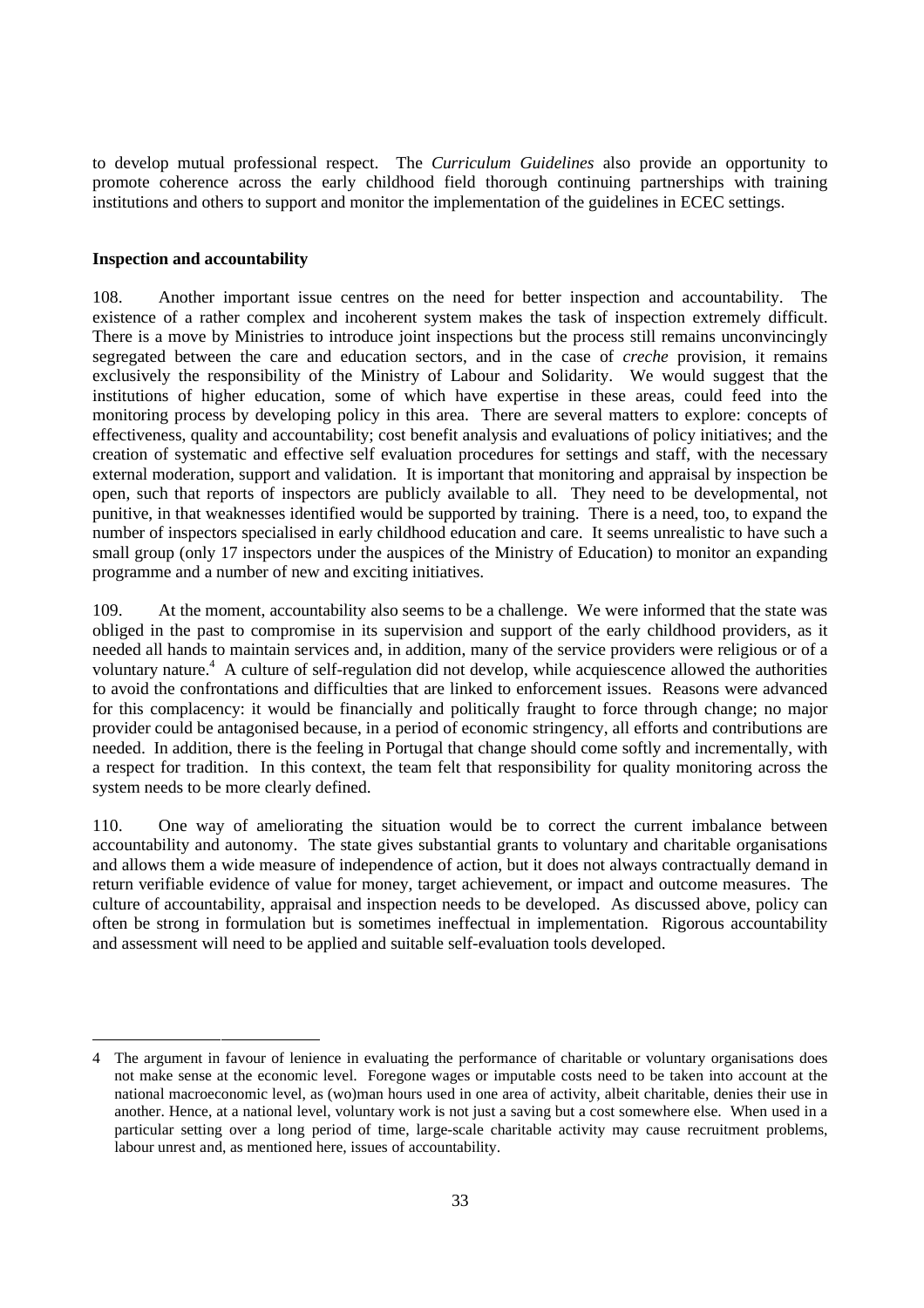to develop mutual professional respect. The *Curriculum Guidelines* also provide an opportunity to promote coherence across the early childhood field thorough continuing partnerships with training institutions and others to support and monitor the implementation of the guidelines in ECEC settings.

**Inspection and accountability**

108. Another important issue centres on the need for better inspection and accountability. The existence of a rather complex and incoherent system makes the task of inspection extremely difficult. There is a move by Ministries to introduce joint inspections but the process still remains unconvincingly segregated between the care and education sectors, and in the case of *creche* provision, it remains exclusively the responsibility of the Ministry of Labour and Solidarity. We would suggest that the institutions of higher education, some of which have expertise in these areas, could feed into the monitoring process by developing policy in this area. There are several matters to explore: concepts of effectiveness, quality and accountability; cost benefit analysis and evaluations of policy initiatives; and the creation of systematic and effective self evaluation procedures for settings and staff, with the necessary external moderation, support and validation. It is important that monitoring and appraisal by inspection be open, such that reports of inspectors are publicly available to all. They need to be developmental, not punitive, in that weaknesses identified would be supported by training. There is a need, too, to expand the number of inspectors specialised in early childhood education and care. It seems unrealistic to have such a small group (only 17 inspectors under the auspices of the Ministry of Education) to monitor an expanding programme and a number of new and exciting initiatives.

109. At the moment, accountability also seems to be a challenge. We were informed that the state was obliged in the past to compromise in its supervision and support of the early childhood providers, as it needed all hands to maintain services and, in addition, many of the service providers were religious or of a voluntary nature.[4] A culture of self-regulation did not develop, while acquiescence allowed the authorities to avoid the confrontations and difficulties that are linked to enforcement issues. Reasons were advanced for this complacency: it would be financially and politically fraught to force through change; no major provider could be antagonised because, in a period of economic stringency, all efforts and contributions are needed. In addition, there is the feeling in Portugal that change should come softly and incrementally, with a respect for tradition. In this context, the team felt that responsibility for quality monitoring across the system needs to be more clearly defined.

110. One way of ameliorating the situation would be to correct the current imbalance between accountability and autonomy. The state gives substantial grants to voluntary and charitable organisations and allows them a wide measure of independence of action, but it does not always contractually demand in return verifiable evidence of value for money, target achievement, or impact and outcome measures. The culture of accountability, appraisal and inspection needs to be developed. As discussed above, policy can often be strong in formulation but is sometimes ineffectual in implementation. Rigorous accountability and assessment will need to be applied and suitable self-evaluation tools developed.

---

4 The argument in favour of lenience in evaluating the performance of charitable or voluntary organisations does not make sense at the economic level. Foregone wages or imputable costs need to be taken into account at the national macroeconomic level, as (wo)man hours used in one area of activity, albeit charitable, denies their use in another. Hence, at a national level, voluntary work is not just a saving but a cost somewhere else. When used in a particular setting over a long period of time, large-scale charitable activity may cause recruitment problems, labour unrest and, as mentioned here, issues of accountability.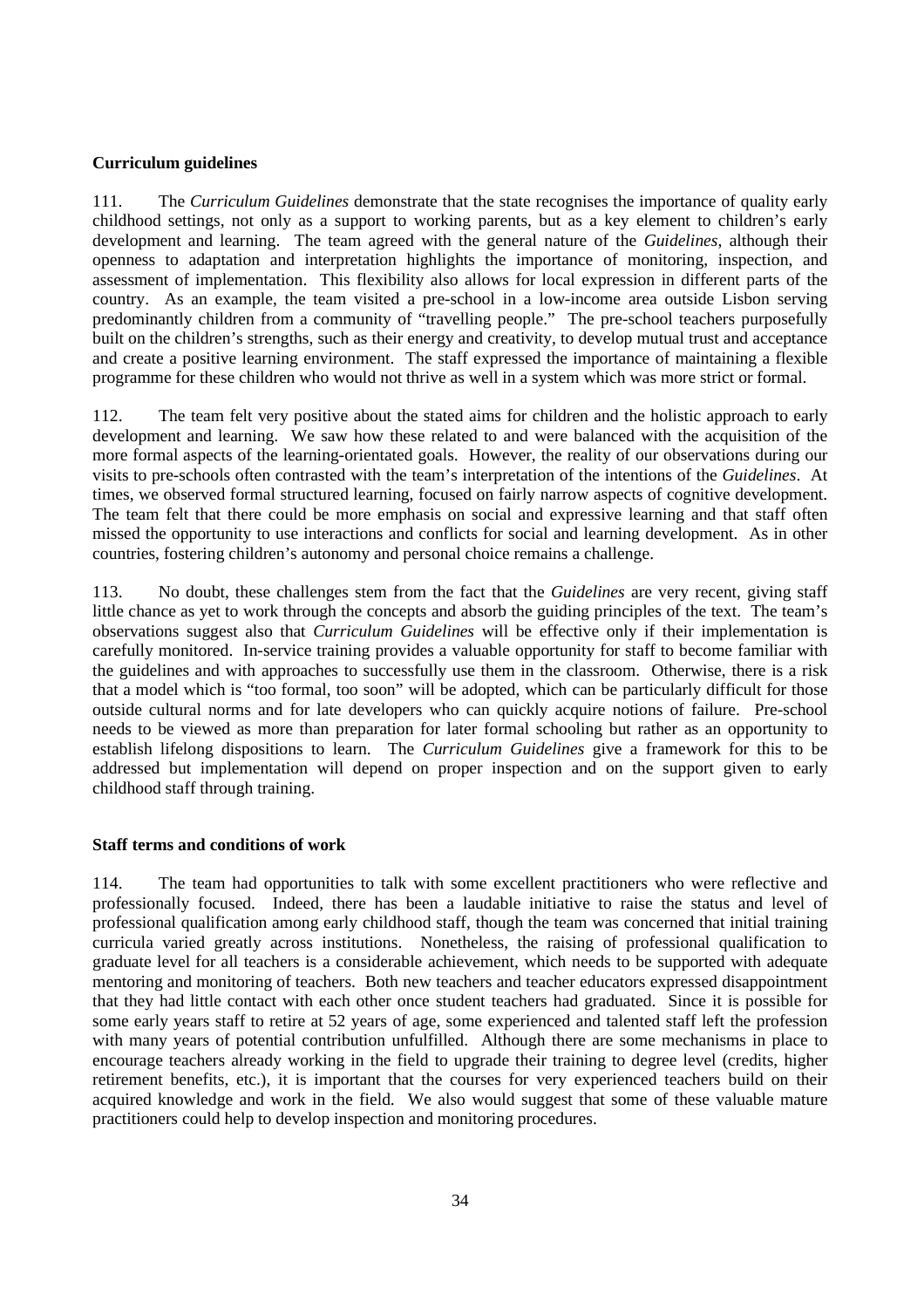**Curriculum guidelines**

111. The *Curriculum Guidelines* demonstrate that the state recognises the importance of quality early childhood settings, not only as a support to working parents, but as a key element to children's early development and learning. The team agreed with the general nature of the *Guidelines*, although their openness to adaptation and interpretation highlights the importance of monitoring, inspection, and assessment of implementation. This flexibility also allows for local expression in different parts of the country. As an example, the team visited a pre-school in a low-income area outside Lisbon serving predominantly children from a community of "travelling people." The pre-school teachers purposefully built on the children's strengths, such as their energy and creativity, to develop mutual trust and acceptance and create a positive learning environment. The staff expressed the importance of maintaining a flexible programme for these children who would not thrive as well in a system which was more strict or formal.

112. The team felt very positive about the stated aims for children and the holistic approach to early development and learning. We saw how these related to and were balanced with the acquisition of the more formal aspects of the learning-orientated goals. However, the reality of our observations during our visits to pre-schools often contrasted with the team's interpretation of the intentions of the *Guidelines*. At times, we observed formal structured learning, focused on fairly narrow aspects of cognitive development. The team felt that there could be more emphasis on social and expressive learning and that staff often missed the opportunity to use interactions and conflicts for social and learning development. As in other countries, fostering children's autonomy and personal choice remains a challenge.

113. No doubt, these challenges stem from the fact that the *Guidelines* are very recent, giving staff little chance as yet to work through the concepts and absorb the guiding principles of the text. The team's observations suggest also that *Curriculum Guidelines* will be effective only if their implementation is carefully monitored. In-service training provides a valuable opportunity for staff to become familiar with the guidelines and with approaches to successfully use them in the classroom. Otherwise, there is a risk that a model which is "too formal, too soon" will be adopted, which can be particularly difficult for those outside cultural norms and for late developers who can quickly acquire notions of failure. Pre-school needs to be viewed as more than preparation for later formal schooling but rather as an opportunity to establish lifelong dispositions to learn. The *Curriculum Guidelines* give a framework for this to be addressed but implementation will depend on proper inspection and on the support given to early childhood staff through training.

**Staff terms and conditions of work**

114. The team had opportunities to talk with some excellent practitioners who were reflective and professionally focused. Indeed, there has been a laudable initiative to raise the status and level of professional qualification among early childhood staff, though the team was concerned that initial training curricula varied greatly across institutions. Nonetheless, the raising of professional qualification to graduate level for all teachers is a considerable achievement, which needs to be supported with adequate mentoring and monitoring of teachers. Both new teachers and teacher educators expressed disappointment that they had little contact with each other once student teachers had graduated. Since it is possible for some early years staff to retire at 52 years of age, some experienced and talented staff left the profession with many years of potential contribution unfulfilled. Although there are some mechanisms in place to encourage teachers already working in the field to upgrade their training to degree level (credits, higher retirement benefits, etc.), it is important that the courses for very experienced teachers build on their acquired knowledge and work in the field. We also would suggest that some of these valuable mature practitioners could help to develop inspection and monitoring procedures.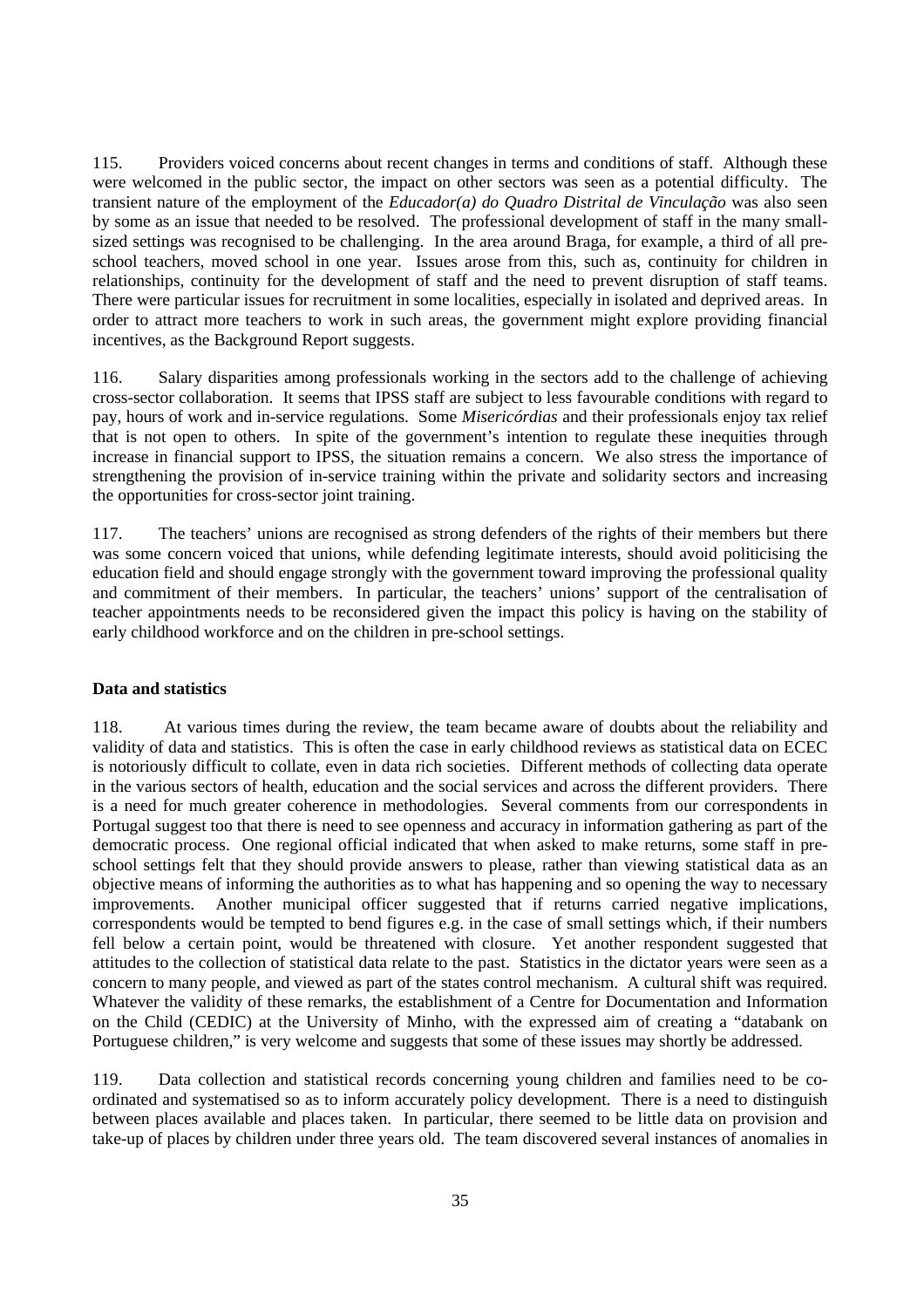115. Providers voiced concerns about recent changes in terms and conditions of staff. Although these were welcomed in the public sector, the impact on other sectors was seen as a potential difficulty. The transient nature of the employment of the *Educador(a) do Quadro Distrital de Vinculação* was also seen by some as an issue that needed to be resolved. The professional development of staff in the many small-sized settings was recognised to be challenging. In the area around Braga, for example, a third of all pre-school teachers, moved school in one year. Issues arose from this, such as, continuity for children in relationships, continuity for the development of staff and the need to prevent disruption of staff teams. There were particular issues for recruitment in some localities, especially in isolated and deprived areas. In order to attract more teachers to work in such areas, the government might explore providing financial incentives, as the Background Report suggests.

116. Salary disparities among professionals working in the sectors add to the challenge of achieving cross-sector collaboration. It seems that IPSS staff are subject to less favourable conditions with regard to pay, hours of work and in-service regulations. Some *Misericórdias* and their professionals enjoy tax relief that is not open to others. In spite of the government's intention to regulate these inequities through increase in financial support to IPSS, the situation remains a concern. We also stress the importance of strengthening the provision of in-service training within the private and solidarity sectors and increasing the opportunities for cross-sector joint training.

117. The teachers' unions are recognised as strong defenders of the rights of their members but there was some concern voiced that unions, while defending legitimate interests, should avoid politicising the education field and should engage strongly with the government toward improving the professional quality and commitment of their members. In particular, the teachers' unions' support of the centralisation of teacher appointments needs to be reconsidered given the impact this policy is having on the stability of early childhood workforce and on the children in pre-school settings.

**Data and statistics**

118. At various times during the review, the team became aware of doubts about the reliability and validity of data and statistics. This is often the case in early childhood reviews as statistical data on ECEC is notoriously difficult to collate, even in data rich societies. Different methods of collecting data operate in the various sectors of health, education and the social services and across the different providers. There is a need for much greater coherence in methodologies. Several comments from our correspondents in Portugal suggest too that there is need to see openness and accuracy in information gathering as part of the democratic process. One regional official indicated that when asked to make returns, some staff in pre-school settings felt that they should provide answers to please, rather than viewing statistical data as an objective means of informing the authorities as to what has happening and so opening the way to necessary improvements. Another municipal officer suggested that if returns carried negative implications, correspondents would be tempted to bend figures e.g. in the case of small settings which, if their numbers fell below a certain point, would be threatened with closure. Yet another respondent suggested that attitudes to the collection of statistical data relate to the past. Statistics in the dictator years were seen as a concern to many people, and viewed as part of the states control mechanism. A cultural shift was required. Whatever the validity of these remarks, the establishment of a Centre for Documentation and Information on the Child (CEDIC) at the University of Minho, with the expressed aim of creating a "databank on Portuguese children," is very welcome and suggests that some of these issues may shortly be addressed.

119. Data collection and statistical records concerning young children and families need to be co-ordinated and systematised so as to inform accurately policy development. There is a need to distinguish between places available and places taken. In particular, there seemed to be little data on provision and take-up of places by children under three years old. The team discovered several instances of anomalies in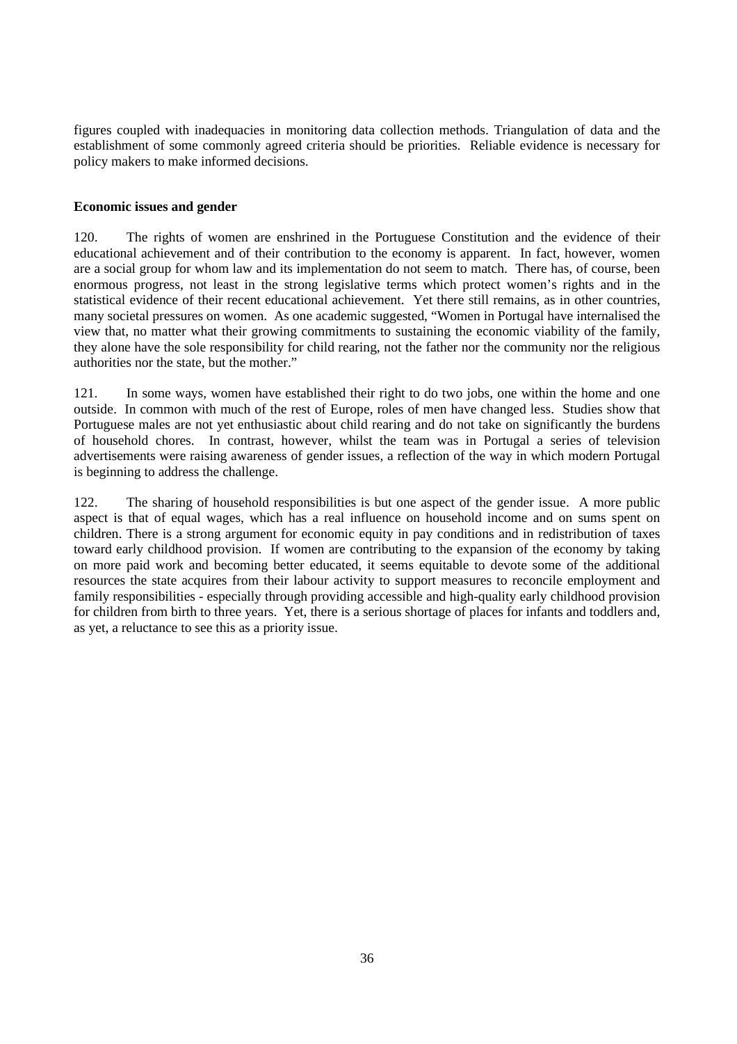figures coupled with inadequacies in monitoring data collection methods. Triangulation of data and the establishment of some commonly agreed criteria should be priorities. Reliable evidence is necessary for policy makers to make informed decisions.

**Economic issues and gender**

120. The rights of women are enshrined in the Portuguese Constitution and the evidence of their educational achievement and of their contribution to the economy is apparent. In fact, however, women are a social group for whom law and its implementation do not seem to match. There has, of course, been enormous progress, not least in the strong legislative terms which protect women's rights and in the statistical evidence of their recent educational achievement. Yet there still remains, as in other countries, many societal pressures on women. As one academic suggested, "Women in Portugal have internalised the view that, no matter what their growing commitments to sustaining the economic viability of the family, they alone have the sole responsibility for child rearing, not the father nor the community nor the religious authorities nor the state, but the mother."

121. In some ways, women have established their right to do two jobs, one within the home and one outside. In common with much of the rest of Europe, roles of men have changed less. Studies show that Portuguese males are not yet enthusiastic about child rearing and do not take on significantly the burdens of household chores. In contrast, however, whilst the team was in Portugal a series of television advertisements were raising awareness of gender issues, a reflection of the way in which modern Portugal is beginning to address the challenge.

122. The sharing of household responsibilities is but one aspect of the gender issue. A more public aspect is that of equal wages, which has a real influence on household income and on sums spent on children. There is a strong argument for economic equity in pay conditions and in redistribution of taxes toward early childhood provision. If women are contributing to the expansion of the economy by taking on more paid work and becoming better educated, it seems equitable to devote some of the additional resources the state acquires from their labour activity to support measures to reconcile employment and family responsibilities - especially through providing accessible and high-quality early childhood provision for children from birth to three years. Yet, there is a serious shortage of places for infants and toddlers and, as yet, a reluctance to see this as a priority issue.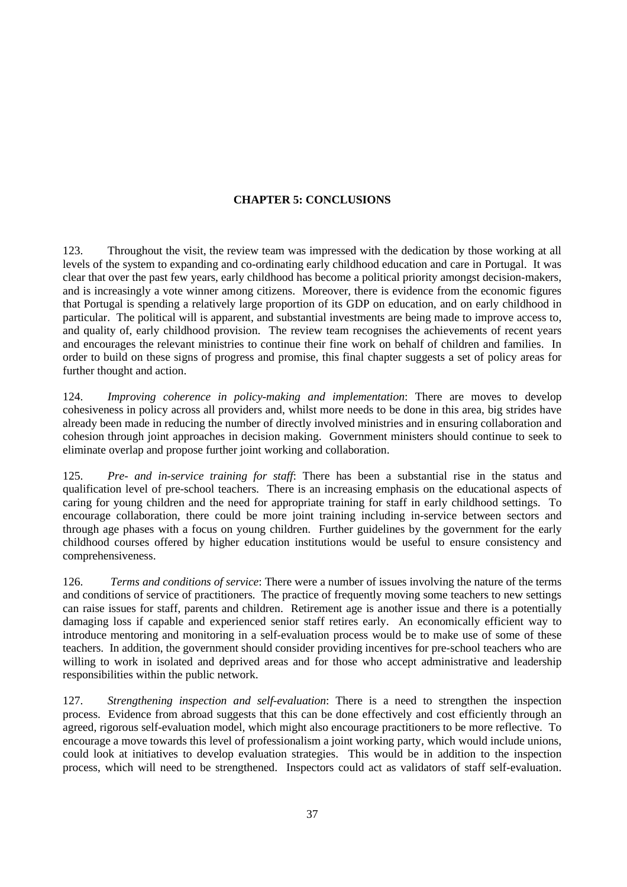# CHAPTER 5: CONCLUSIONS

123. Throughout the visit, the review team was impressed with the dedication by those working at all levels of the system to expanding and co-ordinating early childhood education and care in Portugal. It was clear that over the past few years, early childhood has become a political priority amongst decision-makers, and is increasingly a vote winner among citizens. Moreover, there is evidence from the economic figures that Portugal is spending a relatively large proportion of its GDP on education, and on early childhood in particular. The political will is apparent, and substantial investments are being made to improve access to, and quality of, early childhood provision. The review team recognises the achievements of recent years and encourages the relevant ministries to continue their fine work on behalf of children and families. In order to build on these signs of progress and promise, this final chapter suggests a set of policy areas for further thought and action.

124. *Improving coherence in policy-making and implementation*: There are moves to develop cohesiveness in policy across all providers and, whilst more needs to be done in this area, big strides have already been made in reducing the number of directly involved ministries and in ensuring collaboration and cohesion through joint approaches in decision making. Government ministers should continue to seek to eliminate overlap and propose further joint working and collaboration.

125. *Pre- and in-service training for staff*: There has been a substantial rise in the status and qualification level of pre-school teachers. There is an increasing emphasis on the educational aspects of caring for young children and the need for appropriate training for staff in early childhood settings. To encourage collaboration, there could be more joint training including in-service between sectors and through age phases with a focus on young children. Further guidelines by the government for the early childhood courses offered by higher education institutions would be useful to ensure consistency and comprehensiveness.

126. *Terms and conditions of service*: There were a number of issues involving the nature of the terms and conditions of service of practitioners. The practice of frequently moving some teachers to new settings can raise issues for staff, parents and children. Retirement age is another issue and there is a potentially damaging loss if capable and experienced senior staff retires early. An economically efficient way to introduce mentoring and monitoring in a self-evaluation process would be to make use of some of these teachers. In addition, the government should consider providing incentives for pre-school teachers who are willing to work in isolated and deprived areas and for those who accept administrative and leadership responsibilities within the public network.

127. *Strengthening inspection and self-evaluation*: There is a need to strengthen the inspection process. Evidence from abroad suggests that this can be done effectively and cost efficiently through an agreed, rigorous self-evaluation model, which might also encourage practitioners to be more reflective. To encourage a move towards this level of professionalism a joint working party, which would include unions, could look at initiatives to develop evaluation strategies. This would be in addition to the inspection process, which will need to be strengthened. Inspectors could act as validators of staff self-evaluation.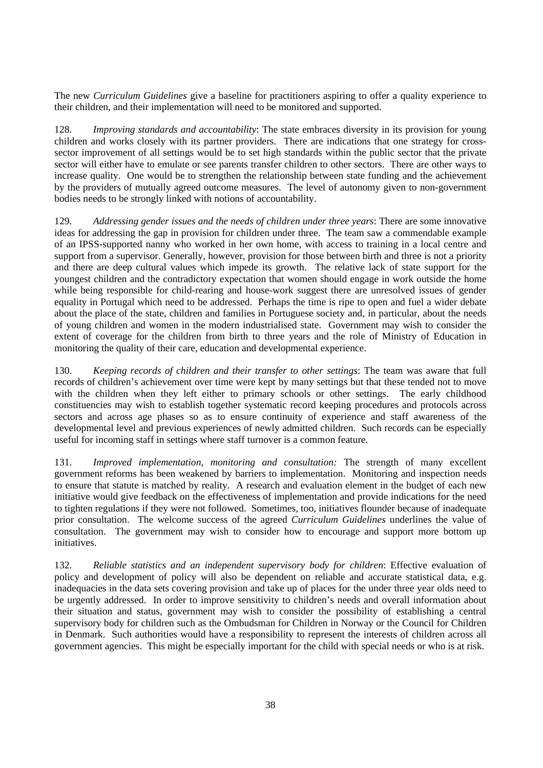The new *Curriculum Guidelines* give a baseline for practitioners aspiring to offer a quality experience to their children, and their implementation will need to be monitored and supported.

128. *Improving standards and accountability*: The state embraces diversity in its provision for young children and works closely with its partner providers. There are indications that one strategy for cross-sector improvement of all settings would be to set high standards within the public sector that the private sector will either have to emulate or see parents transfer children to other sectors. There are other ways to increase quality. One would be to strengthen the relationship between state funding and the achievement by the providers of mutually agreed outcome measures. The level of autonomy given to non-government bodies needs to be strongly linked with notions of accountability.

129. *Addressing gender issues and the needs of children under three years*: There are some innovative ideas for addressing the gap in provision for children under three. The team saw a commendable example of an IPSS-supported nanny who worked in her own home, with access to training in a local centre and support from a supervisor. Generally, however, provision for those between birth and three is not a priority and there are deep cultural values which impede its growth. The relative lack of state support for the youngest children and the contradictory expectation that women should engage in work outside the home while being responsible for child-rearing and house-work suggest there are unresolved issues of gender equality in Portugal which need to be addressed. Perhaps the time is ripe to open and fuel a wider debate about the place of the state, children and families in Portuguese society and, in particular, about the needs of young children and women in the modern industrialised state. Government may wish to consider the extent of coverage for the children from birth to three years and the role of Ministry of Education in monitoring the quality of their care, education and developmental experience.

130. *Keeping records of children and their transfer to other settings*: The team was aware that full records of children's achievement over time were kept by many settings but that these tended not to move with the children when they left either to primary schools or other settings. The early childhood constituencies may wish to establish together systematic record keeping procedures and protocols across sectors and across age phases so as to ensure continuity of experience and staff awareness of the developmental level and previous experiences of newly admitted children. Such records can be especially useful for incoming staff in settings where staff turnover is a common feature.

131. *Improved implementation, monitoring and consultation:* The strength of many excellent government reforms has been weakened by barriers to implementation. Monitoring and inspection needs to ensure that statute is matched by reality. A research and evaluation element in the budget of each new initiative would give feedback on the effectiveness of implementation and provide indications for the need to tighten regulations if they were not followed. Sometimes, too, initiatives flounder because of inadequate prior consultation. The welcome success of the agreed *Curriculum Guidelines* underlines the value of consultation. The government may wish to consider how to encourage and support more bottom up initiatives.

132. *Reliable statistics and an independent supervisory body for children*: Effective evaluation of policy and development of policy will also be dependent on reliable and accurate statistical data, e.g. inadequacies in the data sets covering provision and take up of places for the under three year olds need to be urgently addressed. In order to improve sensitivity to children's needs and overall information about their situation and status, government may wish to consider the possibility of establishing a central supervisory body for children such as the Ombudsman for Children in Norway or the Council for Children in Denmark. Such authorities would have a responsibility to represent the interests of children across all government agencies. This might be especially important for the child with special needs or who is at risk.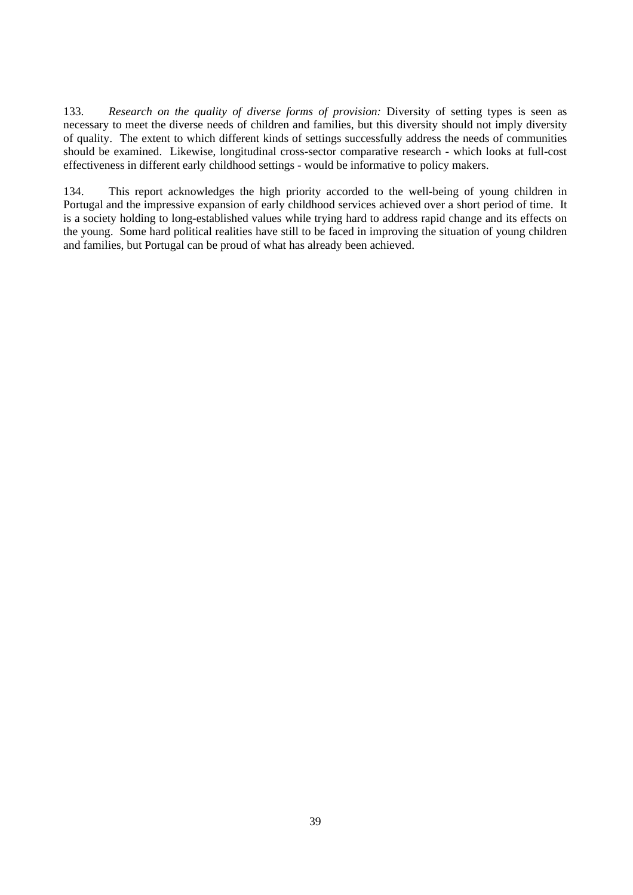133. *Research on the quality of diverse forms of provision:* Diversity of setting types is seen as necessary to meet the diverse needs of children and families, but this diversity should not imply diversity of quality. The extent to which different kinds of settings successfully address the needs of communities should be examined. Likewise, longitudinal cross-sector comparative research - which looks at full-cost effectiveness in different early childhood settings - would be informative to policy makers.

134. This report acknowledges the high priority accorded to the well-being of young children in Portugal and the impressive expansion of early childhood services achieved over a short period of time. It is a society holding to long-established values while trying hard to address rapid change and its effects on the young. Some hard political realities have still to be faced in improving the situation of young children and families, but Portugal can be proud of what has already been achieved.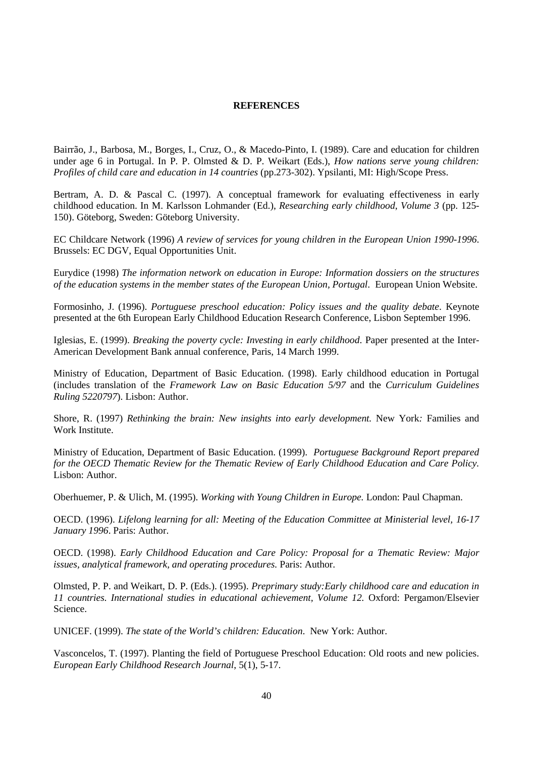# REFERENCES

Bairrão, J., Barbosa, M., Borges, I., Cruz, O., & Macedo-Pinto, I. (1989). Care and education for children under age 6 in Portugal. In P. P. Olmsted & D. P. Weikart (Eds.), *How nations serve young children: Profiles of child care and education in 14 countries* (pp.273-302). Ypsilanti, MI: High/Scope Press.

Bertram, A. D. & Pascal C. (1997). A conceptual framework for evaluating effectiveness in early childhood education. In M. Karlsson Lohmander (Ed.), *Researching early childhood, Volume 3* (pp. 125-150). Göteborg, Sweden: Göteborg University.

EC Childcare Network (1996) *A review of services for young children in the European Union 1990-1996*. Brussels: EC DGV, Equal Opportunities Unit.

Eurydice (1998) *The information network on education in Europe: Information dossiers on the structures of the education systems in the member states of the European Union, Portugal*. European Union Website.

Formosinho, J. (1996). *Portuguese preschool education: Policy issues and the quality debate*. Keynote presented at the 6th European Early Childhood Education Research Conference, Lisbon September 1996.

Iglesias, E. (1999). *Breaking the poverty cycle: Investing in early childhood*. Paper presented at the Inter-American Development Bank annual conference, Paris, 14 March 1999.

Ministry of Education, Department of Basic Education. (1998). Early childhood education in Portugal (includes translation of the *Framework Law on Basic Education 5/97* and the *Curriculum Guidelines Ruling 5220797*). Lisbon: Author.

Shore, R. (1997) *Rethinking the brain: New insights into early development.* New York: Families and Work Institute.

Ministry of Education, Department of Basic Education. (1999). *Portuguese Background Report prepared for the OECD Thematic Review for the Thematic Review of Early Childhood Education and Care Policy.* Lisbon: Author.

Oberhuemer, P. & Ulich, M. (1995). *Working with Young Children in Europe.* London: Paul Chapman.

OECD. (1996). *Lifelong learning for all: Meeting of the Education Committee at Ministerial level, 16-17 January 1996*. Paris: Author.

OECD. (1998). *Early Childhood Education and Care Policy: Proposal for a Thematic Review: Major issues, analytical framework, and operating procedures.* Paris: Author.

Olmsted, P. P. and Weikart, D. P. (Eds.). (1995). *Preprimary study:Early childhood care and education in 11 countries. International studies in educational achievement, Volume 12.* Oxford: Pergamon/Elsevier Science.

UNICEF. (1999). *The state of the World's children: Education*. New York: Author.

Vasconcelos, T. (1997). Planting the field of Portuguese Preschool Education: Old roots and new policies. *European Early Childhood Research Journal*, 5(1), 5-17.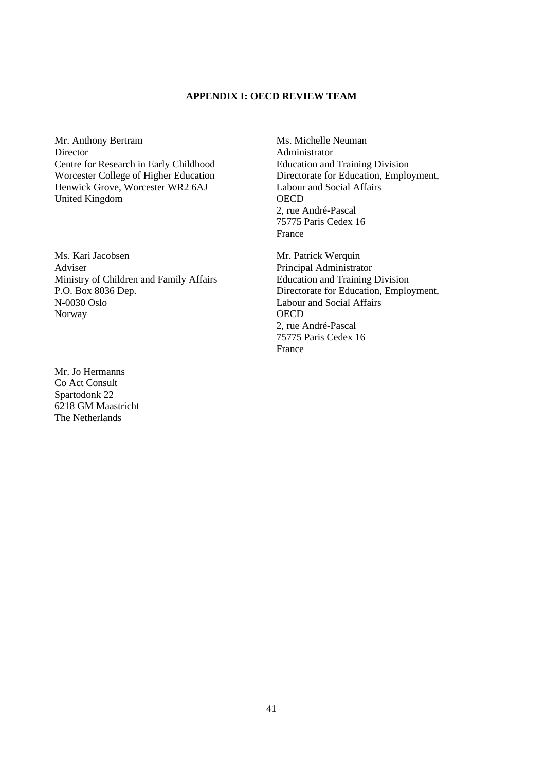# APPENDIX I: OECD REVIEW TEAM

Mr. Anthony Bertram
Director
Centre for Research in Early Childhood
Worcester College of Higher Education
Henwick Grove, Worcester WR2 6AJ
United Kingdom

Ms. Kari Jacobsen
Adviser
Ministry of Children and Family Affairs
P.O. Box 8036 Dep.
N-0030 Oslo
Norway

Mr. Jo Hermanns
Co Act Consult
Spartodonk 22
6218 GM Maastricht
The Netherlands

Ms. Michelle Neuman
Administrator
Education and Training Division
Directorate for Education, Employment, Labour and Social Affairs
OECD
2, rue André-Pascal
75775 Paris Cedex 16
France

Mr. Patrick Werquin
Principal Administrator
Education and Training Division
Directorate for Education, Employment, Labour and Social Affairs
OECD
2, rue André-Pascal
75775 Paris Cedex 16
France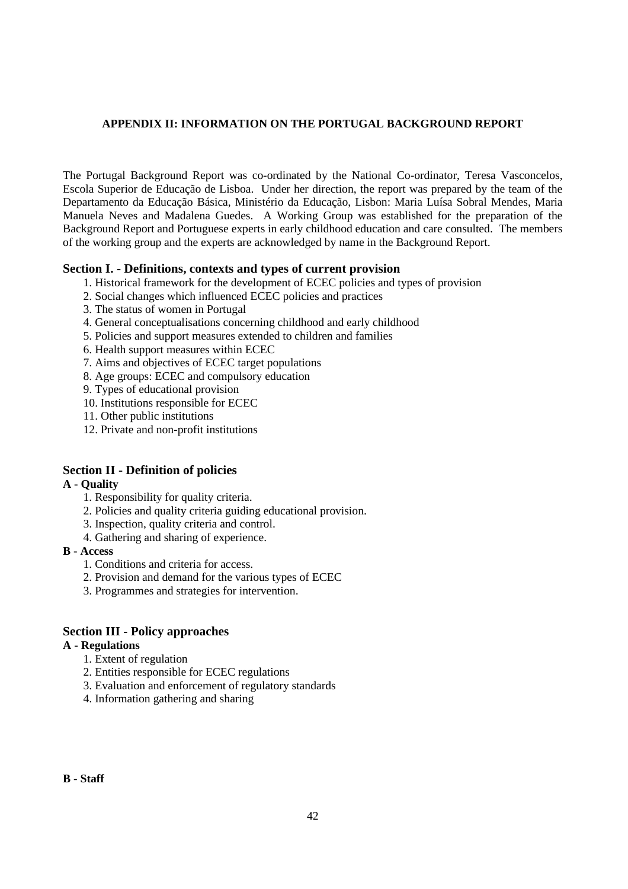## APPENDIX II: INFORMATION ON THE PORTUGAL BACKGROUND REPORT

The Portugal Background Report was co-ordinated by the National Co-ordinator, Teresa Vasconcelos, Escola Superior de Educação de Lisboa. Under her direction, the report was prepared by the team of the Departamento da Educação Básica, Ministério da Educação, Lisbon: Maria Luísa Sobral Mendes, Maria Manuela Neves and Madalena Guedes. A Working Group was established for the preparation of the Background Report and Portuguese experts in early childhood education and care consulted. The members of the working group and the experts are acknowledged by name in the Background Report.

### Section I. - Definitions, contexts and types of current provision

1. Historical framework for the development of ECEC policies and types of provision
2. Social changes which influenced ECEC policies and practices
3. The status of women in Portugal
4. General conceptualisations concerning childhood and early childhood
5. Policies and support measures extended to children and families
6. Health support measures within ECEC
7. Aims and objectives of ECEC target populations
8. Age groups: ECEC and compulsory education
9. Types of educational provision
10. Institutions responsible for ECEC
11. Other public institutions
12. Private and non-profit institutions

### Section II - Definition of policies

**A - Quality**

1. Responsibility for quality criteria.
2. Policies and quality criteria guiding educational provision.
3. Inspection, quality criteria and control.
4. Gathering and sharing of experience.

**B - Access**

1. Conditions and criteria for access.
2. Provision and demand for the various types of ECEC
3. Programmes and strategies for intervention.

### Section III - Policy approaches

**A - Regulations**

1. Extent of regulation
2. Entities responsible for ECEC regulations
3. Evaluation and enforcement of regulatory standards
4. Information gathering and sharing

**B - Staff**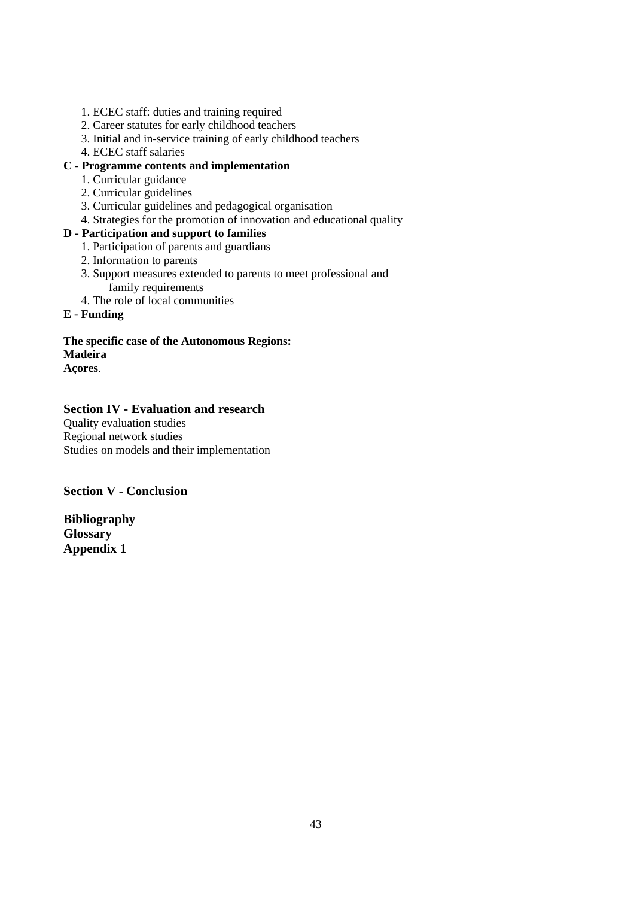1. ECEC staff: duties and training required
2. Career statutes for early childhood teachers
3. Initial and in-service training of early childhood teachers
4. ECEC staff salaries

**C - Programme contents and implementation**

1. Curricular guidance
2. Curricular guidelines
3. Curricular guidelines and pedagogical organisation
4. Strategies for the promotion of innovation and educational quality

**D - Participation and support to families**

1. Participation of parents and guardians
2. Information to parents
3. Support measures extended to parents to meet professional and family requirements
4. The role of local communities

**E - Funding**

**The specific case of the Autonomous Regions:**
**Madeira**
**Açores**.

## Section IV - Evaluation and research

Quality evaluation studies
Regional network studies
Studies on models and their implementation

## Section V - Conclusion

**Bibliography**
**Glossary**
**Appendix 1**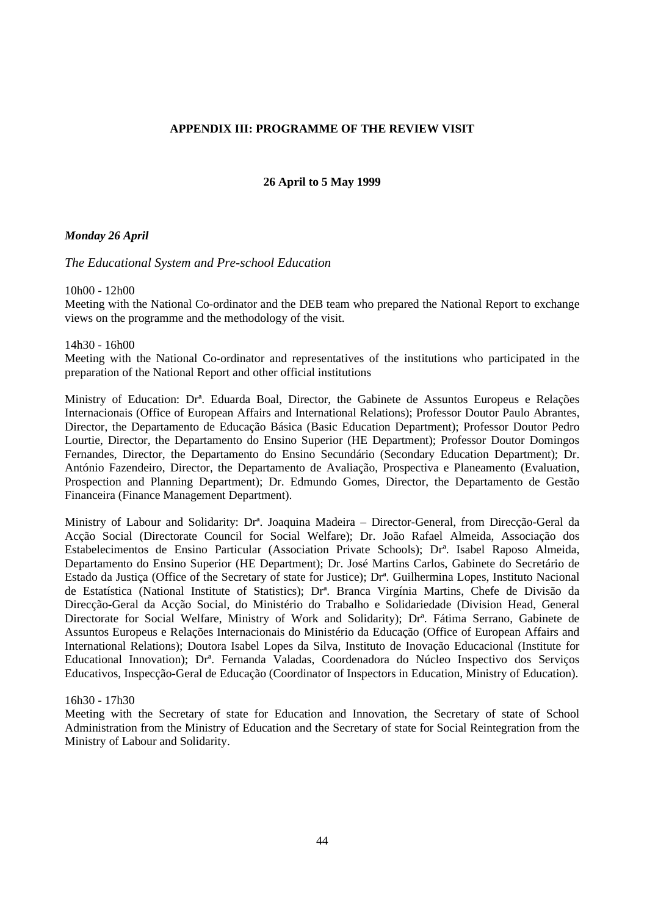# APPENDIX III: PROGRAMME OF THE REVIEW VISIT

**26 April to 5 May 1999**

***Monday 26 April***

*The Educational System and Pre-school Education*

10h00 - 12h00
Meeting with the National Co-ordinator and the DEB team who prepared the National Report to exchange views on the programme and the methodology of the visit.

14h30 - 16h00
Meeting with the National Co-ordinator and representatives of the institutions who participated in the preparation of the National Report and other official institutions

Ministry of Education: Drª. Eduarda Boal, Director, the Gabinete de Assuntos Europeus e Relações Internacionais (Office of European Affairs and International Relations); Professor Doutor Paulo Abrantes, Director, the Departamento de Educação Básica (Basic Education Department); Professor Doutor Pedro Lourtie, Director, the Departamento do Ensino Superior (HE Department); Professor Doutor Domingos Fernandes, Director, the Departamento do Ensino Secundário (Secondary Education Department); Dr. António Fazendeiro, Director, the Departamento de Avaliação, Prospectiva e Planeamento (Evaluation, Prospection and Planning Department); Dr. Edmundo Gomes, Director, the Departamento de Gestão Financeira (Finance Management Department).

Ministry of Labour and Solidarity: Drª. Joaquina Madeira – Director-General, from Direcção-Geral da Acção Social (Directorate Council for Social Welfare); Dr. João Rafael Almeida, Associação dos Estabelecimentos de Ensino Particular (Association Private Schools); Drª. Isabel Raposo Almeida, Departamento do Ensino Superior (HE Department); Dr. José Martins Carlos, Gabinete do Secretário de Estado da Justiça (Office of the Secretary of state for Justice); Drª. Guilhermina Lopes, Instituto Nacional de Estatística (National Institute of Statistics); Drª. Branca Virgínia Martins, Chefe de Divisão da Direcção-Geral da Acção Social, do Ministério do Trabalho e Solidariedade (Division Head, General Directorate for Social Welfare, Ministry of Work and Solidarity); Drª. Fátima Serrano, Gabinete de Assuntos Europeus e Relações Internacionais do Ministério da Educação (Office of European Affairs and International Relations); Doutora Isabel Lopes da Silva, Instituto de Inovação Educacional (Institute for Educational Innovation); Drª. Fernanda Valadas, Coordenadora do Núcleo Inspectivo dos Serviços Educativos, Inspecção-Geral de Educação (Coordinator of Inspectors in Education, Ministry of Education).

16h30 - 17h30
Meeting with the Secretary of state for Education and Innovation, the Secretary of state of School Administration from the Ministry of Education and the Secretary of state for Social Reintegration from the Ministry of Labour and Solidarity.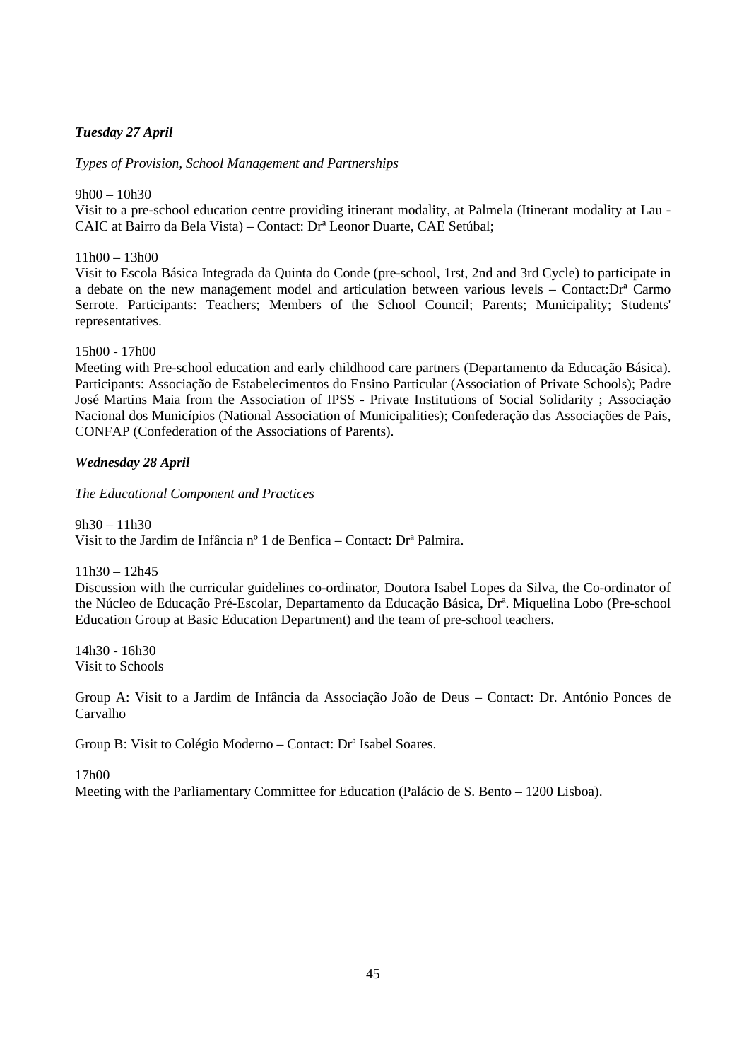***Tuesday 27 April***

*Types of Provision, School Management and Partnerships*

9h00 – 10h30
Visit to a pre-school education centre providing itinerant modality, at Palmela (Itinerant modality at Lau - CAIC at Bairro da Bela Vista) – Contact: Drª Leonor Duarte, CAE Setúbal;

11h00 – 13h00
Visit to Escola Básica Integrada da Quinta do Conde (pre-school, 1rst, 2nd and 3rd Cycle) to participate in a debate on the new management model and articulation between various levels – Contact:Drª Carmo Serrote. Participants: Teachers; Members of the School Council; Parents; Municipality; Students' representatives.

15h00 - 17h00
Meeting with Pre-school education and early childhood care partners (Departamento da Educação Básica). Participants: Associação de Estabelecimentos do Ensino Particular (Association of Private Schools); Padre José Martins Maia from the Association of IPSS - Private Institutions of Social Solidarity ; Associação Nacional dos Municípios (National Association of Municipalities); Confederação das Associações de Pais, CONFAP (Confederation of the Associations of Parents).

***Wednesday 28 April***

*The Educational Component and Practices*

9h30 – 11h30
Visit to the Jardim de Infância nº 1 de Benfica – Contact: Drª Palmira.

11h30 – 12h45
Discussion with the curricular guidelines co-ordinator, Doutora Isabel Lopes da Silva, the Co-ordinator of the Núcleo de Educação Pré-Escolar, Departamento da Educação Básica, Drª. Miquelina Lobo (Pre-school Education Group at Basic Education Department) and the team of pre-school teachers.

14h30 - 16h30
Visit to Schools

Group A: Visit to a Jardim de Infância da Associação João de Deus – Contact: Dr. António Ponces de Carvalho

Group B: Visit to Colégio Moderno – Contact: Drª Isabel Soares.

17h00
Meeting with the Parliamentary Committee for Education (Palácio de S. Bento – 1200 Lisboa).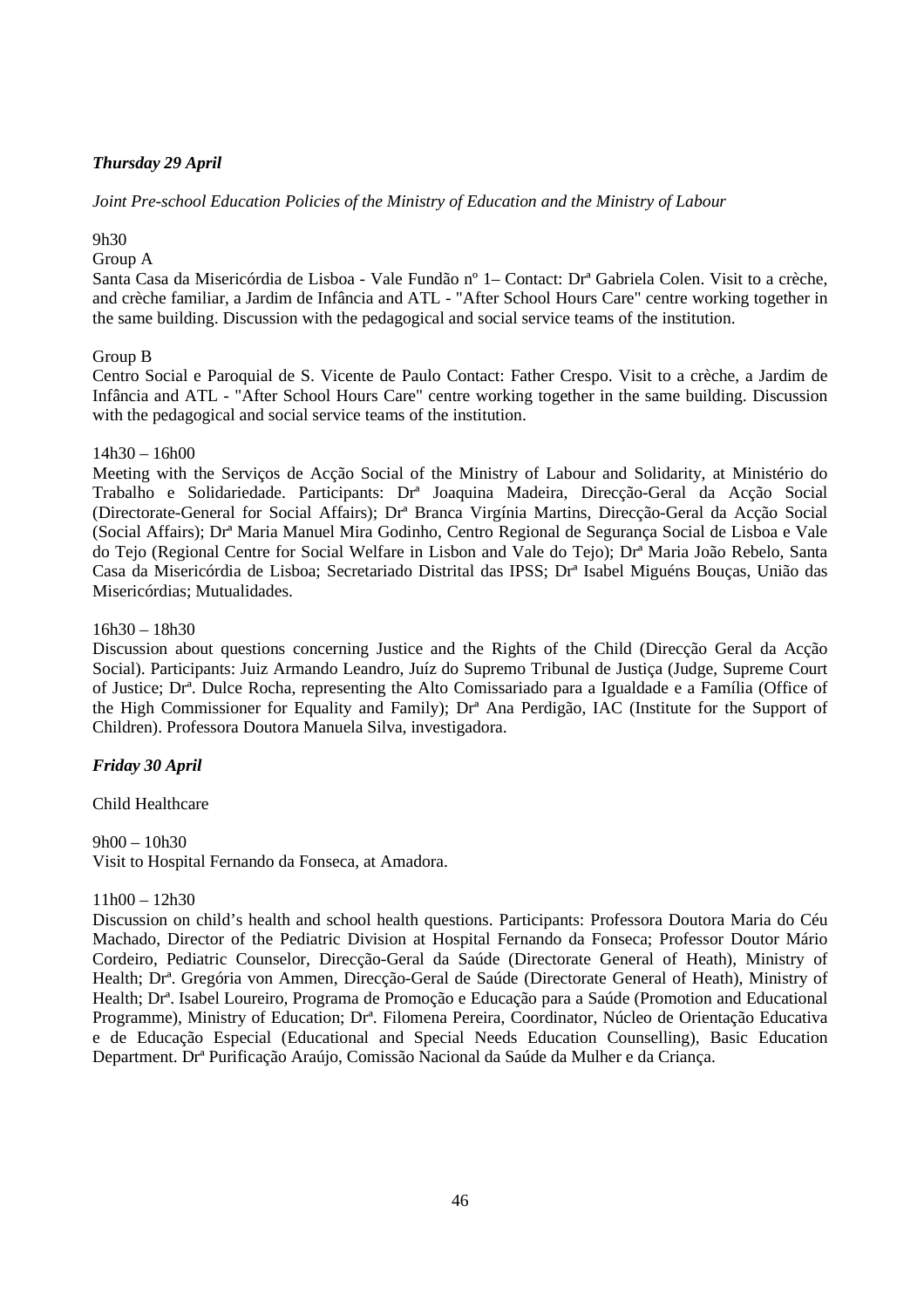***Thursday 29 April***

*Joint Pre-school Education Policies of the Ministry of Education and the Ministry of Labour*

9h30

Group A

Santa Casa da Misericórdia de Lisboa - Vale Fundão nº 1– Contact: Drª Gabriela Colen. Visit to a crèche, and crèche familiar, a Jardim de Infância and ATL - "After School Hours Care" centre working together in the same building. Discussion with the pedagogical and social service teams of the institution.

Group B

Centro Social e Paroquial de S. Vicente de Paulo Contact: Father Crespo. Visit to a crèche, a Jardim de Infância and ATL - "After School Hours Care" centre working together in the same building. Discussion with the pedagogical and social service teams of the institution.

14h30 – 16h00

Meeting with the Serviços de Acção Social of the Ministry of Labour and Solidarity, at Ministério do Trabalho e Solidariedade. Participants: Drª Joaquina Madeira, Direcção-Geral da Acção Social (Directorate-General for Social Affairs); Drª Branca Virgínia Martins, Direcção-Geral da Acção Social (Social Affairs); Drª Maria Manuel Mira Godinho, Centro Regional de Segurança Social de Lisboa e Vale do Tejo (Regional Centre for Social Welfare in Lisbon and Vale do Tejo); Drª Maria João Rebelo, Santa Casa da Misericórdia de Lisboa; Secretariado Distrital das IPSS; Drª Isabel Miguéns Bouças, União das Misericórdias; Mutualidades.

16h30 – 18h30

Discussion about questions concerning Justice and the Rights of the Child (Direcção Geral da Acção Social). Participants: Juiz Armando Leandro, Juíz do Supremo Tribunal de Justiça (Judge, Supreme Court of Justice; Drª. Dulce Rocha, representing the Alto Comissariado para a Igualdade e a Família (Office of the High Commissioner for Equality and Family); Drª Ana Perdigão, IAC (Institute for the Support of Children). Professora Doutora Manuela Silva, investigadora.

***Friday 30 April***

Child Healthcare

9h00 – 10h30

Visit to Hospital Fernando da Fonseca, at Amadora.

11h00 – 12h30

Discussion on child's health and school health questions. Participants: Professora Doutora Maria do Céu Machado, Director of the Pediatric Division at Hospital Fernando da Fonseca; Professor Doutor Mário Cordeiro, Pediatric Counselor, Direcção-Geral da Saúde (Directorate General of Heath), Ministry of Health; Drª. Gregória von Ammen, Direcção-Geral de Saúde (Directorate General of Heath), Ministry of Health; Drª. Isabel Loureiro, Programa de Promoção e Educação para a Saúde (Promotion and Educational Programme), Ministry of Education; Drª. Filomena Pereira, Coordinator, Núcleo de Orientação Educativa e de Educação Especial (Educational and Special Needs Education Counselling), Basic Education Department. Drª Purificação Araújo, Comissão Nacional da Saúde da Mulher e da Criança.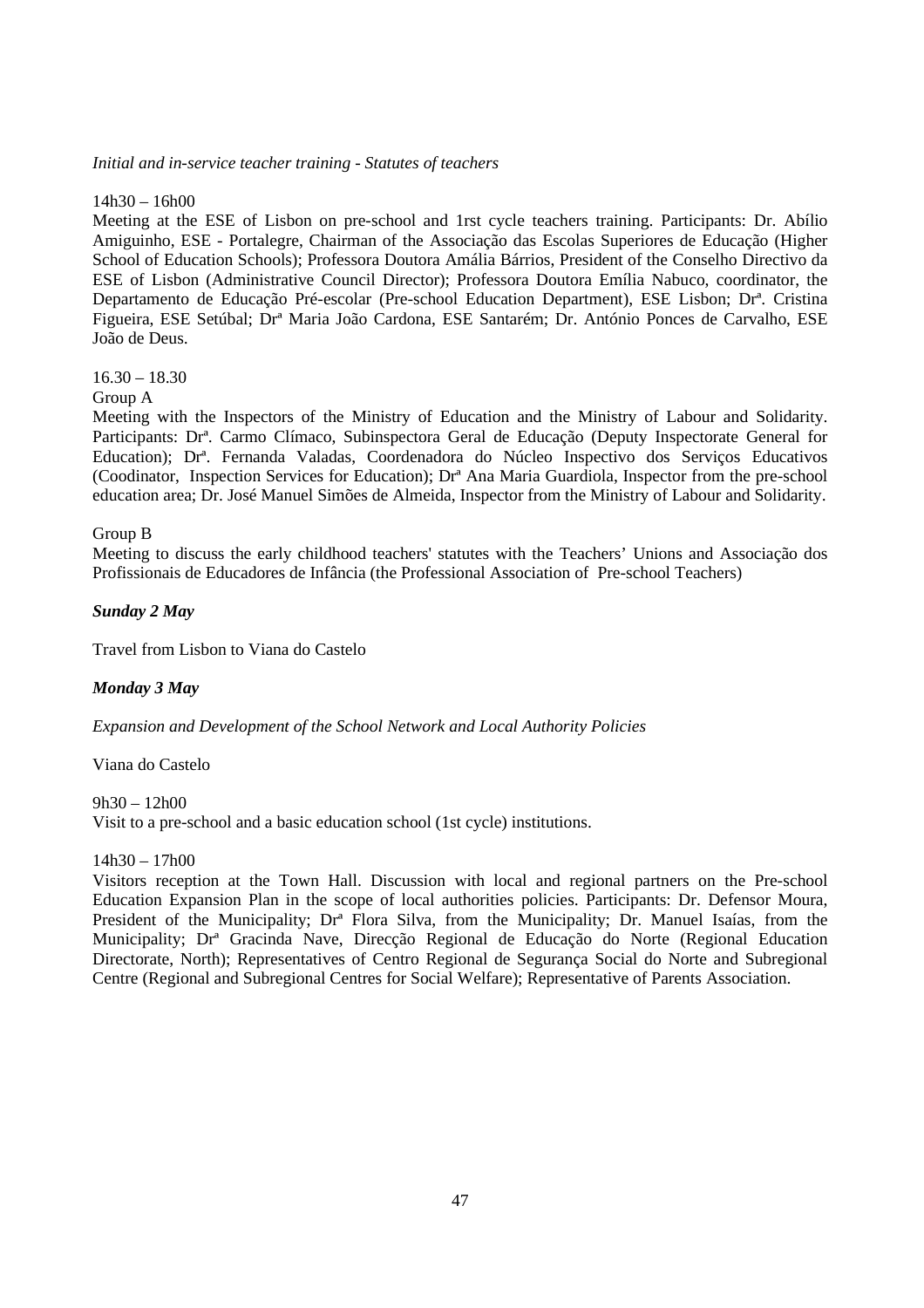*Initial and in-service teacher training - Statutes of teachers*

14h30 – 16h00
Meeting at the ESE of Lisbon on pre-school and 1rst cycle teachers training. Participants: Dr. Abílio Amiguinho, ESE - Portalegre, Chairman of the Associação das Escolas Superiores de Educação (Higher School of Education Schools); Professora Doutora Amália Bárrios, President of the Conselho Directivo da ESE of Lisbon (Administrative Council Director); Professora Doutora Emília Nabuco, coordinator, the Departamento de Educação Pré-escolar (Pre-school Education Department), ESE Lisbon; Drª. Cristina Figueira, ESE Setúbal; Drª Maria João Cardona, ESE Santarém; Dr. António Ponces de Carvalho, ESE João de Deus.

16.30 – 18.30
Group A
Meeting with the Inspectors of the Ministry of Education and the Ministry of Labour and Solidarity. Participants: Drª. Carmo Clímaco, Subinspectora Geral de Educação (Deputy Inspectorate General for Education); Drª. Fernanda Valadas, Coordenadora do Núcleo Inspectivo dos Serviços Educativos (Coodinator, Inspection Services for Education); Drª Ana Maria Guardiola, Inspector from the pre-school education area; Dr. José Manuel Simões de Almeida, Inspector from the Ministry of Labour and Solidarity.

Group B
Meeting to discuss the early childhood teachers' statutes with the Teachers' Unions and Associação dos Profissionais de Educadores de Infância (the Professional Association of Pre-school Teachers)

***Sunday 2 May***

Travel from Lisbon to Viana do Castelo

***Monday 3 May***

*Expansion and Development of the School Network and Local Authority Policies*

Viana do Castelo

9h30 – 12h00
Visit to a pre-school and a basic education school (1st cycle) institutions.

14h30 – 17h00
Visitors reception at the Town Hall. Discussion with local and regional partners on the Pre-school Education Expansion Plan in the scope of local authorities policies. Participants: Dr. Defensor Moura, President of the Municipality; Drª Flora Silva, from the Municipality; Dr. Manuel Isaías, from the Municipality; Drª Gracinda Nave, Direcção Regional de Educação do Norte (Regional Education Directorate, North); Representatives of Centro Regional de Segurança Social do Norte and Subregional Centre (Regional and Subregional Centres for Social Welfare); Representative of Parents Association.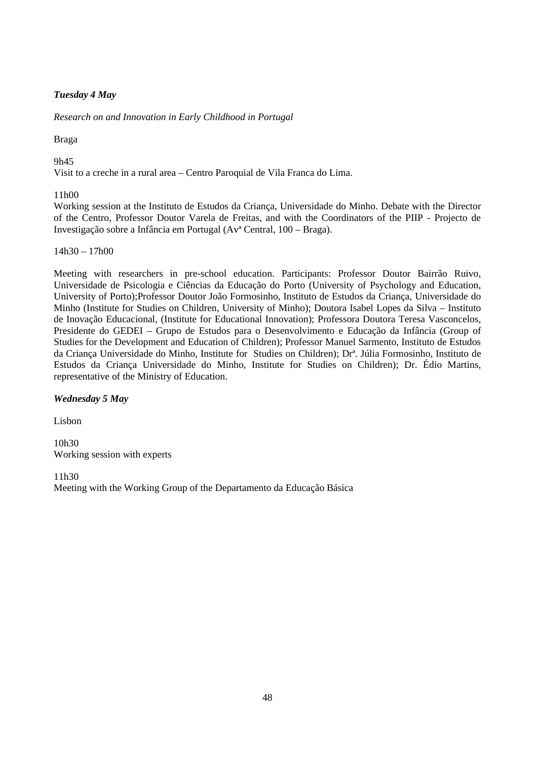***Tuesday 4 May***

*Research on and Innovation in Early Childhood in Portugal*

Braga

9h45
Visit to a creche in a rural area – Centro Paroquial de Vila Franca do Lima.

11h00
Working session at the Instituto de Estudos da Criança, Universidade do Minho. Debate with the Director of the Centro, Professor Doutor Varela de Freitas, and with the Coordinators of the PIIP - Projecto de Investigação sobre a Infância em Portugal (Avª Central, 100 – Braga).

14h30 – 17h00

Meeting with researchers in pre-school education. Participants: Professor Doutor Bairrão Ruivo, Universidade de Psicologia e Ciências da Educação do Porto (University of Psychology and Education, University of Porto);Professor Doutor João Formosinho, Instituto de Estudos da Criança, Universidade do Minho (Institute for Studies on Children, University of Minho); Doutora Isabel Lopes da Silva – Instituto de Inovação Educacional, (Institute for Educational Innovation); Professora Doutora Teresa Vasconcelos, Presidente do GEDEI – Grupo de Estudos para o Desenvolvimento e Educação da Infância (Group of Studies for the Development and Education of Children); Professor Manuel Sarmento, Instituto de Estudos da Criança Universidade do Minho, Institute for Studies on Children); Drª. Júlia Formosinho, Instituto de Estudos da Criança Universidade do Minho, Institute for Studies on Children); Dr. Édio Martins, representative of the Ministry of Education.

***Wednesday 5 May***

Lisbon

10h30
Working session with experts

11h30
Meeting with the Working Group of the Departamento da Educação Básica